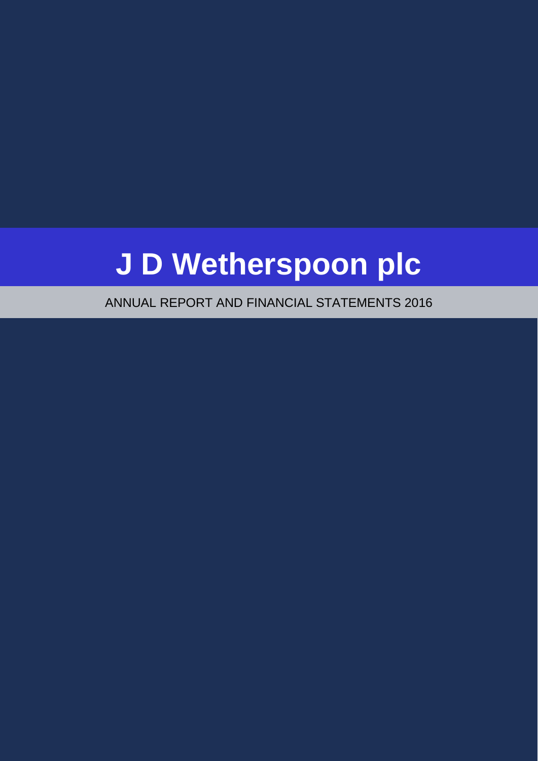# J D Wetherspoon plc

ANNUAL REPORT AND FINANCIAL STATEMENTS 2016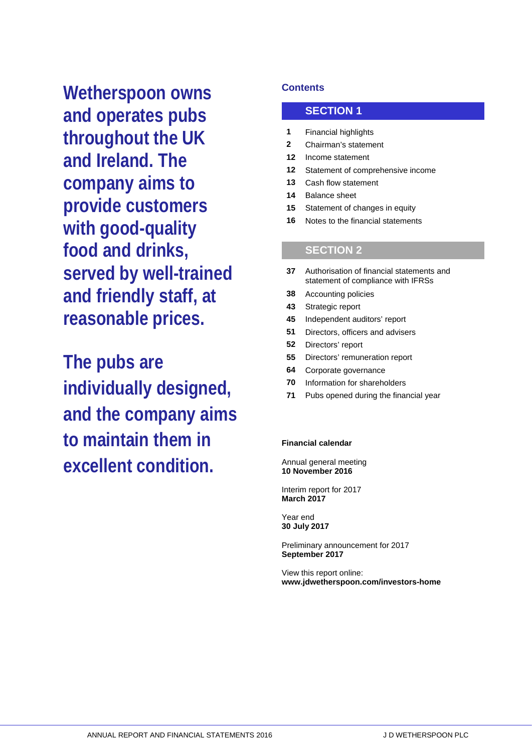**Wetherspoon owns and operates pubs throughout the UK and Ireland. The company aims to provide customers with good-quality food and drinks, served by well-trained and friendly staff, at reasonable prices.**

**The pubs are individually designed, and the company aims to maintain them in excellent condition.**

## Contents

### SECTION 1

| | |
|---|---|
| **1** | Financial highlights |
| **2** | Chairman's statement |
| **12** | Income statement |
| **12** | Statement of comprehensive income |
| **13** | Cash flow statement |
| **14** | Balance sheet |
| **15** | Statement of changes in equity |
| **16** | Notes to the financial statements |

### SECTION 2

| | |
|---|---|
| **37** | Authorisation of financial statements and statement of compliance with IFRSs |
| **38** | Accounting policies |
| **43** | Strategic report |
| **45** | Independent auditors' report |
| **51** | Directors, officers and advisers |
| **52** | Directors' report |
| **55** | Directors' remuneration report |
| **64** | Corporate governance |
| **70** | Information for shareholders |
| **71** | Pubs opened during the financial year |

**Financial calendar**

Annual general meeting
**10 November 2016**

Interim report for 2017
**March 2017**

Year end
**30 July 2017**

Preliminary announcement for 2017
**September 2017**

View this report online:
**www.jdwetherspoon.com/investors-home**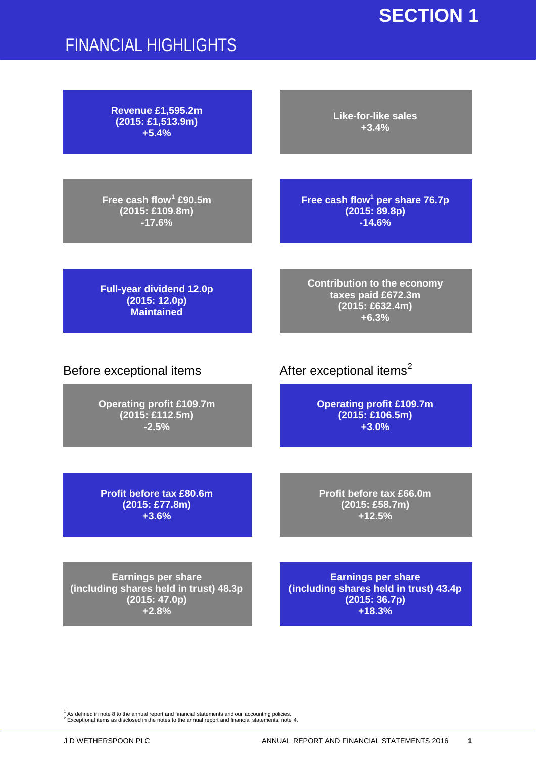# SECTION 1

## FINANCIAL HIGHLIGHTS

**Revenue £1,595.2m**
**(2015: £1,513.9m)**
**+5.4%**

**Like-for-like sales**
**+3.4%**

**Free cash flow[1] £90.5m**
**(2015: £109.8m)**
**-17.6%**

**Free cash flow[1] per share 76.7p**
**(2015: 89.8p)**
**-14.6%**

**Full-year dividend 12.0p**
**(2015: 12.0p)**
**Maintained**

**Contribution to the economy**
**taxes paid £672.3m**
**(2015: £632.4m)**
**+6.3%**

### Before exceptional items

**Operating profit £109.7m**
**(2015: £112.5m)**
**-2.5%**

**Profit before tax £80.6m**
**(2015: £77.8m)**
**+3.6%**

**Earnings per share**
**(including shares held in trust) 48.3p**
**(2015: 47.0p)**
**+2.8%**

### After exceptional items[2]

**Operating profit £109.7m**
**(2015: £106.5m)**
**+3.0%**

**Profit before tax £66.0m**
**(2015: £58.7m)**
**+12.5%**

**Earnings per share**
**(including shares held in trust) 43.4p**
**(2015: 36.7p)**
**+18.3%**

[1] As defined in note 8 to the annual report and financial statements and our accounting policies.
[2] Exceptional items as disclosed in the notes to the annual report and financial statements, note 4.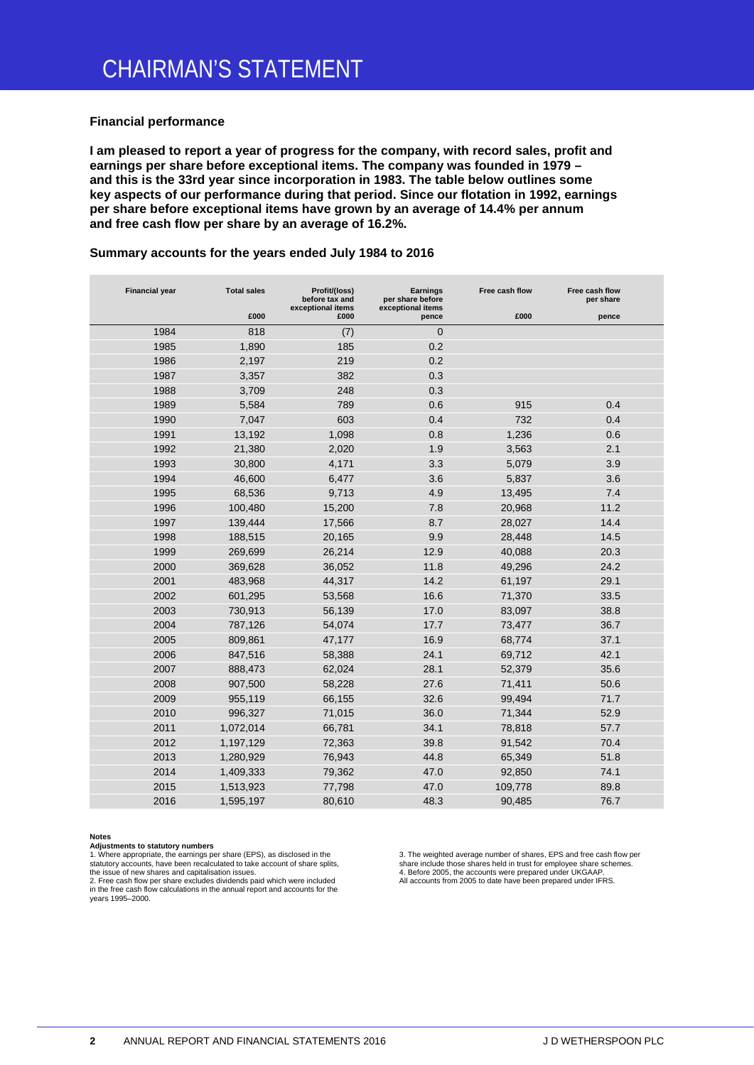# CHAIRMAN'S STATEMENT

### Financial performance

**I am pleased to report a year of progress for the company, with record sales, profit and earnings per share before exceptional items. The company was founded in 1979 – and this is the 33rd year since incorporation in 1983. The table below outlines some key aspects of our performance during that period. Since our flotation in 1992, earnings per share before exceptional items have grown by an average of 14.4% per annum and free cash flow per share by an average of 16.2%.**

### Summary accounts for the years ended July 1984 to 2016

| Financial year | Total sales £000 | Profit/(loss) before tax and exceptional items £000 | Earnings per share before exceptional items pence | Free cash flow £000 | Free cash flow per share pence |
|---|---|---|---|---|---|
| 1984 | 818 | (7) | 0 | | |
| 1985 | 1,890 | 185 | 0.2 | | |
| 1986 | 2,197 | 219 | 0.2 | | |
| 1987 | 3,357 | 382 | 0.3 | | |
| 1988 | 3,709 | 248 | 0.3 | | |
| 1989 | 5,584 | 789 | 0.6 | 915 | 0.4 |
| 1990 | 7,047 | 603 | 0.4 | 732 | 0.4 |
| 1991 | 13,192 | 1,098 | 0.8 | 1,236 | 0.6 |
| 1992 | 21,380 | 2,020 | 1.9 | 3,563 | 2.1 |
| 1993 | 30,800 | 4,171 | 3.3 | 5,079 | 3.9 |
| 1994 | 46,600 | 6,477 | 3.6 | 5,837 | 3.6 |
| 1995 | 68,536 | 9,713 | 4.9 | 13,495 | 7.4 |
| 1996 | 100,480 | 15,200 | 7.8 | 20,968 | 11.2 |
| 1997 | 139,444 | 17,566 | 8.7 | 28,027 | 14.4 |
| 1998 | 188,515 | 20,165 | 9.9 | 28,448 | 14.5 |
| 1999 | 269,699 | 26,214 | 12.9 | 40,088 | 20.3 |
| 2000 | 369,628 | 36,052 | 11.8 | 49,296 | 24.2 |
| 2001 | 483,968 | 44,317 | 14.2 | 61,197 | 29.1 |
| 2002 | 601,295 | 53,568 | 16.6 | 71,370 | 33.5 |
| 2003 | 730,913 | 56,139 | 17.0 | 83,097 | 38.8 |
| 2004 | 787,126 | 54,074 | 17.7 | 73,477 | 36.7 |
| 2005 | 809,861 | 47,177 | 16.9 | 68,774 | 37.1 |
| 2006 | 847,516 | 58,388 | 24.1 | 69,712 | 42.1 |
| 2007 | 888,473 | 62,024 | 28.1 | 52,379 | 35.6 |
| 2008 | 907,500 | 58,228 | 27.6 | 71,411 | 50.6 |
| 2009 | 955,119 | 66,155 | 32.6 | 99,494 | 71.7 |
| 2010 | 996,327 | 71,015 | 36.0 | 71,344 | 52.9 |
| 2011 | 1,072,014 | 66,781 | 34.1 | 78,818 | 57.7 |
| 2012 | 1,197,129 | 72,363 | 39.8 | 91,542 | 70.4 |
| 2013 | 1,280,929 | 76,943 | 44.8 | 65,349 | 51.8 |
| 2014 | 1,409,333 | 79,362 | 47.0 | 92,850 | 74.1 |
| 2015 | 1,513,923 | 77,798 | 47.0 | 109,778 | 89.8 |
| 2016 | 1,595,197 | 80,610 | 48.3 | 90,485 | 76.7 |

**Notes**

**Adjustments to statutory numbers**

1. Where appropriate, the earnings per share (EPS), as disclosed in the statutory accounts, have been recalculated to take account of share splits, the issue of new shares and capitalisation issues.
2. Free cash flow per share excludes dividends paid which were included in the free cash flow calculations in the annual report and accounts for the years 1995–2000.
3. The weighted average number of shares, EPS and free cash flow per share include those shares held in trust for employee share schemes.
4. Before 2005, the accounts were prepared under UKGAAP. All accounts from 2005 to date have been prepared under IFRS.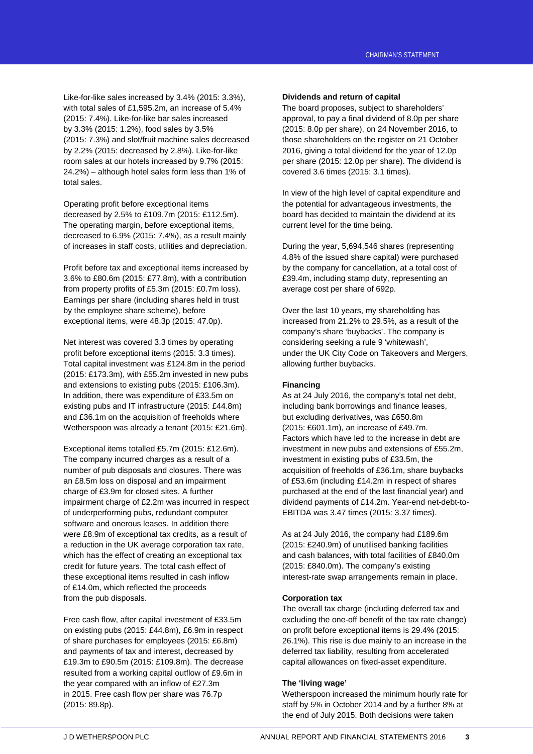Like-for-like sales increased by 3.4% (2015: 3.3%), with total sales of £1,595.2m, an increase of 5.4% (2015: 7.4%). Like-for-like bar sales increased by 3.3% (2015: 1.2%), food sales by 3.5% (2015: 7.3%) and slot/fruit machine sales decreased by 2.2% (2015: decreased by 2.8%). Like-for-like room sales at our hotels increased by 9.7% (2015: 24.2%) – although hotel sales form less than 1% of total sales.

Operating profit before exceptional items decreased by 2.5% to £109.7m (2015: £112.5m). The operating margin, before exceptional items, decreased to 6.9% (2015: 7.4%), as a result mainly of increases in staff costs, utilities and depreciation.

Profit before tax and exceptional items increased by 3.6% to £80.6m (2015: £77.8m), with a contribution from property profits of £5.3m (2015: £0.7m loss). Earnings per share (including shares held in trust by the employee share scheme), before exceptional items, were 48.3p (2015: 47.0p).

Net interest was covered 3.3 times by operating profit before exceptional items (2015: 3.3 times). Total capital investment was £124.8m in the period (2015: £173.3m), with £55.2m invested in new pubs and extensions to existing pubs (2015: £106.3m). In addition, there was expenditure of £33.5m on existing pubs and IT infrastructure (2015: £44.8m) and £36.1m on the acquisition of freeholds where Wetherspoon was already a tenant (2015: £21.6m).

Exceptional items totalled £5.7m (2015: £12.6m). The company incurred charges as a result of a number of pub disposals and closures. There was an £8.5m loss on disposal and an impairment charge of £3.9m for closed sites. A further impairment charge of £2.2m was incurred in respect of underperforming pubs, redundant computer software and onerous leases. In addition there were £8.9m of exceptional tax credits, as a result of a reduction in the UK average corporation tax rate, which has the effect of creating an exceptional tax credit for future years. The total cash effect of these exceptional items resulted in cash inflow of £14.0m, which reflected the proceeds from the pub disposals.

Free cash flow, after capital investment of £33.5m on existing pubs (2015: £44.8m), £6.9m in respect of share purchases for employees (2015: £6.8m) and payments of tax and interest, decreased by £19.3m to £90.5m (2015: £109.8m). The decrease resulted from a working capital outflow of £9.6m in the year compared with an inflow of £27.3m in 2015. Free cash flow per share was 76.7p (2015: 89.8p).

**Dividends and return of capital**

The board proposes, subject to shareholders' approval, to pay a final dividend of 8.0p per share (2015: 8.0p per share), on 24 November 2016, to those shareholders on the register on 21 October 2016, giving a total dividend for the year of 12.0p per share (2015: 12.0p per share). The dividend is covered 3.6 times (2015: 3.1 times).

In view of the high level of capital expenditure and the potential for advantageous investments, the board has decided to maintain the dividend at its current level for the time being.

During the year, 5,694,546 shares (representing 4.8% of the issued share capital) were purchased by the company for cancellation, at a total cost of £39.4m, including stamp duty, representing an average cost per share of 692p.

Over the last 10 years, my shareholding has increased from 21.2% to 29.5%, as a result of the company's share 'buybacks'. The company is considering seeking a rule 9 'whitewash', under the UK City Code on Takeovers and Mergers, allowing further buybacks.

**Financing**

As at 24 July 2016, the company's total net debt, including bank borrowings and finance leases, but excluding derivatives, was £650.8m (2015: £601.1m), an increase of £49.7m. Factors which have led to the increase in debt are investment in new pubs and extensions of £55.2m, investment in existing pubs of £33.5m, the acquisition of freeholds of £36.1m, share buybacks of £53.6m (including £14.2m in respect of shares purchased at the end of the last financial year) and dividend payments of £14.2m. Year-end net-debt-to-EBITDA was 3.47 times (2015: 3.37 times).

As at 24 July 2016, the company had £189.6m (2015: £240.9m) of unutilised banking facilities and cash balances, with total facilities of £840.0m (2015: £840.0m). The company's existing interest-rate swap arrangements remain in place.

**Corporation tax**

The overall tax charge (including deferred tax and excluding the one-off benefit of the tax rate change) on profit before exceptional items is 29.4% (2015: 26.1%). This rise is due mainly to an increase in the deferred tax liability, resulting from accelerated capital allowances on fixed-asset expenditure.

**The 'living wage'**

Wetherspoon increased the minimum hourly rate for staff by 5% in October 2014 and by a further 8% at the end of July 2015. Both decisions were taken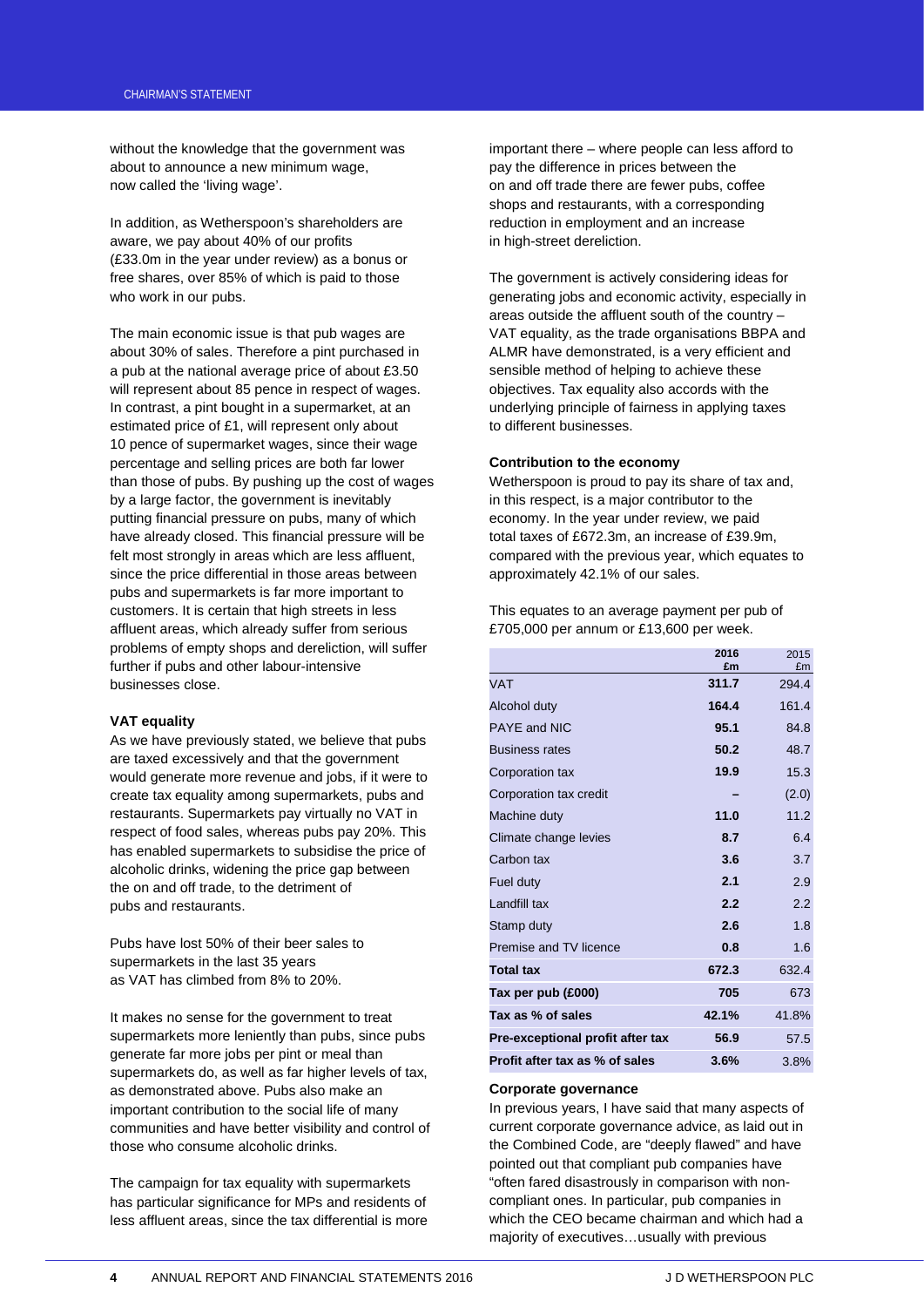without the knowledge that the government was about to announce a new minimum wage, now called the 'living wage'.

In addition, as Wetherspoon's shareholders are aware, we pay about 40% of our profits (£33.0m in the year under review) as a bonus or free shares, over 85% of which is paid to those who work in our pubs.

The main economic issue is that pub wages are about 30% of sales. Therefore a pint purchased in a pub at the national average price of about £3.50 will represent about 85 pence in respect of wages. In contrast, a pint bought in a supermarket, at an estimated price of £1, will represent only about 10 pence of supermarket wages, since their wage percentage and selling prices are both far lower than those of pubs. By pushing up the cost of wages by a large factor, the government is inevitably putting financial pressure on pubs, many of which have already closed. This financial pressure will be felt most strongly in areas which are less affluent, since the price differential in those areas between pubs and supermarkets is far more important to customers. It is certain that high streets in less affluent areas, which already suffer from serious problems of empty shops and dereliction, will suffer further if pubs and other labour-intensive businesses close.

**VAT equality**

As we have previously stated, we believe that pubs are taxed excessively and that the government would generate more revenue and jobs, if it were to create tax equality among supermarkets, pubs and restaurants. Supermarkets pay virtually no VAT in respect of food sales, whereas pubs pay 20%. This has enabled supermarkets to subsidise the price of alcoholic drinks, widening the price gap between the on and off trade, to the detriment of pubs and restaurants.

Pubs have lost 50% of their beer sales to supermarkets in the last 35 years as VAT has climbed from 8% to 20%.

It makes no sense for the government to treat supermarkets more leniently than pubs, since pubs generate far more jobs per pint or meal than supermarkets do, as well as far higher levels of tax, as demonstrated above. Pubs also make an important contribution to the social life of many communities and have better visibility and control of those who consume alcoholic drinks.

The campaign for tax equality with supermarkets has particular significance for MPs and residents of less affluent areas, since the tax differential is more important there – where people can less afford to pay the difference in prices between the on and off trade there are fewer pubs, coffee shops and restaurants, with a corresponding reduction in employment and an increase in high-street dereliction.

The government is actively considering ideas for generating jobs and economic activity, especially in areas outside the affluent south of the country – VAT equality, as the trade organisations BBPA and ALMR have demonstrated, is a very efficient and sensible method of helping to achieve these objectives. Tax equality also accords with the underlying principle of fairness in applying taxes to different businesses.

**Contribution to the economy**

Wetherspoon is proud to pay its share of tax and, in this respect, is a major contributor to the economy. In the year under review, we paid total taxes of £672.3m, an increase of £39.9m, compared with the previous year, which equates to approximately 42.1% of our sales.

This equates to an average payment per pub of £705,000 per annum or £13,600 per week.

| | 2016 £m | 2015 £m |
|---|---|---|
| VAT | **311.7** | 294.4 |
| Alcohol duty | **164.4** | 161.4 |
| PAYE and NIC | **95.1** | 84.8 |
| Business rates | **50.2** | 48.7 |
| Corporation tax | **19.9** | 15.3 |
| Corporation tax credit | **–** | (2.0) |
| Machine duty | **11.0** | 11.2 |
| Climate change levies | **8.7** | 6.4 |
| Carbon tax | **3.6** | 3.7 |
| Fuel duty | **2.1** | 2.9 |
| Landfill tax | **2.2** | 2.2 |
| Stamp duty | **2.6** | 1.8 |
| Premise and TV licence | **0.8** | 1.6 |
| **Total tax** | **672.3** | 632.4 |
| **Tax per pub (£000)** | **705** | 673 |
| **Tax as % of sales** | **42.1%** | 41.8% |
| **Pre-exceptional profit after tax** | **56.9** | 57.5 |
| **Profit after tax as % of sales** | **3.6%** | 3.8% |

**Corporate governance**

In previous years, I have said that many aspects of current corporate governance advice, as laid out in the Combined Code, are "deeply flawed" and have pointed out that compliant pub companies have "often fared disastrously in comparison with non-compliant ones. In particular, pub companies in which the CEO became chairman and which had a majority of executives…usually with previous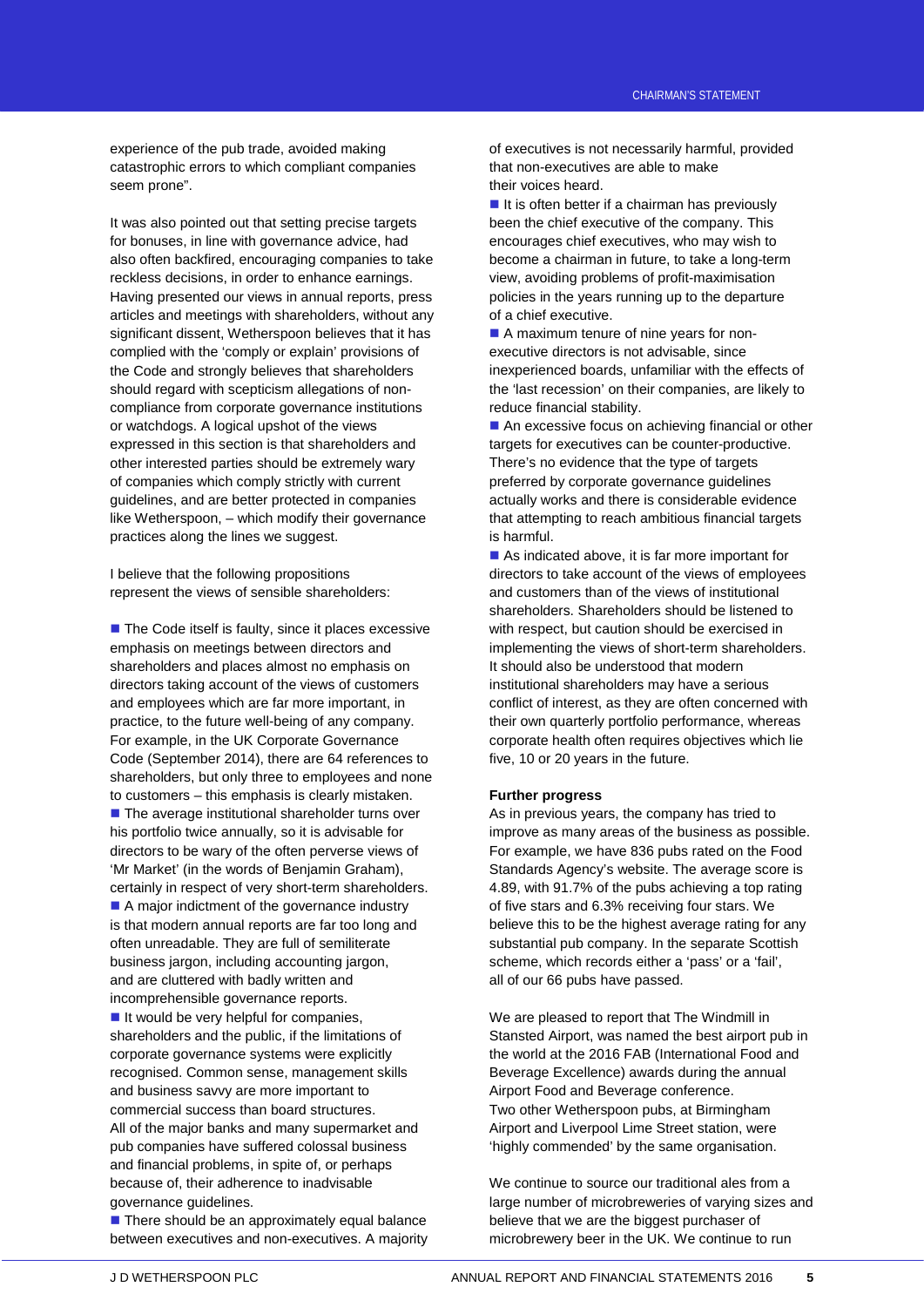experience of the pub trade, avoided making catastrophic errors to which compliant companies seem prone".

It was also pointed out that setting precise targets for bonuses, in line with governance advice, had also often backfired, encouraging companies to take reckless decisions, in order to enhance earnings. Having presented our views in annual reports, press articles and meetings with shareholders, without any significant dissent, Wetherspoon believes that it has complied with the 'comply or explain' provisions of the Code and strongly believes that shareholders should regard with scepticism allegations of non-compliance from corporate governance institutions or watchdogs. A logical upshot of the views expressed in this section is that shareholders and other interested parties should be extremely wary of companies which comply strictly with current guidelines, and are better protected in companies like Wetherspoon, – which modify their governance practices along the lines we suggest.

I believe that the following propositions represent the views of sensible shareholders:

- The Code itself is faulty, since it places excessive emphasis on meetings between directors and shareholders and places almost no emphasis on directors taking account of the views of customers and employees which are far more important, in practice, to the future well-being of any company. For example, in the UK Corporate Governance Code (September 2014), there are 64 references to shareholders, but only three to employees and none to customers – this emphasis is clearly mistaken.
- The average institutional shareholder turns over his portfolio twice annually, so it is advisable for directors to be wary of the often perverse views of 'Mr Market' (in the words of Benjamin Graham), certainly in respect of very short-term shareholders.
- A major indictment of the governance industry is that modern annual reports are far too long and often unreadable. They are full of semiliterate business jargon, including accounting jargon, and are cluttered with badly written and incomprehensible governance reports.
- It would be very helpful for companies, shareholders and the public, if the limitations of corporate governance systems were explicitly recognised. Common sense, management skills and business savvy are more important to commercial success than board structures. All of the major banks and many supermarket and pub companies have suffered colossal business and financial problems, in spite of, or perhaps because of, their adherence to inadvisable governance guidelines.
- There should be an approximately equal balance between executives and non-executives. A majority of executives is not necessarily harmful, provided that non-executives are able to make their voices heard.
- It is often better if a chairman has previously been the chief executive of the company. This encourages chief executives, who may wish to become a chairman in future, to take a long-term view, avoiding problems of profit-maximisation policies in the years running up to the departure of a chief executive.
- A maximum tenure of nine years for non-executive directors is not advisable, since inexperienced boards, unfamiliar with the effects of the 'last recession' on their companies, are likely to reduce financial stability.
- An excessive focus on achieving financial or other targets for executives can be counter-productive. There's no evidence that the type of targets preferred by corporate governance guidelines actually works and there is considerable evidence that attempting to reach ambitious financial targets is harmful.
- As indicated above, it is far more important for directors to take account of the views of employees and customers than of the views of institutional shareholders. Shareholders should be listened to with respect, but caution should be exercised in implementing the views of short-term shareholders. It should also be understood that modern institutional shareholders may have a serious conflict of interest, as they are often concerned with their own quarterly portfolio performance, whereas corporate health often requires objectives which lie five, 10 or 20 years in the future.

**Further progress**

As in previous years, the company has tried to improve as many areas of the business as possible. For example, we have 836 pubs rated on the Food Standards Agency's website. The average score is 4.89, with 91.7% of the pubs achieving a top rating of five stars and 6.3% receiving four stars. We believe this to be the highest average rating for any substantial pub company. In the separate Scottish scheme, which records either a 'pass' or a 'fail', all of our 66 pubs have passed.

We are pleased to report that The Windmill in Stansted Airport, was named the best airport pub in the world at the 2016 FAB (International Food and Beverage Excellence) awards during the annual Airport Food and Beverage conference. Two other Wetherspoon pubs, at Birmingham Airport and Liverpool Lime Street station, were 'highly commended' by the same organisation.

We continue to source our traditional ales from a large number of microbreweries of varying sizes and believe that we are the biggest purchaser of microbrewery beer in the UK. We continue to run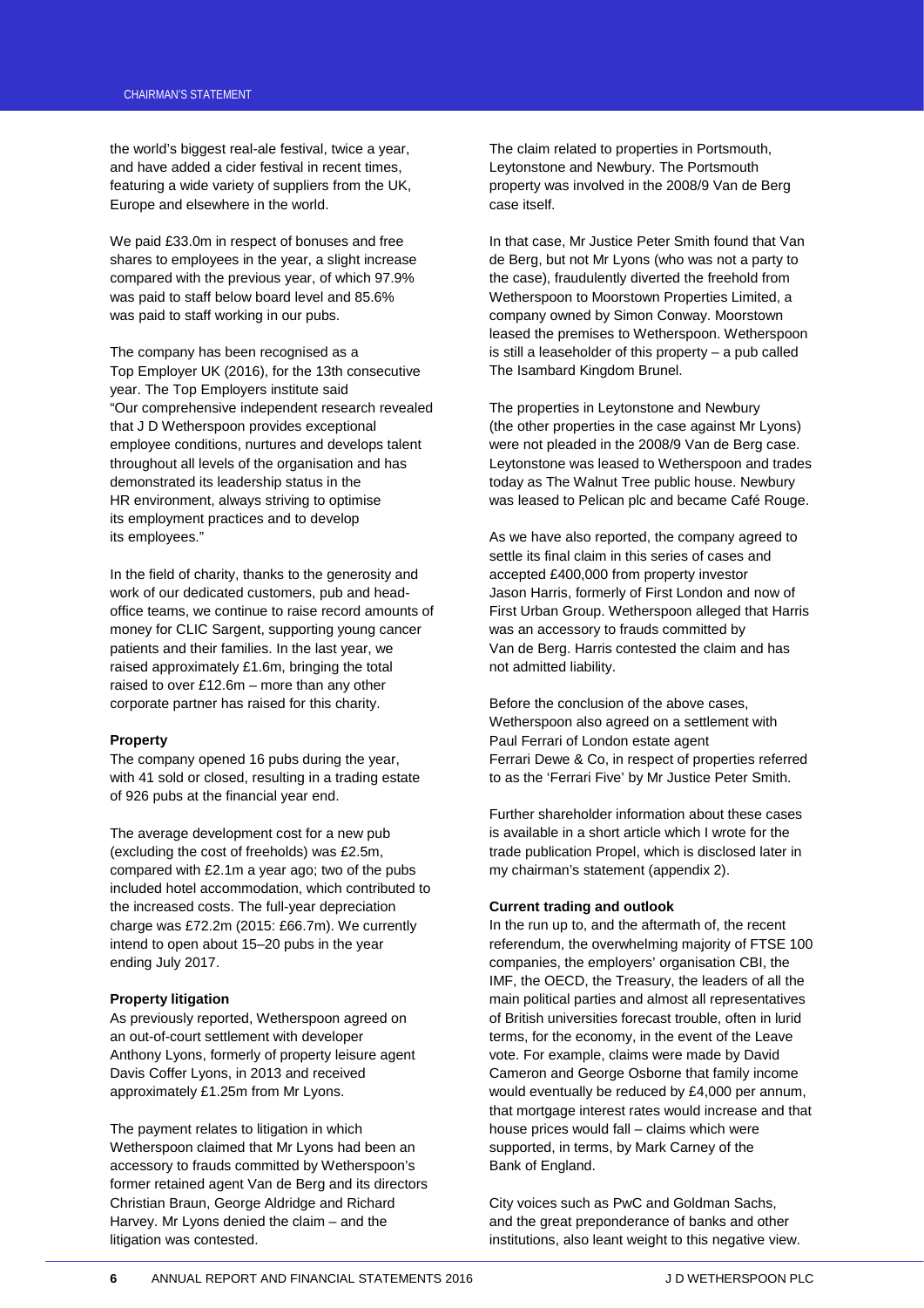the world's biggest real-ale festival, twice a year, and have added a cider festival in recent times, featuring a wide variety of suppliers from the UK, Europe and elsewhere in the world.

We paid £33.0m in respect of bonuses and free shares to employees in the year, a slight increase compared with the previous year, of which 97.9% was paid to staff below board level and 85.6% was paid to staff working in our pubs.

The company has been recognised as a Top Employer UK (2016), for the 13th consecutive year. The Top Employers institute said "Our comprehensive independent research revealed that J D Wetherspoon provides exceptional employee conditions, nurtures and develops talent throughout all levels of the organisation and has demonstrated its leadership status in the HR environment, always striving to optimise its employment practices and to develop its employees."

In the field of charity, thanks to the generosity and work of our dedicated customers, pub and head-office teams, we continue to raise record amounts of money for CLIC Sargent, supporting young cancer patients and their families. In the last year, we raised approximately £1.6m, bringing the total raised to over £12.6m – more than any other corporate partner has raised for this charity.

**Property**

The company opened 16 pubs during the year, with 41 sold or closed, resulting in a trading estate of 926 pubs at the financial year end.

The average development cost for a new pub (excluding the cost of freeholds) was £2.5m, compared with £2.1m a year ago; two of the pubs included hotel accommodation, which contributed to the increased costs. The full-year depreciation charge was £72.2m (2015: £66.7m). We currently intend to open about 15–20 pubs in the year ending July 2017.

**Property litigation**

As previously reported, Wetherspoon agreed on an out-of-court settlement with developer Anthony Lyons, formerly of property leisure agent Davis Coffer Lyons, in 2013 and received approximately £1.25m from Mr Lyons.

The payment relates to litigation in which Wetherspoon claimed that Mr Lyons had been an accessory to frauds committed by Wetherspoon's former retained agent Van de Berg and its directors Christian Braun, George Aldridge and Richard Harvey. Mr Lyons denied the claim – and the litigation was contested.

The claim related to properties in Portsmouth, Leytonstone and Newbury. The Portsmouth property was involved in the 2008/9 Van de Berg case itself.

In that case, Mr Justice Peter Smith found that Van de Berg, but not Mr Lyons (who was not a party to the case), fraudulently diverted the freehold from Wetherspoon to Moorstown Properties Limited, a company owned by Simon Conway. Moorstown leased the premises to Wetherspoon. Wetherspoon is still a leaseholder of this property – a pub called The Isambard Kingdom Brunel.

The properties in Leytonstone and Newbury (the other properties in the case against Mr Lyons) were not pleaded in the 2008/9 Van de Berg case. Leytonstone was leased to Wetherspoon and trades today as The Walnut Tree public house. Newbury was leased to Pelican plc and became Café Rouge.

As we have also reported, the company agreed to settle its final claim in this series of cases and accepted £400,000 from property investor Jason Harris, formerly of First London and now of First Urban Group. Wetherspoon alleged that Harris was an accessory to frauds committed by Van de Berg. Harris contested the claim and has not admitted liability.

Before the conclusion of the above cases, Wetherspoon also agreed on a settlement with Paul Ferrari of London estate agent Ferrari Dewe & Co, in respect of properties referred to as the 'Ferrari Five' by Mr Justice Peter Smith.

Further shareholder information about these cases is available in a short article which I wrote for the trade publication Propel, which is disclosed later in my chairman's statement (appendix 2).

**Current trading and outlook**

In the run up to, and the aftermath of, the recent referendum, the overwhelming majority of FTSE 100 companies, the employers' organisation CBI, the IMF, the OECD, the Treasury, the leaders of all the main political parties and almost all representatives of British universities forecast trouble, often in lurid terms, for the economy, in the event of the Leave vote. For example, claims were made by David Cameron and George Osborne that family income would eventually be reduced by £4,000 per annum, that mortgage interest rates would increase and that house prices would fall – claims which were supported, in terms, by Mark Carney of the Bank of England.

City voices such as PwC and Goldman Sachs, and the great preponderance of banks and other institutions, also leant weight to this negative view.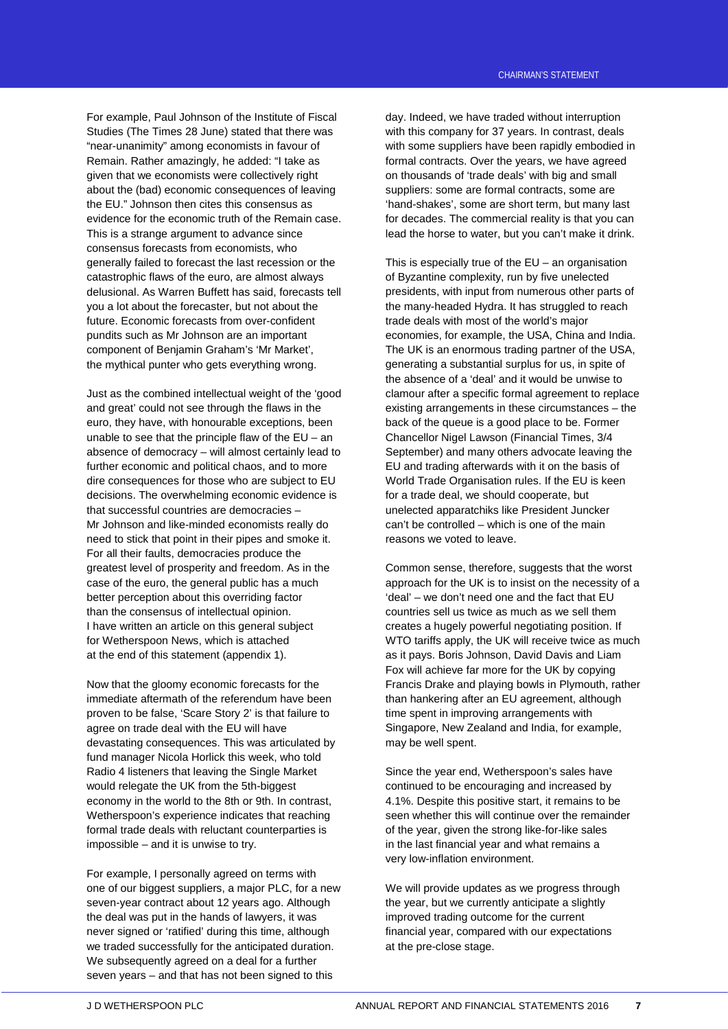For example, Paul Johnson of the Institute of Fiscal Studies (The Times 28 June) stated that there was "near-unanimity" among economists in favour of Remain. Rather amazingly, he added: "I take as given that we economists were collectively right about the (bad) economic consequences of leaving the EU." Johnson then cites this consensus as evidence for the economic truth of the Remain case. This is a strange argument to advance since consensus forecasts from economists, who generally failed to forecast the last recession or the catastrophic flaws of the euro, are almost always delusional. As Warren Buffett has said, forecasts tell you a lot about the forecaster, but not about the future. Economic forecasts from over-confident pundits such as Mr Johnson are an important component of Benjamin Graham's 'Mr Market', the mythical punter who gets everything wrong.

Just as the combined intellectual weight of the 'good and great' could not see through the flaws in the euro, they have, with honourable exceptions, been unable to see that the principle flaw of the EU – an absence of democracy – will almost certainly lead to further economic and political chaos, and to more dire consequences for those who are subject to EU decisions. The overwhelming economic evidence is that successful countries are democracies – Mr Johnson and like-minded economists really do need to stick that point in their pipes and smoke it. For all their faults, democracies produce the greatest level of prosperity and freedom. As in the case of the euro, the general public has a much better perception about this overriding factor than the consensus of intellectual opinion. I have written an article on this general subject for Wetherspoon News, which is attached at the end of this statement (appendix 1).

Now that the gloomy economic forecasts for the immediate aftermath of the referendum have been proven to be false, 'Scare Story 2' is that failure to agree on trade deal with the EU will have devastating consequences. This was articulated by fund manager Nicola Horlick this week, who told Radio 4 listeners that leaving the Single Market would relegate the UK from the 5th-biggest economy in the world to the 8th or 9th. In contrast, Wetherspoon's experience indicates that reaching formal trade deals with reluctant counterparties is impossible – and it is unwise to try.

For example, I personally agreed on terms with one of our biggest suppliers, a major PLC, for a new seven-year contract about 12 years ago. Although the deal was put in the hands of lawyers, it was never signed or 'ratified' during this time, although we traded successfully for the anticipated duration. We subsequently agreed on a deal for a further seven years – and that has not been signed to this day. Indeed, we have traded without interruption with this company for 37 years. In contrast, deals with some suppliers have been rapidly embodied in formal contracts. Over the years, we have agreed on thousands of 'trade deals' with big and small suppliers: some are formal contracts, some are 'hand-shakes', some are short term, but many last for decades. The commercial reality is that you can lead the horse to water, but you can't make it drink.

This is especially true of the EU – an organisation of Byzantine complexity, run by five unelected presidents, with input from numerous other parts of the many-headed Hydra. It has struggled to reach trade deals with most of the world's major economies, for example, the USA, China and India. The UK is an enormous trading partner of the USA, generating a substantial surplus for us, in spite of the absence of a 'deal' and it would be unwise to clamour after a specific formal agreement to replace existing arrangements in these circumstances – the back of the queue is a good place to be. Former Chancellor Nigel Lawson (Financial Times, 3/4 September) and many others advocate leaving the EU and trading afterwards with it on the basis of World Trade Organisation rules. If the EU is keen for a trade deal, we should cooperate, but unelected apparatchiks like President Juncker can't be controlled – which is one of the main reasons we voted to leave.

Common sense, therefore, suggests that the worst approach for the UK is to insist on the necessity of a 'deal' – we don't need one and the fact that EU countries sell us twice as much as we sell them creates a hugely powerful negotiating position. If WTO tariffs apply, the UK will receive twice as much as it pays. Boris Johnson, David Davis and Liam Fox will achieve far more for the UK by copying Francis Drake and playing bowls in Plymouth, rather than hankering after an EU agreement, although time spent in improving arrangements with Singapore, New Zealand and India, for example, may be well spent.

Since the year end, Wetherspoon's sales have continued to be encouraging and increased by 4.1%. Despite this positive start, it remains to be seen whether this will continue over the remainder of the year, given the strong like-for-like sales in the last financial year and what remains a very low-inflation environment.

We will provide updates as we progress through the year, but we currently anticipate a slightly improved trading outcome for the current financial year, compared with our expectations at the pre-close stage.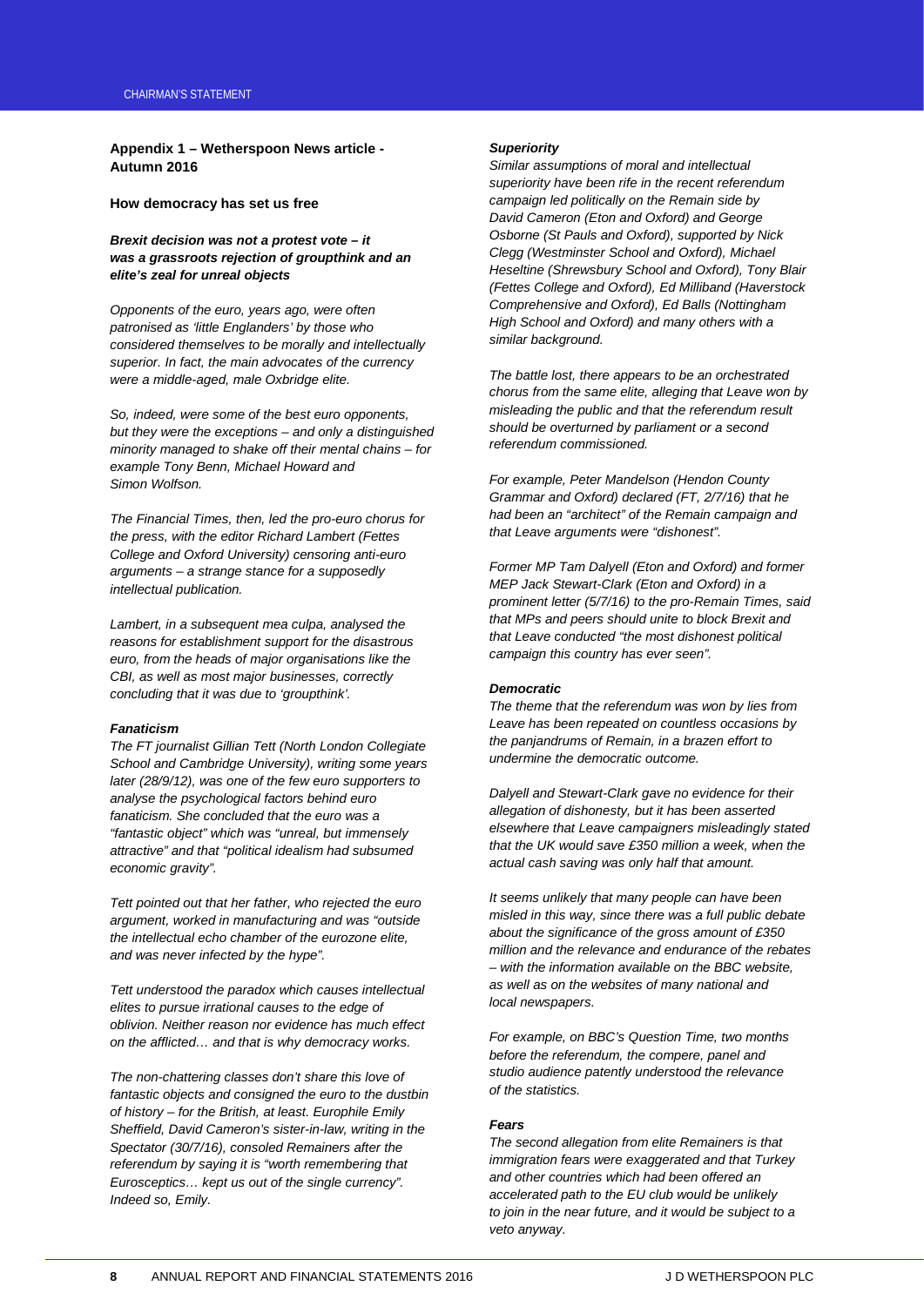**Appendix 1 – Wetherspoon News article - Autumn 2016**

**How democracy has set us free**

***Brexit decision was not a protest vote – it was a grassroots rejection of groupthink and an elite's zeal for unreal objects***

*Opponents of the euro, years ago, were often patronised as 'little Englanders' by those who considered themselves to be morally and intellectually superior. In fact, the main advocates of the currency were a middle-aged, male Oxbridge elite.*

*So, indeed, were some of the best euro opponents, but they were the exceptions – and only a distinguished minority managed to shake off their mental chains – for example Tony Benn, Michael Howard and Simon Wolfson.*

*The Financial Times, then, led the pro-euro chorus for the press, with the editor Richard Lambert (Fettes College and Oxford University) censoring anti-euro arguments – a strange stance for a supposedly intellectual publication.*

*Lambert, in a subsequent mea culpa, analysed the reasons for establishment support for the disastrous euro, from the heads of major organisations like the CBI, as well as most major businesses, correctly concluding that it was due to 'groupthink'.*

***Fanaticism***

*The FT journalist Gillian Tett (North London Collegiate School and Cambridge University), writing some years later (28/9/12), was one of the few euro supporters to analyse the psychological factors behind euro fanaticism. She concluded that the euro was a "fantastic object" which was "unreal, but immensely attractive" and that "political idealism had subsumed economic gravity".*

*Tett pointed out that her father, who rejected the euro argument, worked in manufacturing and was "outside the intellectual echo chamber of the eurozone elite, and was never infected by the hype".*

*Tett understood the paradox which causes intellectual elites to pursue irrational causes to the edge of oblivion. Neither reason nor evidence has much effect on the afflicted… and that is why democracy works.*

*The non-chattering classes don't share this love of fantastic objects and consigned the euro to the dustbin of history – for the British, at least. Europhile Emily Sheffield, David Cameron's sister-in-law, writing in the Spectator (30/7/16), consoled Remainers after the referendum by saying it is "worth remembering that Eurosceptics… kept us out of the single currency". Indeed so, Emily.*

***Superiority***

*Similar assumptions of moral and intellectual superiority have been rife in the recent referendum campaign led politically on the Remain side by David Cameron (Eton and Oxford) and George Osborne (St Pauls and Oxford), supported by Nick Clegg (Westminster School and Oxford), Michael Heseltine (Shrewsbury School and Oxford), Tony Blair (Fettes College and Oxford), Ed Milliband (Haverstock Comprehensive and Oxford), Ed Balls (Nottingham High School and Oxford) and many others with a similar background.*

*The battle lost, there appears to be an orchestrated chorus from the same elite, alleging that Leave won by misleading the public and that the referendum result should be overturned by parliament or a second referendum commissioned.*

*For example, Peter Mandelson (Hendon County Grammar and Oxford) declared (FT, 2/7/16) that he had been an "architect" of the Remain campaign and that Leave arguments were "dishonest".*

*Former MP Tam Dalyell (Eton and Oxford) and former MEP Jack Stewart-Clark (Eton and Oxford) in a prominent letter (5/7/16) to the pro-Remain Times, said that MPs and peers should unite to block Brexit and that Leave conducted "the most dishonest political campaign this country has ever seen".*

***Democratic***

*The theme that the referendum was won by lies from Leave has been repeated on countless occasions by the panjandrums of Remain, in a brazen effort to undermine the democratic outcome.*

*Dalyell and Stewart-Clark gave no evidence for their allegation of dishonesty, but it has been asserted elsewhere that Leave campaigners misleadingly stated that the UK would save £350 million a week, when the actual cash saving was only half that amount.*

*It seems unlikely that many people can have been misled in this way, since there was a full public debate about the significance of the gross amount of £350 million and the relevance and endurance of the rebates – with the information available on the BBC website, as well as on the websites of many national and local newspapers.*

*For example, on BBC's Question Time, two months before the referendum, the compere, panel and studio audience patently understood the relevance of the statistics.*

***Fears***

*The second allegation from elite Remainers is that immigration fears were exaggerated and that Turkey and other countries which had been offered an accelerated path to the EU club would be unlikely to join in the near future, and it would be subject to a veto anyway.*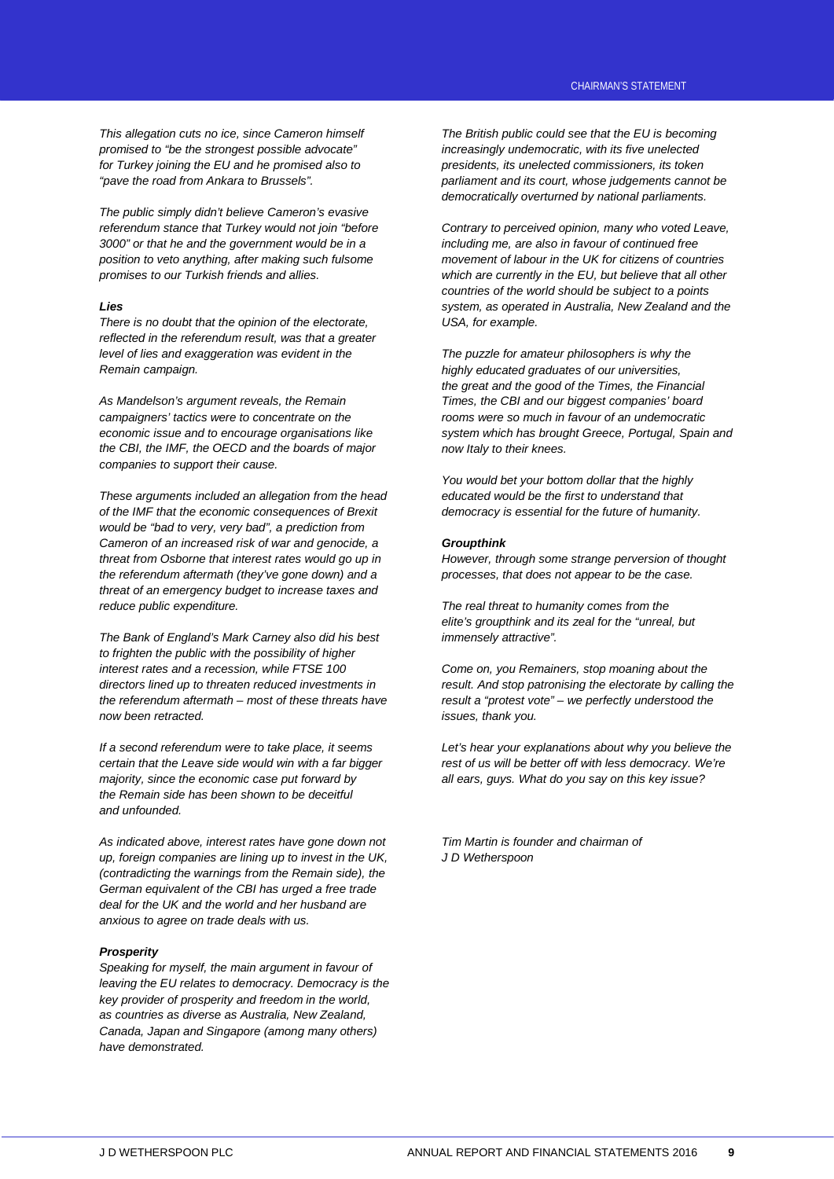*This allegation cuts no ice, since Cameron himself promised to "be the strongest possible advocate" for Turkey joining the EU and he promised also to "pave the road from Ankara to Brussels".*

*The public simply didn't believe Cameron's evasive referendum stance that Turkey would not join "before 3000" or that he and the government would be in a position to veto anything, after making such fulsome promises to our Turkish friends and allies.*

***Lies***

*There is no doubt that the opinion of the electorate, reflected in the referendum result, was that a greater level of lies and exaggeration was evident in the Remain campaign.*

*As Mandelson's argument reveals, the Remain campaigners' tactics were to concentrate on the economic issue and to encourage organisations like the CBI, the IMF, the OECD and the boards of major companies to support their cause.*

*These arguments included an allegation from the head of the IMF that the economic consequences of Brexit would be "bad to very, very bad", a prediction from Cameron of an increased risk of war and genocide, a threat from Osborne that interest rates would go up in the referendum aftermath (they've gone down) and a threat of an emergency budget to increase taxes and reduce public expenditure.*

*The Bank of England's Mark Carney also did his best to frighten the public with the possibility of higher interest rates and a recession, while FTSE 100 directors lined up to threaten reduced investments in the referendum aftermath – most of these threats have now been retracted.*

*If a second referendum were to take place, it seems certain that the Leave side would win with a far bigger majority, since the economic case put forward by the Remain side has been shown to be deceitful and unfounded.*

*As indicated above, interest rates have gone down not up, foreign companies are lining up to invest in the UK, (contradicting the warnings from the Remain side), the German equivalent of the CBI has urged a free trade deal for the UK and the world and her husband are anxious to agree on trade deals with us.*

***Prosperity***

*Speaking for myself, the main argument in favour of leaving the EU relates to democracy. Democracy is the key provider of prosperity and freedom in the world, as countries as diverse as Australia, New Zealand, Canada, Japan and Singapore (among many others) have demonstrated.*

*The British public could see that the EU is becoming increasingly undemocratic, with its five unelected presidents, its unelected commissioners, its token parliament and its court, whose judgements cannot be democratically overturned by national parliaments.*

*Contrary to perceived opinion, many who voted Leave, including me, are also in favour of continued free movement of labour in the UK for citizens of countries which are currently in the EU, but believe that all other countries of the world should be subject to a points system, as operated in Australia, New Zealand and the USA, for example.*

*The puzzle for amateur philosophers is why the highly educated graduates of our universities, the great and the good of the Times, the Financial Times, the CBI and our biggest companies' board rooms were so much in favour of an undemocratic system which has brought Greece, Portugal, Spain and now Italy to their knees.*

*You would bet your bottom dollar that the highly educated would be the first to understand that democracy is essential for the future of humanity.*

***Groupthink***

*However, through some strange perversion of thought processes, that does not appear to be the case.*

*The real threat to humanity comes from the elite's groupthink and its zeal for the "unreal, but immensely attractive".*

*Come on, you Remainers, stop moaning about the result. And stop patronising the electorate by calling the result a "protest vote" – we perfectly understood the issues, thank you.*

*Let's hear your explanations about why you believe the rest of us will be better off with less democracy. We're all ears, guys. What do you say on this key issue?*

*Tim Martin is founder and chairman of J D Wetherspoon*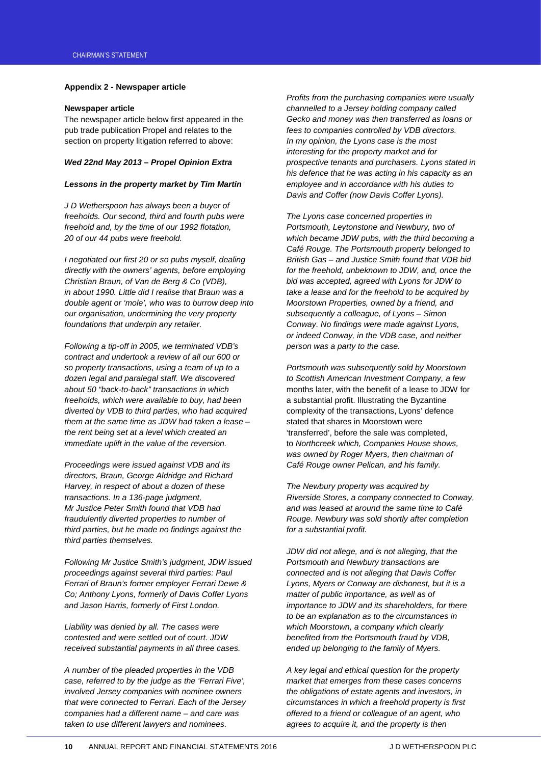### Appendix 2 - Newspaper article

**Newspaper article**

The newspaper article below first appeared in the pub trade publication Propel and relates to the section on property litigation referred to above:

***Wed 22nd May 2013 – Propel Opinion Extra***

***Lessons in the property market by Tim Martin***

*J D Wetherspoon has always been a buyer of freeholds. Our second, third and fourth pubs were freehold and, by the time of our 1992 flotation, 20 of our 44 pubs were freehold.*

*I negotiated our first 20 or so pubs myself, dealing directly with the owners' agents, before employing Christian Braun, of Van de Berg & Co (VDB), in about 1990. Little did I realise that Braun was a double agent or 'mole', who was to burrow deep into our organisation, undermining the very property foundations that underpin any retailer.*

*Following a tip-off in 2005, we terminated VDB's contract and undertook a review of all our 600 or so property transactions, using a team of up to a dozen legal and paralegal staff. We discovered about 50 "back-to-back" transactions in which freeholds, which were available to buy, had been diverted by VDB to third parties, who had acquired them at the same time as JDW had taken a lease – the rent being set at a level which created an immediate uplift in the value of the reversion.*

*Proceedings were issued against VDB and its directors, Braun, George Aldridge and Richard Harvey, in respect of about a dozen of these transactions. In a 136-page judgment, Mr Justice Peter Smith found that VDB had fraudulently diverted properties to number of third parties, but he made no findings against the third parties themselves.*

*Following Mr Justice Smith's judgment, JDW issued proceedings against several third parties: Paul Ferrari of Braun's former employer Ferrari Dewe & Co; Anthony Lyons, formerly of Davis Coffer Lyons and Jason Harris, formerly of First London.*

*Liability was denied by all. The cases were contested and were settled out of court. JDW received substantial payments in all three cases.*

*A number of the pleaded properties in the VDB case, referred to by the judge as the 'Ferrari Five', involved Jersey companies with nominee owners that were connected to Ferrari. Each of the Jersey companies had a different name – and care was taken to use different lawyers and nominees.*

*Profits from the purchasing companies were usually channelled to a Jersey holding company called Gecko and money was then transferred as loans or fees to companies controlled by VDB directors. In my opinion, the Lyons case is the most interesting for the property market and for prospective tenants and purchasers. Lyons stated in his defence that he was acting in his capacity as an employee and in accordance with his duties to Davis and Coffer (now Davis Coffer Lyons).*

*The Lyons case concerned properties in Portsmouth, Leytonstone and Newbury, two of which became JDW pubs, with the third becoming a Café Rouge. The Portsmouth property belonged to British Gas – and Justice Smith found that VDB bid for the freehold, unbeknown to JDW, and, once the bid was accepted, agreed with Lyons for JDW to take a lease and for the freehold to be acquired by Moorstown Properties, owned by a friend, and subsequently a colleague, of Lyons – Simon Conway. No findings were made against Lyons, or indeed Conway, in the VDB case, and neither person was a party to the case.*

*Portsmouth was subsequently sold by Moorstown to Scottish American Investment Company, a few* months later, with the benefit of a lease to JDW for a substantial profit. Illustrating the Byzantine complexity of the transactions, Lyons' defence stated that shares in Moorstown were 'transferred', before the sale was completed, to *Northcreek which, Companies House shows, was owned by Roger Myers, then chairman of Café Rouge owner Pelican, and his family.*

*The Newbury property was acquired by Riverside Stores, a company connected to Conway, and was leased at around the same time to Café Rouge. Newbury was sold shortly after completion for a substantial profit.*

*JDW did not allege, and is not alleging, that the Portsmouth and Newbury transactions are connected and is not alleging that Davis Coffer Lyons, Myers or Conway are dishonest, but it is a matter of public importance, as well as of importance to JDW and its shareholders, for there to be an explanation as to the circumstances in which Moorstown, a company which clearly benefited from the Portsmouth fraud by VDB, ended up belonging to the family of Myers.*

*A key legal and ethical question for the property market that emerges from these cases concerns the obligations of estate agents and investors, in circumstances in which a freehold property is first offered to a friend or colleague of an agent, who agrees to acquire it, and the property is then*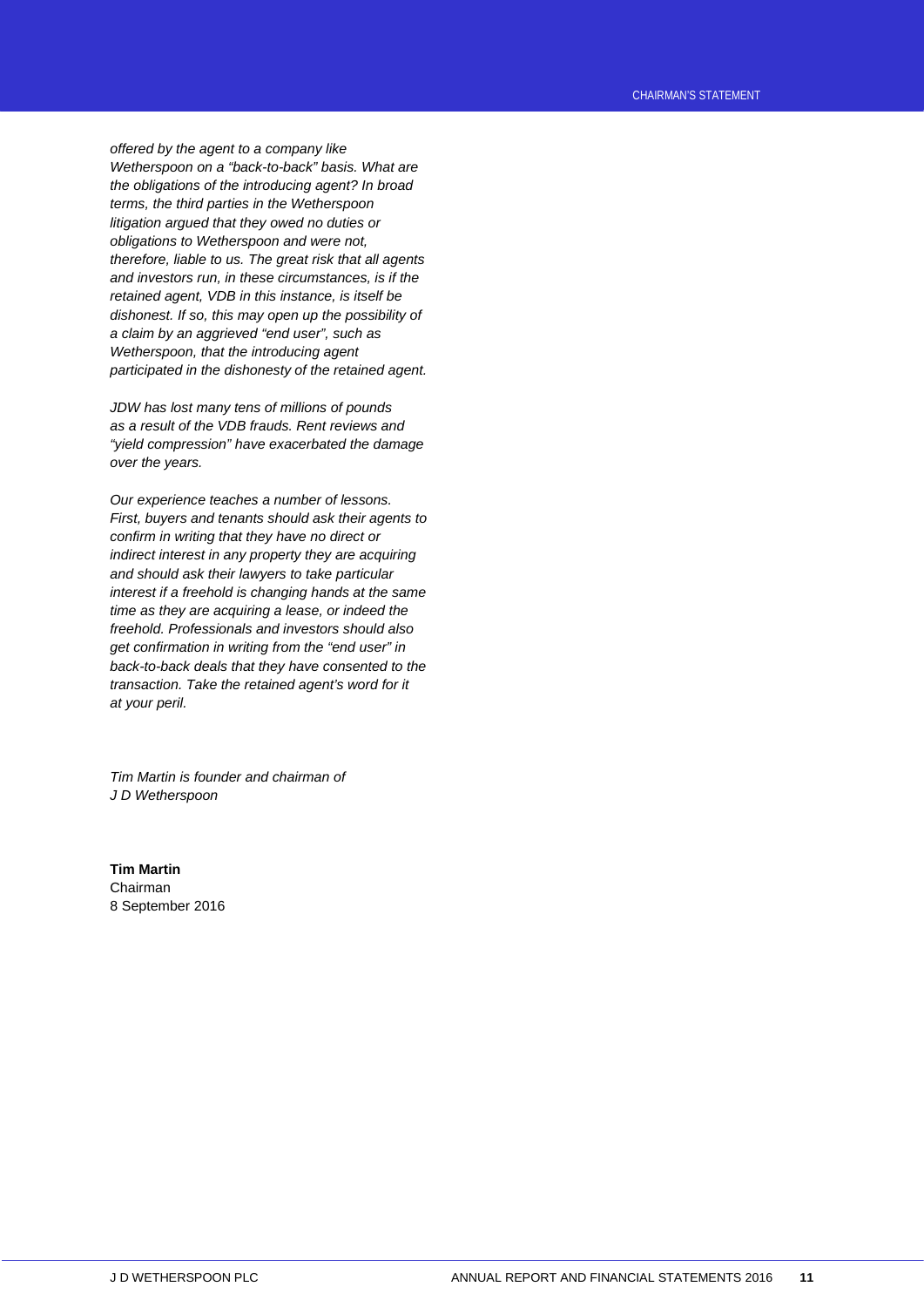*offered by the agent to a company like Wetherspoon on a "back-to-back" basis. What are the obligations of the introducing agent? In broad terms, the third parties in the Wetherspoon litigation argued that they owed no duties or obligations to Wetherspoon and were not, therefore, liable to us. The great risk that all agents and investors run, in these circumstances, is if the retained agent, VDB in this instance, is itself be dishonest. If so, this may open up the possibility of a claim by an aggrieved "end user", such as Wetherspoon, that the introducing agent participated in the dishonesty of the retained agent.*

*JDW has lost many tens of millions of pounds as a result of the VDB frauds. Rent reviews and "yield compression" have exacerbated the damage over the years.*

*Our experience teaches a number of lessons. First, buyers and tenants should ask their agents to confirm in writing that they have no direct or indirect interest in any property they are acquiring and should ask their lawyers to take particular interest if a freehold is changing hands at the same time as they are acquiring a lease, or indeed the freehold. Professionals and investors should also get confirmation in writing from the "end user" in back-to-back deals that they have consented to the transaction. Take the retained agent's word for it at your peril.*

*Tim Martin is founder and chairman of J D Wetherspoon*

**Tim Martin**
Chairman
8 September 2016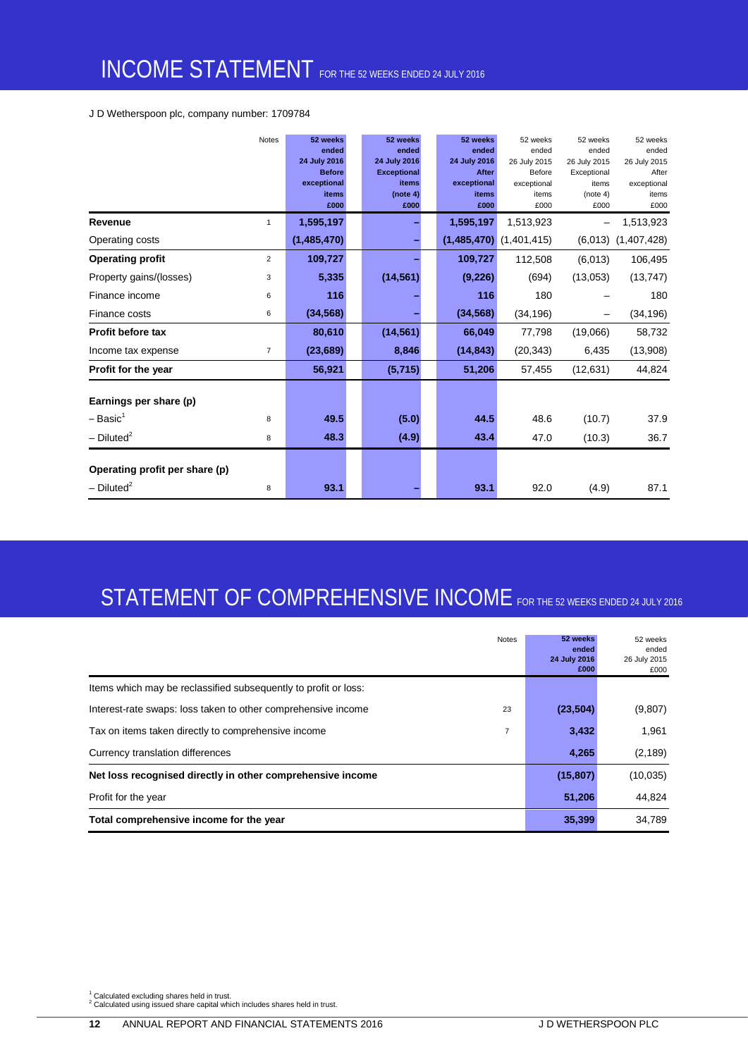# INCOME STATEMENT FOR THE 52 WEEKS ENDED 24 JULY 2016

J D Wetherspoon plc, company number: 1709784

| | Notes | 52 weeks ended 24 July 2016 Before exceptional items £000 | 52 weeks ended 24 July 2016 Exceptional items (note 4) £000 | 52 weeks ended 24 July 2016 After exceptional items £000 | 52 weeks ended 26 July 2015 Before exceptional items £000 | 52 weeks ended 26 July 2015 Exceptional items (note 4) £000 | 52 weeks ended 26 July 2015 After exceptional items £000 |
|---|---|---|---|---|---|---|---|
| **Revenue** | 1 | **1,595,197** | **–** | **1,595,197** | 1,513,923 | – | 1,513,923 |
| Operating costs | | **(1,485,470)** | **–** | **(1,485,470)** | (1,401,415) | (6,013) | (1,407,428) |
| **Operating profit** | 2 | **109,727** | **–** | **109,727** | 112,508 | (6,013) | 106,495 |
| Property gains/(losses) | 3 | **5,335** | **(14,561)** | **(9,226)** | (694) | (13,053) | (13,747) |
| Finance income | 6 | **116** | **–** | **116** | 180 | – | 180 |
| Finance costs | 6 | **(34,568)** | **–** | **(34,568)** | (34,196) | – | (34,196) |
| **Profit before tax** | | **80,610** | **(14,561)** | **66,049** | 77,798 | (19,066) | 58,732 |
| Income tax expense | 7 | **(23,689)** | **8,846** | **(14,843)** | (20,343) | 6,435 | (13,908) |
| **Profit for the year** | | **56,921** | **(5,715)** | **51,206** | 57,455 | (12,631) | 44,824 |
| **Earnings per share (p)** | | | | | | | |
| – Basic[1] | 8 | **49.5** | **(5.0)** | **44.5** | 48.6 | (10.7) | 37.9 |
| – Diluted[2] | 8 | **48.3** | **(4.9)** | **43.4** | 47.0 | (10.3) | 36.7 |
| **Operating profit per share (p)** | | | | | | | |
| – Diluted[2] | 8 | **93.1** | **–** | **93.1** | 92.0 | (4.9) | 87.1 |

# STATEMENT OF COMPREHENSIVE INCOME FOR THE 52 WEEKS ENDED 24 JULY 2016

| | Notes | 52 weeks ended 24 July 2016 £000 | 52 weeks ended 26 July 2015 £000 |
|---|---|---|---|
| Items which may be reclassified subsequently to profit or loss: | | | |
| Interest-rate swaps: loss taken to other comprehensive income | 23 | **(23,504)** | (9,807) |
| Tax on items taken directly to comprehensive income | 7 | **3,432** | 1,961 |
| Currency translation differences | | **4,265** | (2,189) |
| **Net loss recognised directly in other comprehensive income** | | **(15,807)** | (10,035) |
| Profit for the year | | **51,206** | 44,824 |
| **Total comprehensive income for the year** | | **35,399** | 34,789 |

[1] Calculated excluding shares held in trust.
[2] Calculated using issued share capital which includes shares held in trust.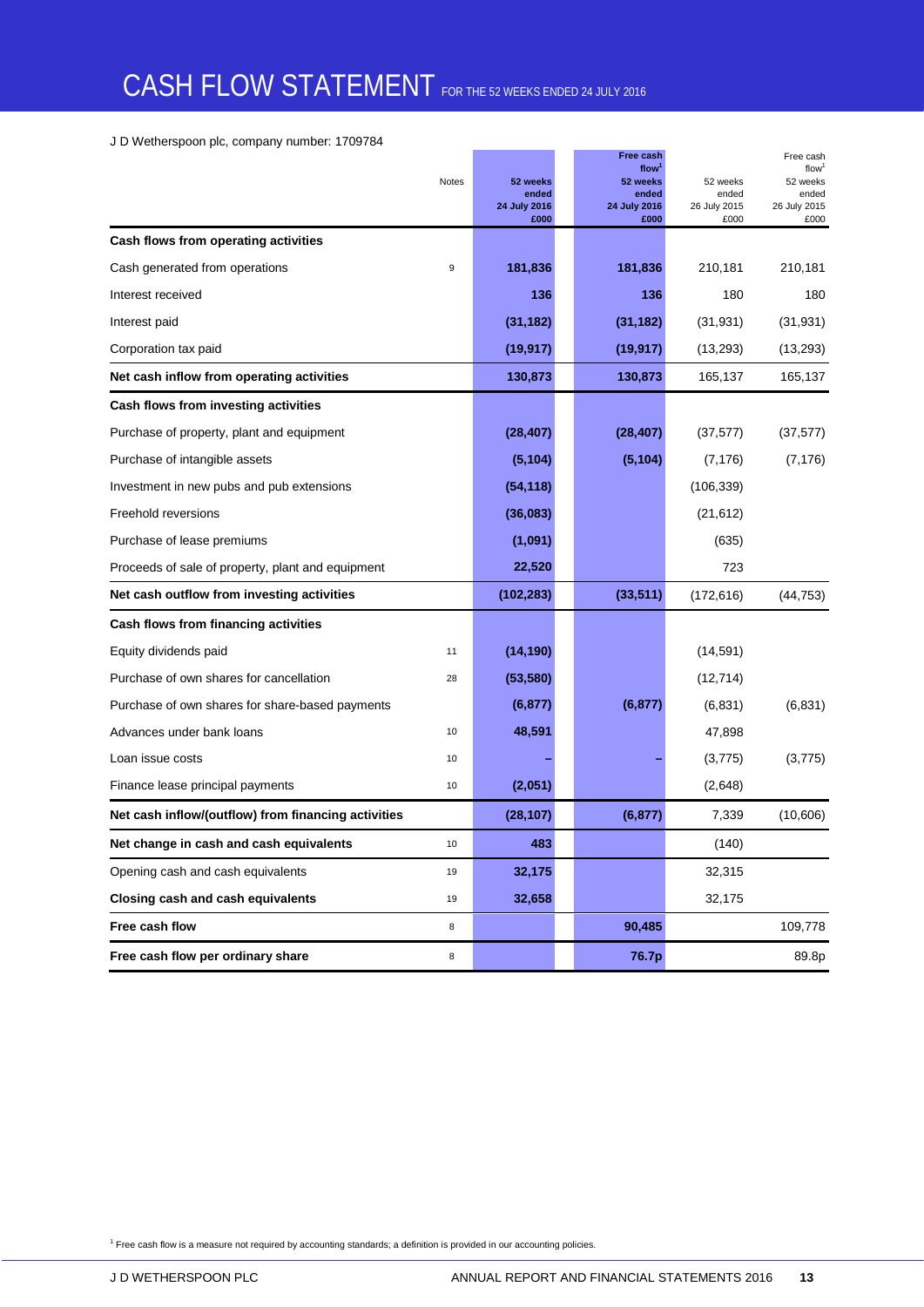# CASH FLOW STATEMENT FOR THE 52 WEEKS ENDED 24 JULY 2016

J D Wetherspoon plc, company number: 1709784

| | Notes | 52 weeks ended 24 July 2016 £000 | Free cash flow[1] 52 weeks ended 24 July 2016 £000 | 52 weeks ended 26 July 2015 £000 | Free cash flow[1] 52 weeks ended 26 July 2015 £000 |
|---|---|---|---|---|---|
| **Cash flows from operating activities** | | | | | |
| Cash generated from operations | 9 | **181,836** | **181,836** | 210,181 | 210,181 |
| Interest received | | **136** | **136** | 180 | 180 |
| Interest paid | | **(31,182)** | **(31,182)** | (31,931) | (31,931) |
| Corporation tax paid | | **(19,917)** | **(19,917)** | (13,293) | (13,293) |
| **Net cash inflow from operating activities** | | **130,873** | **130,873** | 165,137 | 165,137 |
| **Cash flows from investing activities** | | | | | |
| Purchase of property, plant and equipment | | **(28,407)** | **(28,407)** | (37,577) | (37,577) |
| Purchase of intangible assets | | **(5,104)** | **(5,104)** | (7,176) | (7,176) |
| Investment in new pubs and pub extensions | | **(54,118)** | | (106,339) | |
| Freehold reversions | | **(36,083)** | | (21,612) | |
| Purchase of lease premiums | | **(1,091)** | | (635) | |
| Proceeds of sale of property, plant and equipment | | **22,520** | | 723 | |
| **Net cash outflow from investing activities** | | **(102,283)** | **(33,511)** | (172,616) | (44,753) |
| **Cash flows from financing activities** | | | | | |
| Equity dividends paid | 11 | **(14,190)** | | (14,591) | |
| Purchase of own shares for cancellation | 28 | **(53,580)** | | (12,714) | |
| Purchase of own shares for share-based payments | | **(6,877)** | **(6,877)** | (6,831) | (6,831) |
| Advances under bank loans | 10 | **48,591** | | 47,898 | |
| Loan issue costs | 10 | **–** | **–** | (3,775) | (3,775) |
| Finance lease principal payments | 10 | **(2,051)** | | (2,648) | |
| **Net cash inflow/(outflow) from financing activities** | | **(28,107)** | **(6,877)** | 7,339 | (10,606) |
| **Net change in cash and cash equivalents** | 10 | **483** | | (140) | |
| Opening cash and cash equivalents | 19 | **32,175** | | 32,315 | |
| **Closing cash and cash equivalents** | 19 | **32,658** | | 32,175 | |
| **Free cash flow** | 8 | | **90,485** | | 109,778 |
| **Free cash flow per ordinary share** | 8 | | **76.7p** | | 89.8p |

[1] Free cash flow is a measure not required by accounting standards; a definition is provided in our accounting policies.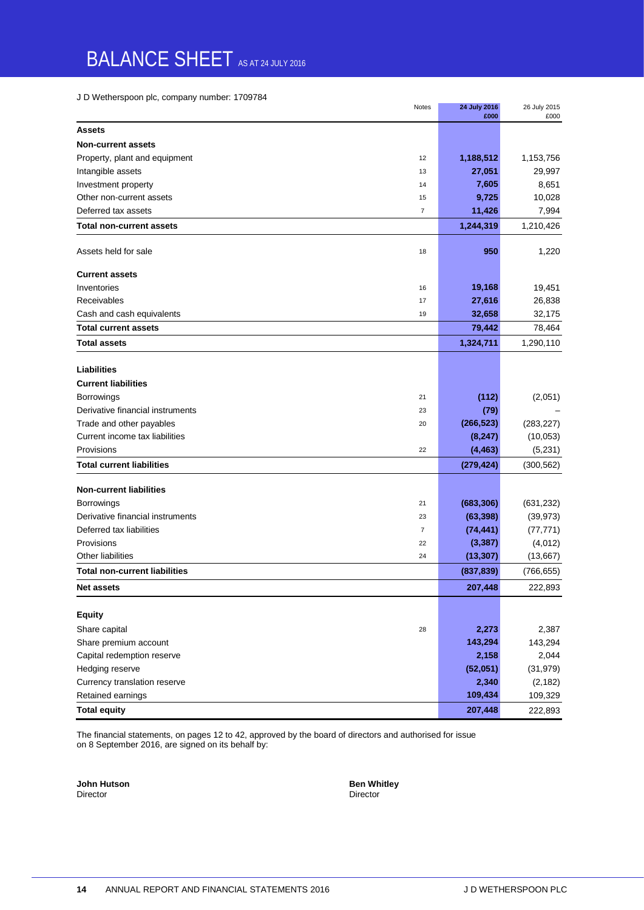# BALANCE SHEET AS AT 24 JULY 2016

J D Wetherspoon plc, company number: 1709784

| | Notes | 24 July 2016 £000 | 26 July 2015 £000 |
|---|---|---|---|
| **Assets** | | | |
| **Non-current assets** | | | |
| Property, plant and equipment | 12 | **1,188,512** | 1,153,756 |
| Intangible assets | 13 | **27,051** | 29,997 |
| Investment property | 14 | **7,605** | 8,651 |
| Other non-current assets | 15 | **9,725** | 10,028 |
| Deferred tax assets | 7 | **11,426** | 7,994 |
| **Total non-current assets** | | **1,244,319** | 1,210,426 |
| Assets held for sale | 18 | **950** | 1,220 |
| **Current assets** | | | |
| Inventories | 16 | **19,168** | 19,451 |
| Receivables | 17 | **27,616** | 26,838 |
| Cash and cash equivalents | 19 | **32,658** | 32,175 |
| **Total current assets** | | **79,442** | 78,464 |
| **Total assets** | | **1,324,711** | 1,290,110 |
| **Liabilities** | | | |
| **Current liabilities** | | | |
| Borrowings | 21 | **(112)** | (2,051) |
| Derivative financial instruments | 23 | **(79)** | – |
| Trade and other payables | 20 | **(266,523)** | (283,227) |
| Current income tax liabilities | | **(8,247)** | (10,053) |
| Provisions | 22 | **(4,463)** | (5,231) |
| **Total current liabilities** | | **(279,424)** | (300,562) |
| **Non-current liabilities** | | | |
| Borrowings | 21 | **(683,306)** | (631,232) |
| Derivative financial instruments | 23 | **(63,398)** | (39,973) |
| Deferred tax liabilities | 7 | **(74,441)** | (77,771) |
| Provisions | 22 | **(3,387)** | (4,012) |
| Other liabilities | 24 | **(13,307)** | (13,667) |
| **Total non-current liabilities** | | **(837,839)** | (766,655) |
| **Net assets** | | **207,448** | 222,893 |
| **Equity** | | | |
| Share capital | 28 | **2,273** | 2,387 |
| Share premium account | | **143,294** | 143,294 |
| Capital redemption reserve | | **2,158** | 2,044 |
| Hedging reserve | | **(52,051)** | (31,979) |
| Currency translation reserve | | **2,340** | (2,182) |
| Retained earnings | | **109,434** | 109,329 |
| **Total equity** | | **207,448** | 222,893 |

The financial statements, on pages 12 to 42, approved by the board of directors and authorised for issue on 8 September 2016, are signed on its behalf by:

**John Hutson**
Director

**Ben Whitley**
Director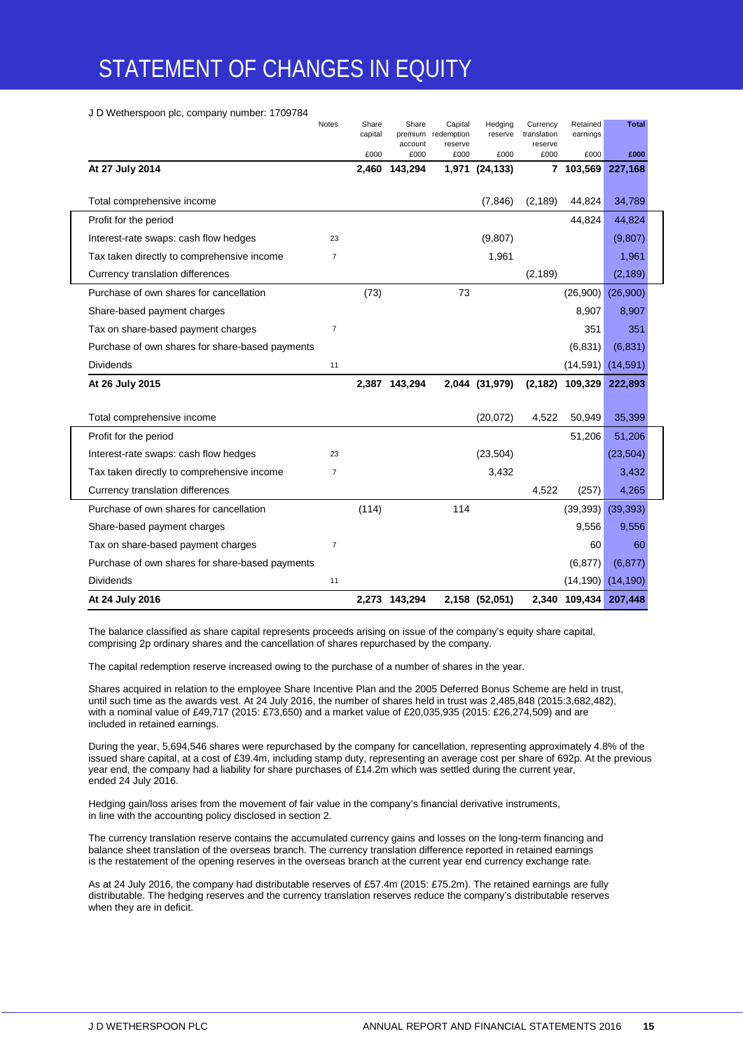# STATEMENT OF CHANGES IN EQUITY

J D Wetherspoon plc, company number: 1709784

| | Notes | Share capital £000 | Share premium account £000 | Capital redemption reserve £000 | Hedging reserve £000 | Currency translation reserve £000 | Retained earnings £000 | Total £000 |
|---|---|---|---|---|---|---|---|---|
| **At 27 July 2014** | | **2,460** | **143,294** | **1,971** | **(24,133)** | **7** | **103,569** | **227,168** |
| | | | | | | | | |
| Total comprehensive income | | | | | (7,846) | (2,189) | 44,824 | 34,789 |
| Profit for the period | | | | | | | 44,824 | 44,824 |
| Interest-rate swaps: cash flow hedges | 23 | | | | (9,807) | | | (9,807) |
| Tax taken directly to comprehensive income | 7 | | | | 1,961 | | | 1,961 |
| Currency translation differences | | | | | | (2,189) | | (2,189) |
| Purchase of own shares for cancellation | | (73) | | 73 | | | (26,900) | (26,900) |
| Share-based payment charges | | | | | | | 8,907 | 8,907 |
| Tax on share-based payment charges | 7 | | | | | | 351 | 351 |
| Purchase of own shares for share-based payments | | | | | | | (6,831) | (6,831) |
| Dividends | 11 | | | | | | (14,591) | (14,591) |
| **At 26 July 2015** | | **2,387** | **143,294** | **2,044** | **(31,979)** | **(2,182)** | **109,329** | **222,893** |
| | | | | | | | | |
| Total comprehensive income | | | | | (20,072) | 4,522 | 50,949 | 35,399 |
| Profit for the period | | | | | | | 51,206 | 51,206 |
| Interest-rate swaps: cash flow hedges | 23 | | | | (23,504) | | | (23,504) |
| Tax taken directly to comprehensive income | 7 | | | | 3,432 | | | 3,432 |
| Currency translation differences | | | | | | 4,522 | (257) | 4,265 |
| Purchase of own shares for cancellation | | (114) | | 114 | | | (39,393) | (39,393) |
| Share-based payment charges | | | | | | | 9,556 | 9,556 |
| Tax on share-based payment charges | 7 | | | | | | 60 | 60 |
| Purchase of own shares for share-based payments | | | | | | | (6,877) | (6,877) |
| Dividends | 11 | | | | | | (14,190) | (14,190) |
| **At 24 July 2016** | | **2,273** | **143,294** | **2,158** | **(52,051)** | **2,340** | **109,434** | **207,448** |

The balance classified as share capital represents proceeds arising on issue of the company's equity share capital, comprising 2p ordinary shares and the cancellation of shares repurchased by the company.

The capital redemption reserve increased owing to the purchase of a number of shares in the year.

Shares acquired in relation to the employee Share Incentive Plan and the 2005 Deferred Bonus Scheme are held in trust, until such time as the awards vest. At 24 July 2016, the number of shares held in trust was 2,485,848 (2015:3,682,482), with a nominal value of £49,717 (2015: £73,650) and a market value of £20,035,935 (2015: £26,274,509) and are included in retained earnings.

During the year, 5,694,546 shares were repurchased by the company for cancellation, representing approximately 4.8% of the issued share capital, at a cost of £39.4m, including stamp duty, representing an average cost per share of 692p. At the previous year end, the company had a liability for share purchases of £14.2m which was settled during the current year, ended 24 July 2016.

Hedging gain/loss arises from the movement of fair value in the company's financial derivative instruments, in line with the accounting policy disclosed in section 2.

The currency translation reserve contains the accumulated currency gains and losses on the long-term financing and balance sheet translation of the overseas branch. The currency translation difference reported in retained earnings is the restatement of the opening reserves in the overseas branch at the current year end currency exchange rate.

As at 24 July 2016, the company had distributable reserves of £57.4m (2015: £75.2m). The retained earnings are fully distributable. The hedging reserves and the currency translation reserves reduce the company's distributable reserves when they are in deficit.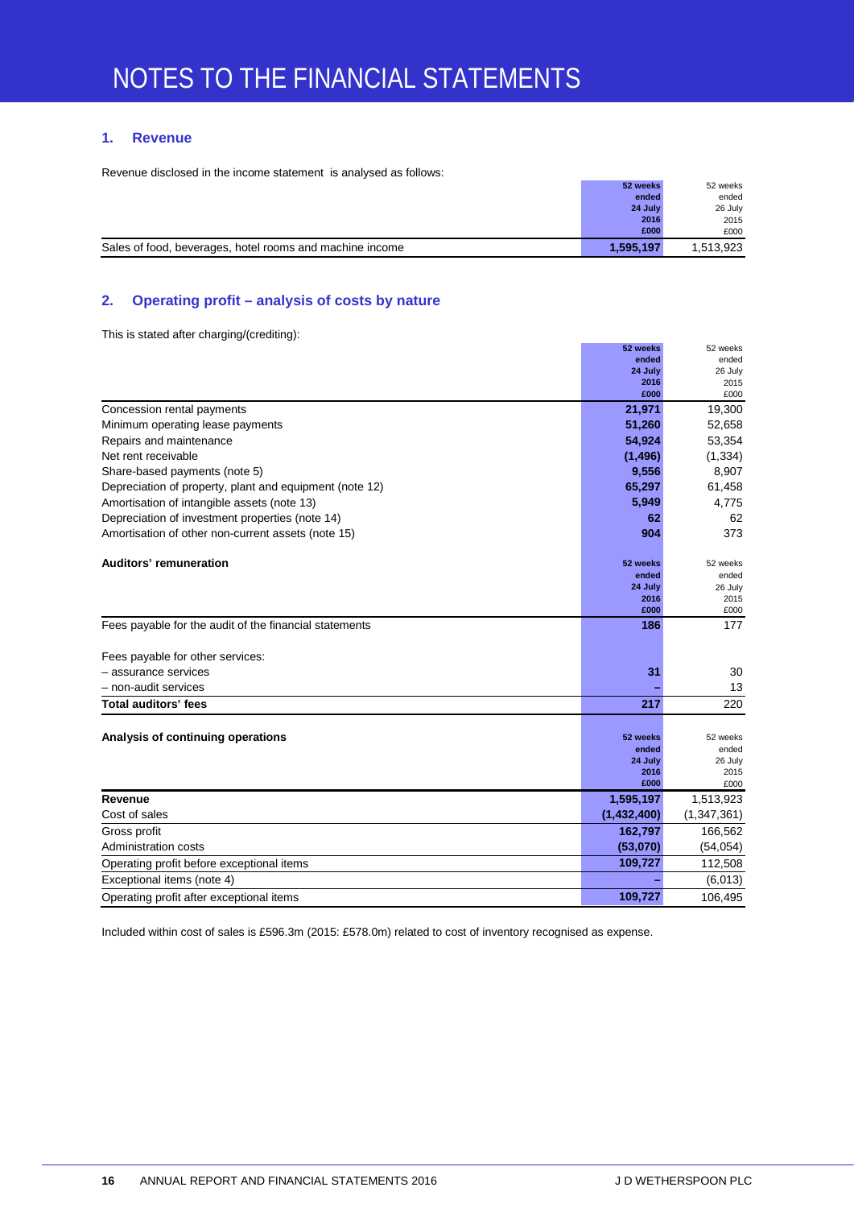# NOTES TO THE FINANCIAL STATEMENTS

## 1. Revenue

Revenue disclosed in the income statement is analysed as follows:

| | 52 weeks ended 24 July 2016 £000 | 52 weeks ended 26 July 2015 £000 |
|---|---|---|
| Sales of food, beverages, hotel rooms and machine income | **1,595,197** | 1,513,923 |

## 2. Operating profit – analysis of costs by nature

This is stated after charging/(crediting):

| | 52 weeks ended 24 July 2016 £000 | 52 weeks ended 26 July 2015 £000 |
|---|---|---|
| Concession rental payments | **21,971** | 19,300 |
| Minimum operating lease payments | **51,260** | 52,658 |
| Repairs and maintenance | **54,924** | 53,354 |
| Net rent receivable | **(1,496)** | (1,334) |
| Share-based payments (note 5) | **9,556** | 8,907 |
| Depreciation of property, plant and equipment (note 12) | **65,297** | 61,458 |
| Amortisation of intangible assets (note 13) | **5,949** | 4,775 |
| Depreciation of investment properties (note 14) | **62** | 62 |
| Amortisation of other non-current assets (note 15) | **904** | 373 |

| **Auditors' remuneration** | 52 weeks ended 24 July 2016 £000 | 52 weeks ended 26 July 2015 £000 |
|---|---|---|
| Fees payable for the audit of the financial statements | **186** | 177 |
| Fees payable for other services: | | |
| – assurance services | **31** | 30 |
| – non-audit services | **–** | 13 |
| **Total auditors' fees** | **217** | 220 |

| **Analysis of continuing operations** | 52 weeks ended 24 July 2016 £000 | 52 weeks ended 26 July 2015 £000 |
|---|---|---|
| **Revenue** | **1,595,197** | 1,513,923 |
| Cost of sales | **(1,432,400)** | (1,347,361) |
| Gross profit | **162,797** | 166,562 |
| Administration costs | **(53,070)** | (54,054) |
| Operating profit before exceptional items | **109,727** | 112,508 |
| Exceptional items (note 4) | **–** | (6,013) |
| Operating profit after exceptional items | **109,727** | 106,495 |

Included within cost of sales is £596.3m (2015: £578.0m) related to cost of inventory recognised as expense.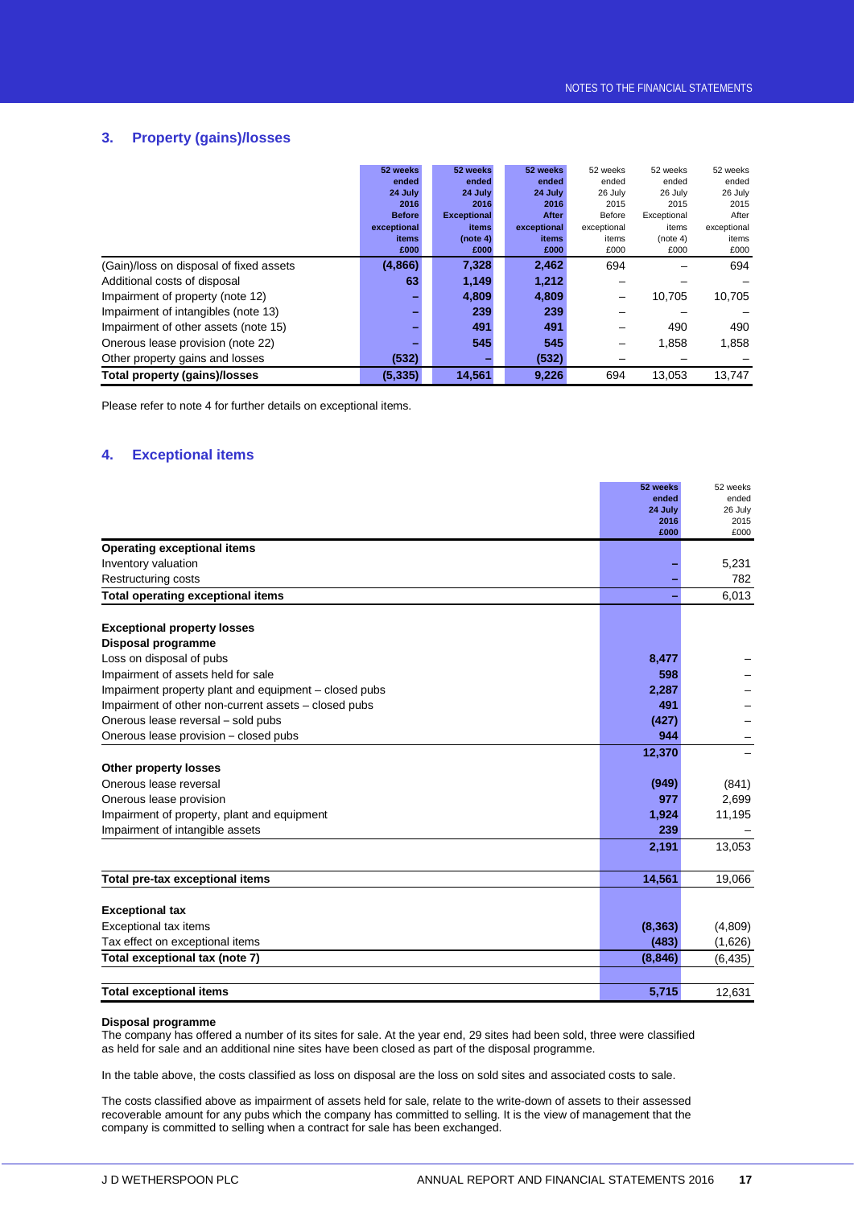## 3. Property (gains)/losses

| | 52 weeks ended 24 July 2016 Before exceptional items £000 | 52 weeks ended 24 July 2016 Exceptional items (note 4) £000 | 52 weeks ended 24 July 2016 After exceptional items £000 | 52 weeks ended 26 July 2015 Before exceptional items £000 | 52 weeks ended 26 July 2015 Exceptional items (note 4) £000 | 52 weeks ended 26 July 2015 After exceptional items £000 |
|---|---|---|---|---|---|---|
| (Gain)/loss on disposal of fixed assets | **(4,866)** | **7,328** | **2,462** | 694 | – | 694 |
| Additional costs of disposal | **63** | **1,149** | **1,212** | – | – | – |
| Impairment of property (note 12) | **–** | **4,809** | **4,809** | – | 10,705 | 10,705 |
| Impairment of intangibles (note 13) | **–** | **239** | **239** | – | – | – |
| Impairment of other assets (note 15) | **–** | **491** | **491** | – | 490 | 490 |
| Onerous lease provision (note 22) | **–** | **545** | **545** | – | 1,858 | 1,858 |
| Other property gains and losses | **(532)** | **–** | **(532)** | – | – | – |
| **Total property (gains)/losses** | **(5,335)** | **14,561** | **9,226** | 694 | 13,053 | 13,747 |

Please refer to note 4 for further details on exceptional items.

## 4. Exceptional items

| | 52 weeks ended 24 July 2016 £000 | 52 weeks ended 26 July 2015 £000 |
|---|---|---|
| **Operating exceptional items** | | |
| Inventory valuation | **–** | 5,231 |
| Restructuring costs | **–** | 782 |
| **Total operating exceptional items** | **–** | 6,013 |
| | | |
| **Exceptional property losses** | | |
| **Disposal programme** | | |
| Loss on disposal of pubs | **8,477** | – |
| Impairment of assets held for sale | **598** | – |
| Impairment property plant and equipment – closed pubs | **2,287** | – |
| Impairment of other non-current assets – closed pubs | **491** | – |
| Onerous lease reversal – sold pubs | **(427)** | – |
| Onerous lease provision – closed pubs | **944** | – |
| | **12,370** | – |
| **Other property losses** | | |
| Onerous lease reversal | **(949)** | (841) |
| Onerous lease provision | **977** | 2,699 |
| Impairment of property, plant and equipment | **1,924** | 11,195 |
| Impairment of intangible assets | **239** | – |
| | **2,191** | 13,053 |
| | | |
| **Total pre-tax exceptional items** | **14,561** | 19,066 |
| | | |
| **Exceptional tax** | | |
| Exceptional tax items | **(8,363)** | (4,809) |
| Tax effect on exceptional items | **(483)** | (1,626) |
| **Total exceptional tax (note 7)** | **(8,846)** | (6,435) |
| | | |
| **Total exceptional items** | **5,715** | 12,631 |

**Disposal programme**
The company has offered a number of its sites for sale. At the year end, 29 sites had been sold, three were classified as held for sale and an additional nine sites have been closed as part of the disposal programme.

In the table above, the costs classified as loss on disposal are the loss on sold sites and associated costs to sale.

The costs classified above as impairment of assets held for sale, relate to the write-down of assets to their assessed recoverable amount for any pubs which the company has committed to selling. It is the view of management that the company is committed to selling when a contract for sale has been exchanged.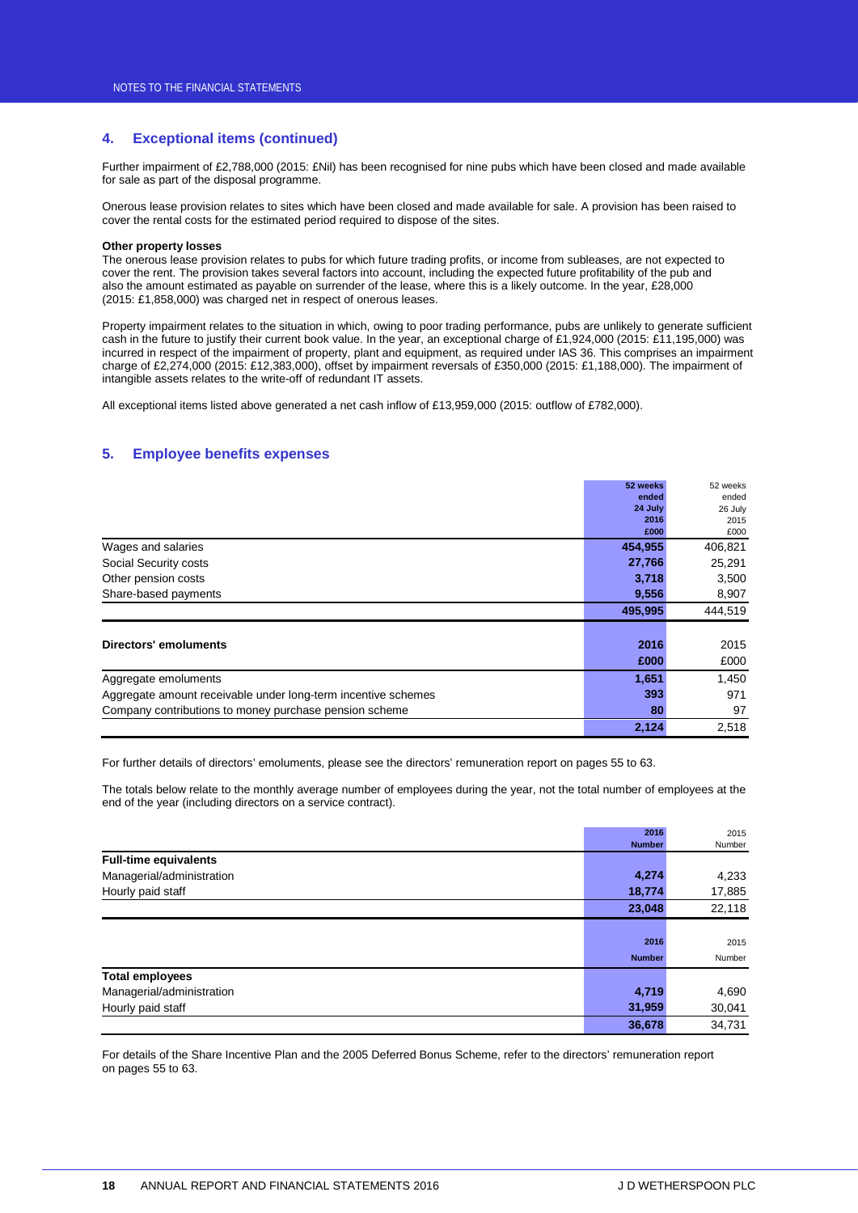## 4. Exceptional items (continued)

Further impairment of £2,788,000 (2015: £Nil) has been recognised for nine pubs which have been closed and made available for sale as part of the disposal programme.

Onerous lease provision relates to sites which have been closed and made available for sale. A provision has been raised to cover the rental costs for the estimated period required to dispose of the sites.

**Other property losses**

The onerous lease provision relates to pubs for which future trading profits, or income from subleases, are not expected to cover the rent. The provision takes several factors into account, including the expected future profitability of the pub and also the amount estimated as payable on surrender of the lease, where this is a likely outcome. In the year, £28,000 (2015: £1,858,000) was charged net in respect of onerous leases.

Property impairment relates to the situation in which, owing to poor trading performance, pubs are unlikely to generate sufficient cash in the future to justify their current book value. In the year, an exceptional charge of £1,924,000 (2015: £11,195,000) was incurred in respect of the impairment of property, plant and equipment, as required under IAS 36. This comprises an impairment charge of £2,274,000 (2015: £12,383,000), offset by impairment reversals of £350,000 (2015: £1,188,000). The impairment of intangible assets relates to the write-off of redundant IT assets.

All exceptional items listed above generated a net cash inflow of £13,959,000 (2015: outflow of £782,000).

## 5. Employee benefits expenses

| | 52 weeks ended 24 July 2016 £000 | 52 weeks ended 26 July 2015 £000 |
|---|---|---|
| Wages and salaries | 454,955 | 406,821 |
| Social Security costs | 27,766 | 25,291 |
| Other pension costs | 3,718 | 3,500 |
| Share-based payments | 9,556 | 8,907 |
| | 495,995 | 444,519 |

| **Directors' emoluments** | 2016 £000 | 2015 £000 |
|---|---|---|
| Aggregate emoluments | 1,651 | 1,450 |
| Aggregate amount receivable under long-term incentive schemes | 393 | 971 |
| Company contributions to money purchase pension scheme | 80 | 97 |
| | 2,124 | 2,518 |

For further details of directors' emoluments, please see the directors' remuneration report on pages 55 to 63.

The totals below relate to the monthly average number of employees during the year, not the total number of employees at the end of the year (including directors on a service contract).

| | 2016 Number | 2015 Number |
|---|---|---|
| **Full-time equivalents** | | |
| Managerial/administration | 4,274 | 4,233 |
| Hourly paid staff | 18,774 | 17,885 |
| | 23,048 | 22,118 |

| | 2016 Number | 2015 Number |
|---|---|---|
| **Total employees** | | |
| Managerial/administration | 4,719 | 4,690 |
| Hourly paid staff | 31,959 | 30,041 |
| | 36,678 | 34,731 |

For details of the Share Incentive Plan and the 2005 Deferred Bonus Scheme, refer to the directors' remuneration report on pages 55 to 63.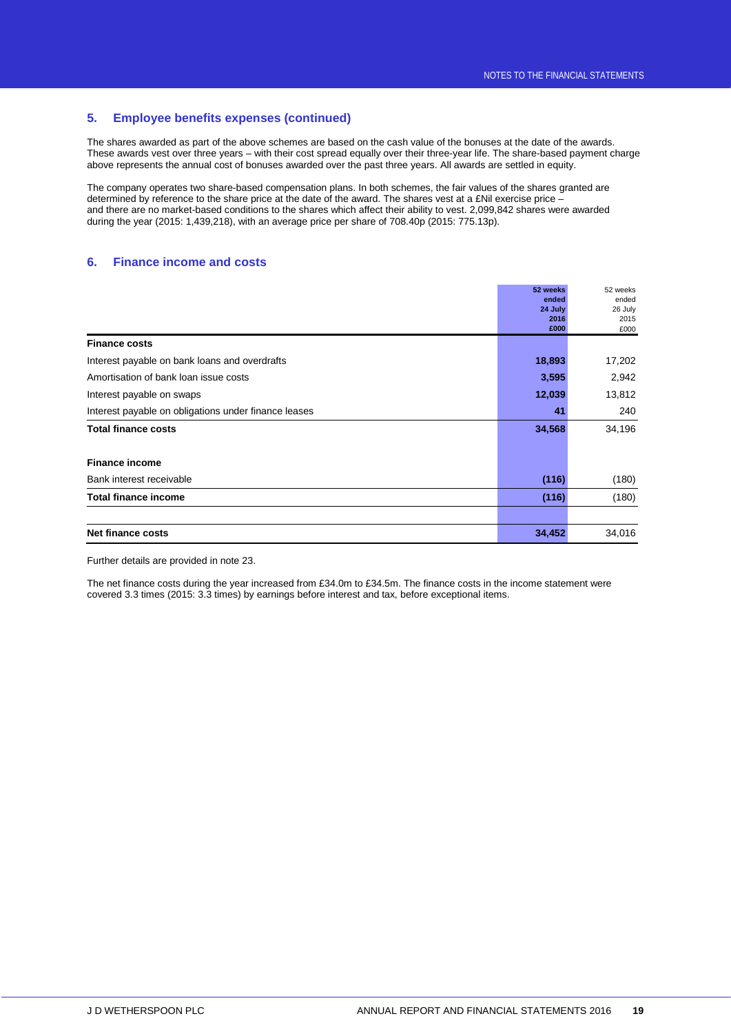## 5. Employee benefits expenses (continued)

The shares awarded as part of the above schemes are based on the cash value of the bonuses at the date of the awards. These awards vest over three years – with their cost spread equally over their three-year life. The share-based payment charge above represents the annual cost of bonuses awarded over the past three years. All awards are settled in equity.

The company operates two share-based compensation plans. In both schemes, the fair values of the shares granted are determined by reference to the share price at the date of the award. The shares vest at a £Nil exercise price – and there are no market-based conditions to the shares which affect their ability to vest. 2,099,842 shares were awarded during the year (2015: 1,439,218), with an average price per share of 708.40p (2015: 775.13p).

## 6. Finance income and costs

| | **52 weeks ended 24 July 2016 £000** | 52 weeks ended 26 July 2015 £000 |
|---|---|---|
| **Finance costs** | | |
| Interest payable on bank loans and overdrafts | **18,893** | 17,202 |
| Amortisation of bank loan issue costs | **3,595** | 2,942 |
| Interest payable on swaps | **12,039** | 13,812 |
| Interest payable on obligations under finance leases | **41** | 240 |
| **Total finance costs** | **34,568** | 34,196 |
| | | |
| **Finance income** | | |
| Bank interest receivable | **(116)** | (180) |
| **Total finance income** | **(116)** | (180) |
| | | |
| **Net finance costs** | **34,452** | 34,016 |

Further details are provided in note 23.

The net finance costs during the year increased from £34.0m to £34.5m. The finance costs in the income statement were covered 3.3 times (2015: 3.3 times) by earnings before interest and tax, before exceptional items.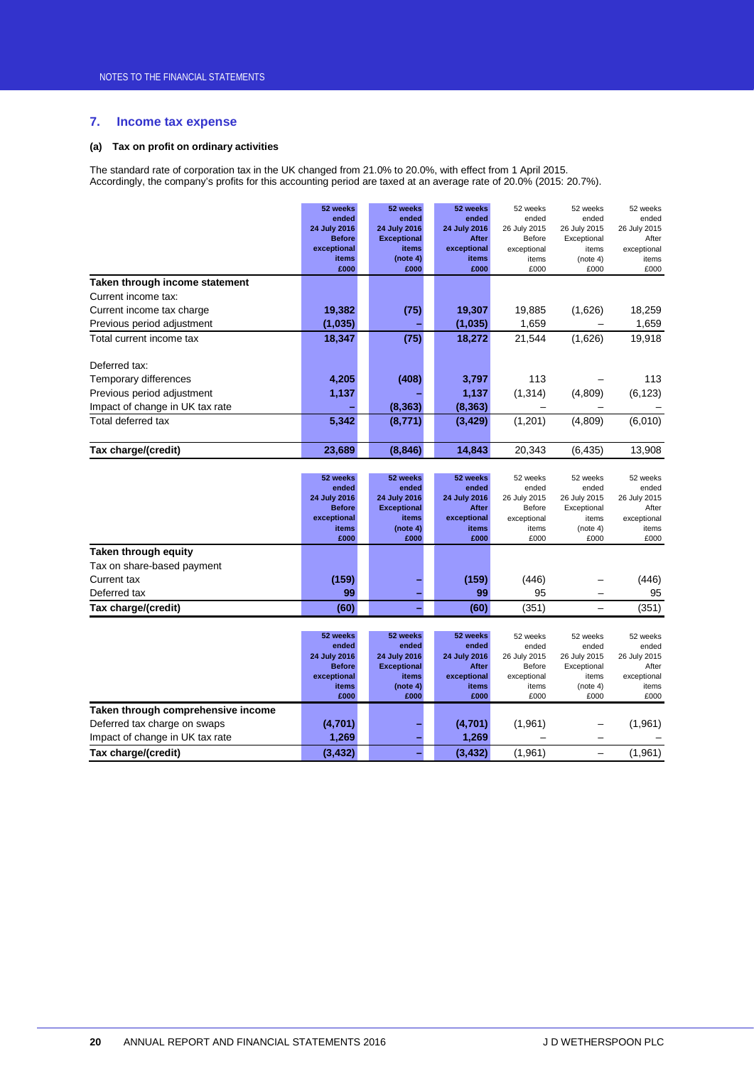## 7. Income tax expense

### (a) Tax on profit on ordinary activities

The standard rate of corporation tax in the UK changed from 21.0% to 20.0%, with effect from 1 April 2015. Accordingly, the company's profits for this accounting period are taxed at an average rate of 20.0% (2015: 20.7%).

| | 52 weeks ended 24 July 2016 Before exceptional items £000 | 52 weeks ended 24 July 2016 Exceptional items (note 4) £000 | 52 weeks ended 24 July 2016 After exceptional items £000 | 52 weeks ended 26 July 2015 Before exceptional items £000 | 52 weeks ended 26 July 2015 Exceptional items (note 4) £000 | 52 weeks ended 26 July 2015 After exceptional items £000 |
|---|---|---|---|---|---|---|
| **Taken through income statement** | | | | | | |
| Current income tax: | | | | | | |
| Current income tax charge | 19,382 | (75) | 19,307 | 19,885 | (1,626) | 18,259 |
| Previous period adjustment | (1,035) | – | (1,035) | 1,659 | – | 1,659 |
| Total current income tax | 18,347 | (75) | 18,272 | 21,544 | (1,626) | 19,918 |
| Deferred tax: | | | | | | |
| Temporary differences | 4,205 | (408) | 3,797 | 113 | – | 113 |
| Previous period adjustment | 1,137 | – | 1,137 | (1,314) | (4,809) | (6,123) |
| Impact of change in UK tax rate | – | (8,363) | (8,363) | – | – | – |
| Total deferred tax | 5,342 | (8,771) | (3,429) | (1,201) | (4,809) | (6,010) |
| **Tax charge/(credit)** | 23,689 | (8,846) | 14,843 | 20,343 | (6,435) | 13,908 |

| | 52 weeks ended 24 July 2016 Before exceptional items £000 | 52 weeks ended 24 July 2016 Exceptional items (note 4) £000 | 52 weeks ended 24 July 2016 After exceptional items £000 | 52 weeks ended 26 July 2015 Before exceptional items £000 | 52 weeks ended 26 July 2015 Exceptional items (note 4) £000 | 52 weeks ended 26 July 2015 After exceptional items £000 |
|---|---|---|---|---|---|---|
| **Taken through equity** | | | | | | |
| Tax on share-based payment | | | | | | |
| Current tax | (159) | – | (159) | (446) | – | (446) |
| Deferred tax | 99 | – | 99 | 95 | – | 95 |
| **Tax charge/(credit)** | (60) | – | (60) | (351) | – | (351) |

| | 52 weeks ended 24 July 2016 Before exceptional items £000 | 52 weeks ended 24 July 2016 Exceptional items (note 4) £000 | 52 weeks ended 24 July 2016 After exceptional items £000 | 52 weeks ended 26 July 2015 Before exceptional items £000 | 52 weeks ended 26 July 2015 Exceptional items (note 4) £000 | 52 weeks ended 26 July 2015 After exceptional items £000 |
|---|---|---|---|---|---|---|
| **Taken through comprehensive income** | | | | | | |
| Deferred tax charge on swaps | (4,701) | – | (4,701) | (1,961) | – | (1,961) |
| Impact of change in UK tax rate | 1,269 | – | 1,269 | – | – | – |
| **Tax charge/(credit)** | (3,432) | – | (3,432) | (1,961) | – | (1,961) |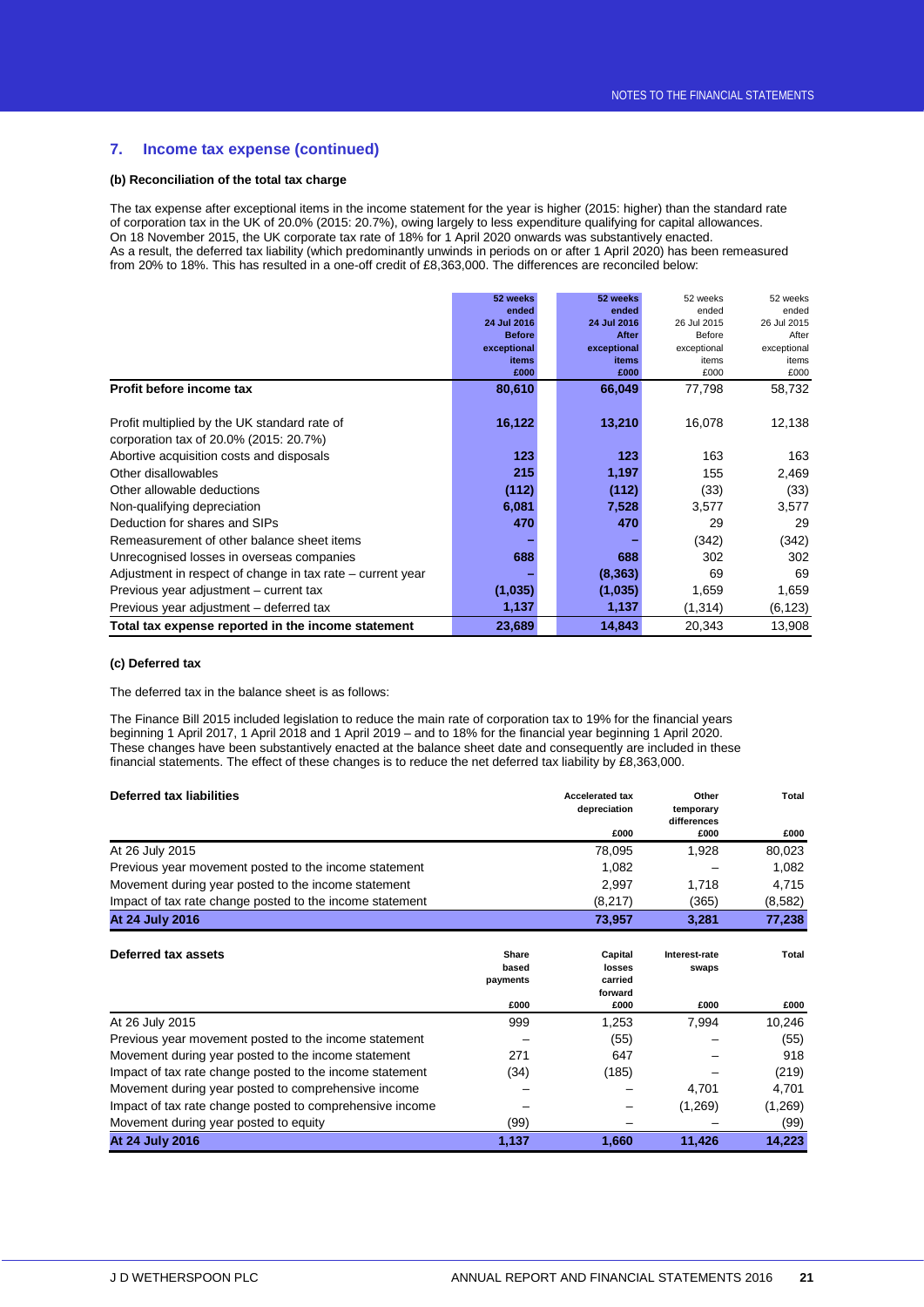## 7. Income tax expense (continued)

**(b) Reconciliation of the total tax charge**

The tax expense after exceptional items in the income statement for the year is higher (2015: higher) than the standard rate of corporation tax in the UK of 20.0% (2015: 20.7%), owing largely to less expenditure qualifying for capital allowances.
On 18 November 2015, the UK corporate tax rate of 18% for 1 April 2020 onwards was substantively enacted.
As a result, the deferred tax liability (which predominantly unwinds in periods on or after 1 April 2020) has been remeasured from 20% to 18%. This has resulted in a one-off credit of £8,363,000. The differences are reconciled below:

| | **52 weeks ended 24 Jul 2016 Before exceptional items £000** | **52 weeks ended 24 Jul 2016 After exceptional items £000** | 52 weeks ended 26 Jul 2015 Before exceptional items £000 | 52 weeks ended 26 Jul 2015 After exceptional items £000 |
|---|---|---|---|---|
| **Profit before income tax** | **80,610** | **66,049** | 77,798 | 58,732 |
| Profit multiplied by the UK standard rate of corporation tax of 20.0% (2015: 20.7%) | **16,122** | **13,210** | 16,078 | 12,138 |
| Abortive acquisition costs and disposals | **123** | **123** | 163 | 163 |
| Other disallowables | **215** | **1,197** | 155 | 2,469 |
| Other allowable deductions | **(112)** | **(112)** | (33) | (33) |
| Non-qualifying depreciation | **6,081** | **7,528** | 3,577 | 3,577 |
| Deduction for shares and SIPs | **470** | **470** | 29 | 29 |
| Remeasurement of other balance sheet items | **–** | **–** | (342) | (342) |
| Unrecognised losses in overseas companies | **688** | **688** | 302 | 302 |
| Adjustment in respect of change in tax rate – current year | **–** | **(8,363)** | 69 | 69 |
| Previous year adjustment – current tax | **(1,035)** | **(1,035)** | 1,659 | 1,659 |
| Previous year adjustment – deferred tax | **1,137** | **1,137** | (1,314) | (6,123) |
| **Total tax expense reported in the income statement** | **23,689** | **14,843** | 20,343 | 13,908 |

**(c) Deferred tax**

The deferred tax in the balance sheet is as follows:

The Finance Bill 2015 included legislation to reduce the main rate of corporation tax to 19% for the financial years beginning 1 April 2017, 1 April 2018 and 1 April 2019 – and to 18% for the financial year beginning 1 April 2020.
These changes have been substantively enacted at the balance sheet date and consequently are included in these financial statements. The effect of these changes is to reduce the net deferred tax liability by £8,363,000.

| **Deferred tax liabilities** | Accelerated tax depreciation £000 | Other temporary differences £000 | Total £000 |
|---|---|---|---|
| At 26 July 2015 | 78,095 | 1,928 | 80,023 |
| Previous year movement posted to the income statement | 1,082 | – | 1,082 |
| Movement during year posted to the income statement | 2,997 | 1,718 | 4,715 |
| Impact of tax rate change posted to the income statement | (8,217) | (365) | (8,582) |
| **At 24 July 2016** | **73,957** | **3,281** | **77,238** |

| **Deferred tax assets** | Share based payments £000 | Capital losses carried forward £000 | Interest-rate swaps £000 | Total £000 |
|---|---|---|---|---|
| At 26 July 2015 | 999 | 1,253 | 7,994 | 10,246 |
| Previous year movement posted to the income statement | – | (55) | – | (55) |
| Movement during year posted to the income statement | 271 | 647 | – | 918 |
| Impact of tax rate change posted to the income statement | (34) | (185) | – | (219) |
| Movement during year posted to comprehensive income | – | – | 4,701 | 4,701 |
| Impact of tax rate change posted to comprehensive income | – | – | (1,269) | (1,269) |
| Movement during year posted to equity | (99) | – | – | (99) |
| **At 24 July 2016** | **1,137** | **1,660** | **11,426** | **14,223** |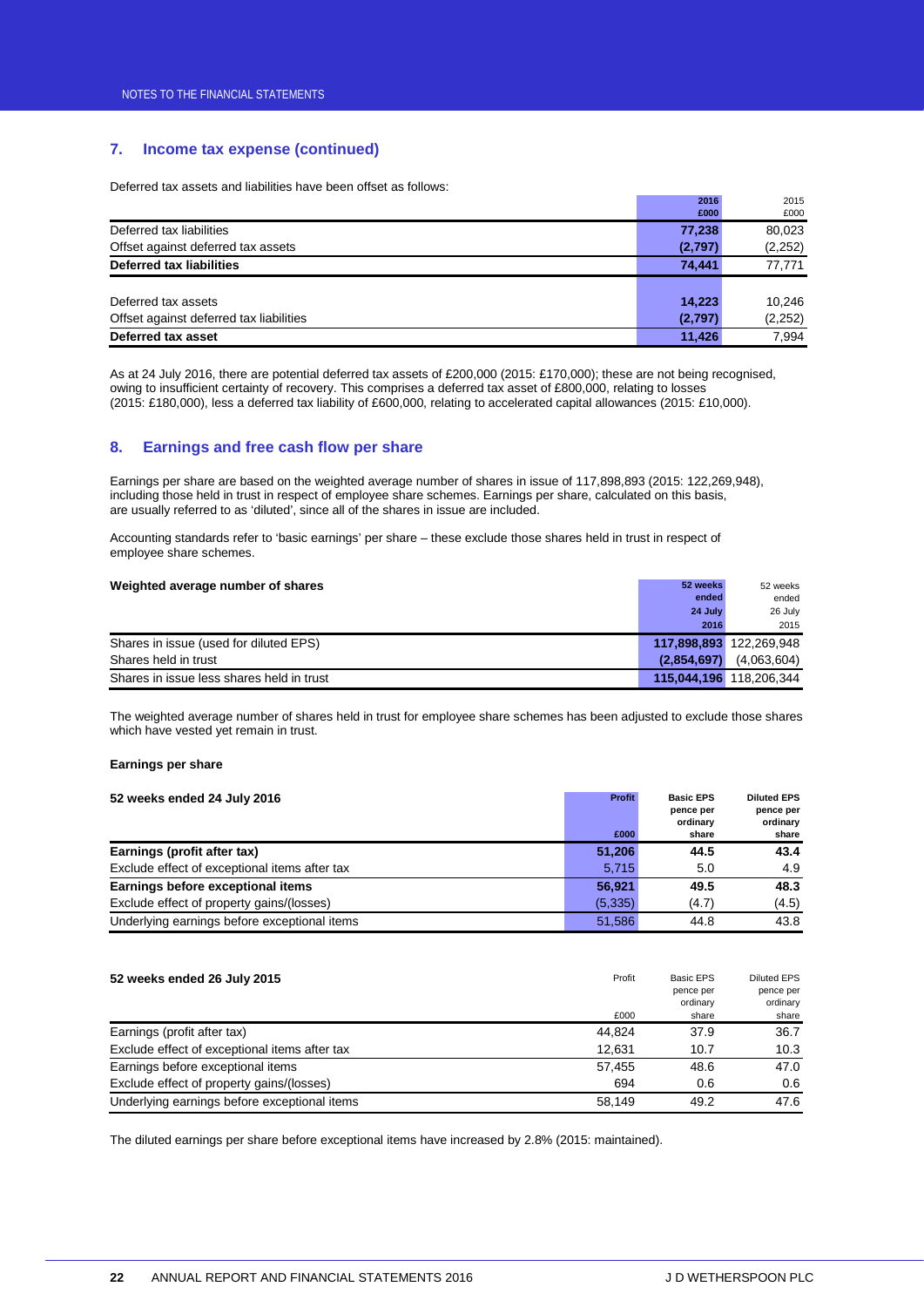## 7. Income tax expense (continued)

Deferred tax assets and liabilities have been offset as follows:

| | 2016<br>£000 | 2015<br>£000 |
|---|---|---|
| Deferred tax liabilities | 77,238 | 80,023 |
| Offset against deferred tax assets | (2,797) | (2,252) |
| **Deferred tax liabilities** | **74,441** | 77,771 |
| | | |
| Deferred tax assets | 14,223 | 10,246 |
| Offset against deferred tax liabilities | (2,797) | (2,252) |
| **Deferred tax asset** | **11,426** | 7,994 |

As at 24 July 2016, there are potential deferred tax assets of £200,000 (2015: £170,000); these are not being recognised, owing to insufficient certainty of recovery. This comprises a deferred tax asset of £800,000, relating to losses (2015: £180,000), less a deferred tax liability of £600,000, relating to accelerated capital allowances (2015: £10,000).

## 8. Earnings and free cash flow per share

Earnings per share are based on the weighted average number of shares in issue of 117,898,893 (2015: 122,269,948), including those held in trust in respect of employee share schemes. Earnings per share, calculated on this basis, are usually referred to as 'diluted', since all of the shares in issue are included.

Accounting standards refer to 'basic earnings' per share – these exclude those shares held in trust in respect of employee share schemes.

| **Weighted average number of shares** | 52 weeks ended 24 July 2016 | 52 weeks ended 26 July 2015 |
|---|---|---|
| Shares in issue (used for diluted EPS) | 117,898,893 | 122,269,948 |
| Shares held in trust | (2,854,697) | (4,063,604) |
| Shares in issue less shares held in trust | 115,044,196 | 118,206,344 |

The weighted average number of shares held in trust for employee share schemes has been adjusted to exclude those shares which have vested yet remain in trust.

**Earnings per share**

| **52 weeks ended 24 July 2016** | Profit<br>£000 | Basic EPS pence per ordinary share | Diluted EPS pence per ordinary share |
|---|---|---|---|
| **Earnings (profit after tax)** | **51,206** | **44.5** | **43.4** |
| Exclude effect of exceptional items after tax | 5,715 | 5.0 | 4.9 |
| **Earnings before exceptional items** | **56,921** | **49.5** | **48.3** |
| Exclude effect of property gains/(losses) | (5,335) | (4.7) | (4.5) |
| Underlying earnings before exceptional items | 51,586 | 44.8 | 43.8 |

| **52 weeks ended 26 July 2015** | Profit<br>£000 | Basic EPS pence per ordinary share | Diluted EPS pence per ordinary share |
|---|---|---|---|
| Earnings (profit after tax) | 44,824 | 37.9 | 36.7 |
| Exclude effect of exceptional items after tax | 12,631 | 10.7 | 10.3 |
| Earnings before exceptional items | 57,455 | 48.6 | 47.0 |
| Exclude effect of property gains/(losses) | 694 | 0.6 | 0.6 |
| Underlying earnings before exceptional items | 58,149 | 49.2 | 47.6 |

The diluted earnings per share before exceptional items have increased by 2.8% (2015: maintained).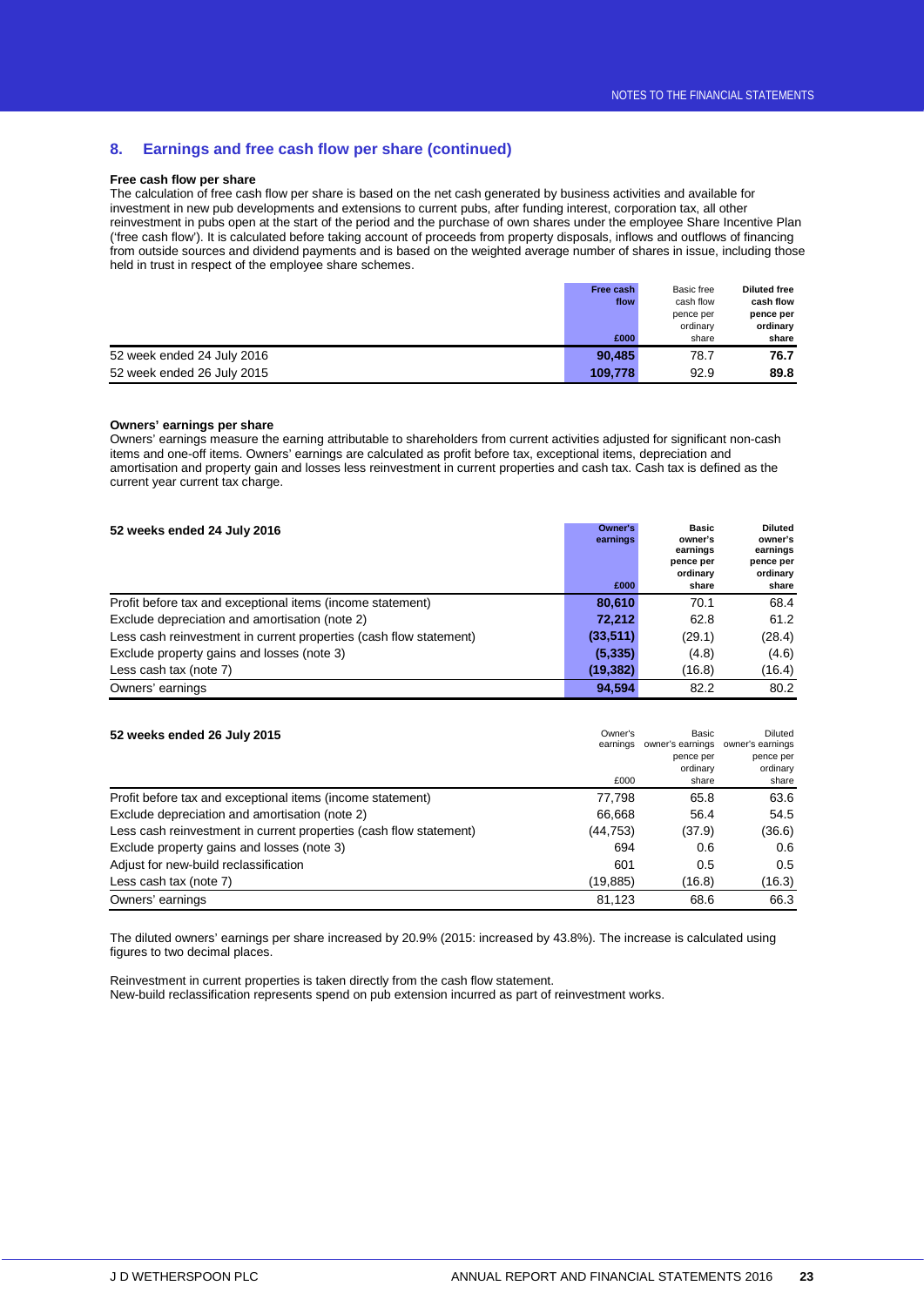## 8. Earnings and free cash flow per share (continued)

**Free cash flow per share**

The calculation of free cash flow per share is based on the net cash generated by business activities and available for investment in new pub developments and extensions to current pubs, after funding interest, corporation tax, all other reinvestment in pubs open at the start of the period and the purchase of own shares under the employee Share Incentive Plan ('free cash flow'). It is calculated before taking account of proceeds from property disposals, inflows and outflows of financing from outside sources and dividend payments and is based on the weighted average number of shares in issue, including those held in trust in respect of the employee share schemes.

| | **Free cash flow £000** | Basic free cash flow pence per ordinary share | **Diluted free cash flow pence per ordinary share** |
|---|---|---|---|
| 52 week ended 24 July 2016 | **90,485** | 78.7 | **76.7** |
| 52 week ended 26 July 2015 | **109,778** | 92.9 | **89.8** |

**Owners' earnings per share**

Owners' earnings measure the earning attributable to shareholders from current activities adjusted for significant non-cash items and one-off items. Owners' earnings are calculated as profit before tax, exceptional items, depreciation and amortisation and property gain and losses less reinvestment in current properties and cash tax. Cash tax is defined as the current year current tax charge.

| **52 weeks ended 24 July 2016** | **Owner's earnings £000** | **Basic owner's earnings pence per ordinary share** | **Diluted owner's earnings pence per ordinary share** |
|---|---|---|---|
| Profit before tax and exceptional items (income statement) | **80,610** | 70.1 | 68.4 |
| Exclude depreciation and amortisation (note 2) | **72,212** | 62.8 | 61.2 |
| Less cash reinvestment in current properties (cash flow statement) | **(33,511)** | (29.1) | (28.4) |
| Exclude property gains and losses (note 3) | **(5,335)** | (4.8) | (4.6) |
| Less cash tax (note 7) | **(19,382)** | (16.8) | (16.4) |
| Owners' earnings | **94,594** | 82.2 | 80.2 |

| **52 weeks ended 26 July 2015** | Owner's earnings £000 | Basic owner's earnings pence per ordinary share | Diluted owner's earnings pence per ordinary share |
|---|---|---|---|
| Profit before tax and exceptional items (income statement) | 77,798 | 65.8 | 63.6 |
| Exclude depreciation and amortisation (note 2) | 66,668 | 56.4 | 54.5 |
| Less cash reinvestment in current properties (cash flow statement) | (44,753) | (37.9) | (36.6) |
| Exclude property gains and losses (note 3) | 694 | 0.6 | 0.6 |
| Adjust for new-build reclassification | 601 | 0.5 | 0.5 |
| Less cash tax (note 7) | (19,885) | (16.8) | (16.3) |
| Owners' earnings | 81,123 | 68.6 | 66.3 |

The diluted owners' earnings per share increased by 20.9% (2015: increased by 43.8%). The increase is calculated using figures to two decimal places.

Reinvestment in current properties is taken directly from the cash flow statement.
New-build reclassification represents spend on pub extension incurred as part of reinvestment works.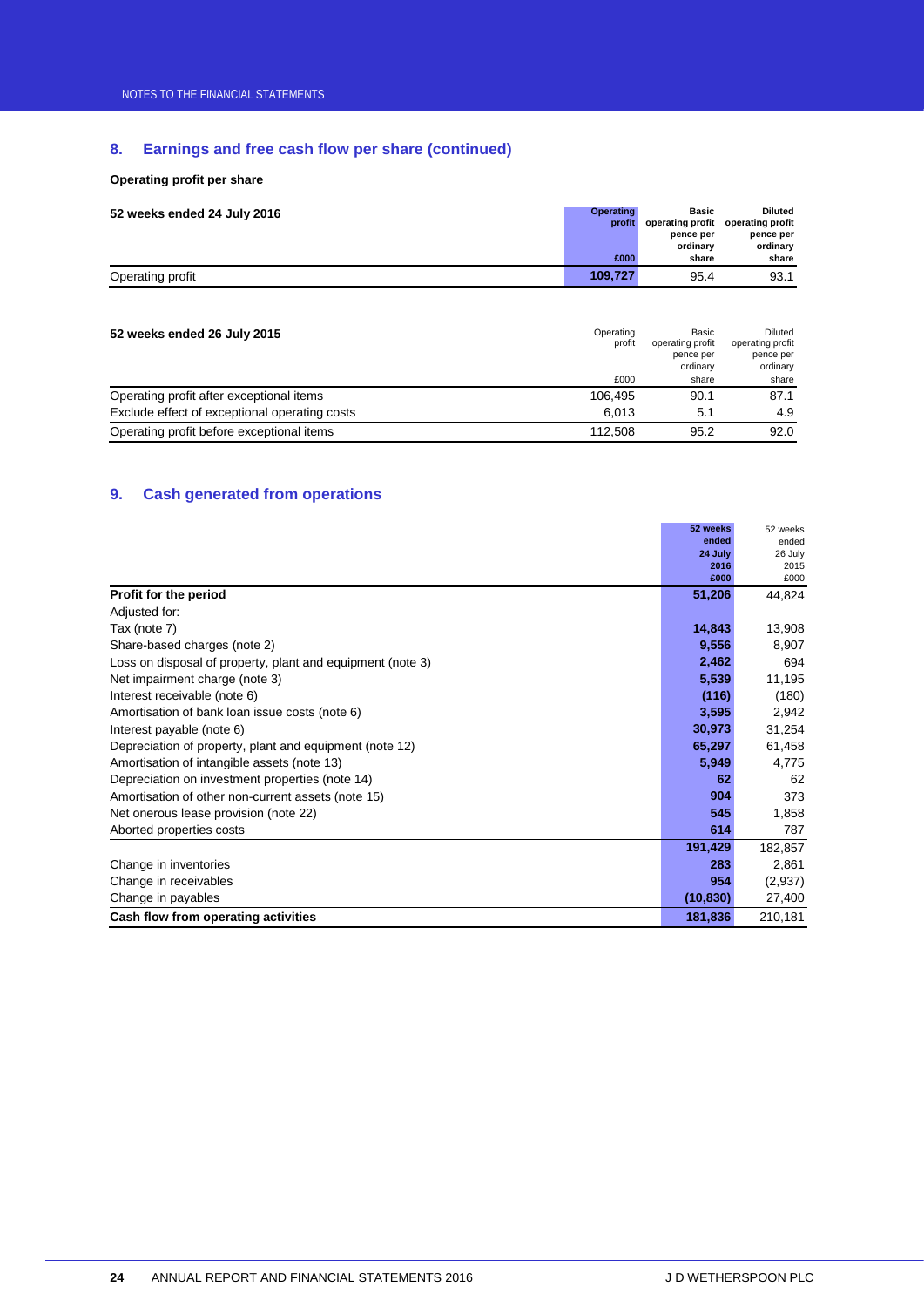## 8. Earnings and free cash flow per share (continued)

**Operating profit per share**

| 52 weeks ended 24 July 2016 | Operating profit £000 | Basic operating profit pence per ordinary share | Diluted operating profit pence per ordinary share |
|---|---|---|---|
| Operating profit | 109,727 | 95.4 | 93.1 |

| 52 weeks ended 26 July 2015 | Operating profit £000 | Basic operating profit pence per ordinary share | Diluted operating profit pence per ordinary share |
|---|---|---|---|
| Operating profit after exceptional items | 106,495 | 90.1 | 87.1 |
| Exclude effect of exceptional operating costs | 6,013 | 5.1 | 4.9 |
| Operating profit before exceptional items | 112,508 | 95.2 | 92.0 |

## 9. Cash generated from operations

| | 52 weeks ended 24 July 2016 £000 | 52 weeks ended 26 July 2015 £000 |
|---|---|---|
| **Profit for the period** | **51,206** | 44,824 |
| Adjusted for: | | |
| Tax (note 7) | **14,843** | 13,908 |
| Share-based charges (note 2) | **9,556** | 8,907 |
| Loss on disposal of property, plant and equipment (note 3) | **2,462** | 694 |
| Net impairment charge (note 3) | **5,539** | 11,195 |
| Interest receivable (note 6) | **(116)** | (180) |
| Amortisation of bank loan issue costs (note 6) | **3,595** | 2,942 |
| Interest payable (note 6) | **30,973** | 31,254 |
| Depreciation of property, plant and equipment (note 12) | **65,297** | 61,458 |
| Amortisation of intangible assets (note 13) | **5,949** | 4,775 |
| Depreciation on investment properties (note 14) | **62** | 62 |
| Amortisation of other non-current assets (note 15) | **904** | 373 |
| Net onerous lease provision (note 22) | **545** | 1,858 |
| Aborted properties costs | **614** | 787 |
| | **191,429** | 182,857 |
| Change in inventories | **283** | 2,861 |
| Change in receivables | **954** | (2,937) |
| Change in payables | **(10,830)** | 27,400 |
| **Cash flow from operating activities** | **181,836** | 210,181 |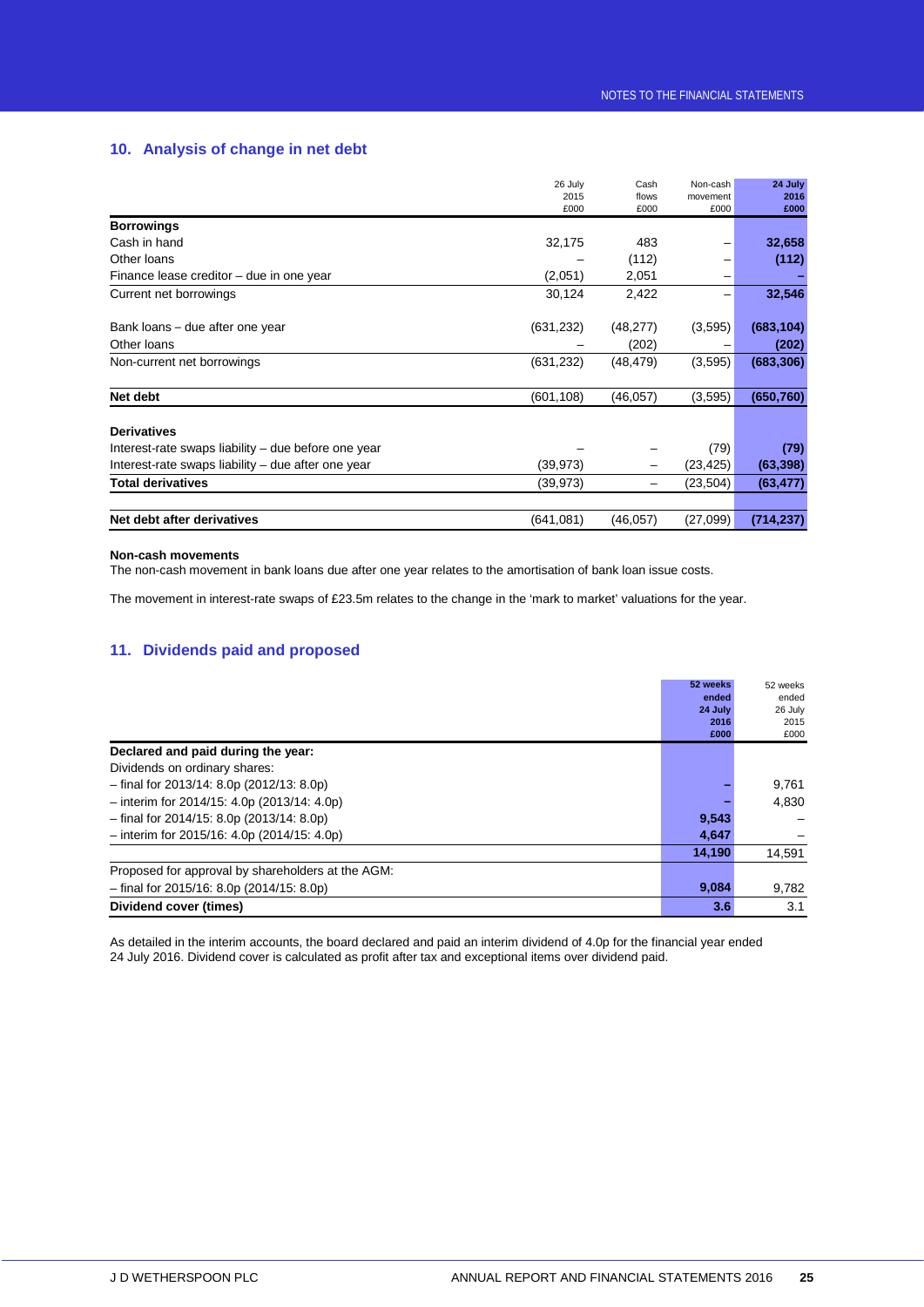## 10. Analysis of change in net debt

| | 26 July 2015 £000 | Cash flows £000 | Non-cash movement £000 | 24 July 2016 £000 |
|---|---|---|---|---|
| **Borrowings** | | | | |
| Cash in hand | 32,175 | 483 | – | **32,658** |
| Other loans | – | (112) | – | **(112)** |
| Finance lease creditor – due in one year | (2,051) | 2,051 | – | **–** |
| Current net borrowings | 30,124 | 2,422 | – | **32,546** |
| | | | | |
| Bank loans – due after one year | (631,232) | (48,277) | (3,595) | **(683,104)** |
| Other loans | – | (202) | – | **(202)** |
| Non-current net borrowings | (631,232) | (48,479) | (3,595) | **(683,306)** |
| | | | | |
| **Net debt** | (601,108) | (46,057) | (3,595) | **(650,760)** |
| | | | | |
| **Derivatives** | | | | |
| Interest-rate swaps liability – due before one year | – | – | (79) | **(79)** |
| Interest-rate swaps liability – due after one year | (39,973) | – | (23,425) | **(63,398)** |
| **Total derivatives** | (39,973) | – | (23,504) | **(63,477)** |
| | | | | |
| **Net debt after derivatives** | (641,081) | (46,057) | (27,099) | **(714,237)** |

**Non-cash movements**

The non-cash movement in bank loans due after one year relates to the amortisation of bank loan issue costs.

The movement in interest-rate swaps of £23.5m relates to the change in the 'mark to market' valuations for the year.

## 11. Dividends paid and proposed

| | 52 weeks ended 24 July 2016 £000 | 52 weeks ended 26 July 2015 £000 |
|---|---|---|
| **Declared and paid during the year:** | | |
| Dividends on ordinary shares: | | |
| – final for 2013/14: 8.0p (2012/13: 8.0p) | **–** | 9,761 |
| – interim for 2014/15: 4.0p (2013/14: 4.0p) | **–** | 4,830 |
| – final for 2014/15: 8.0p (2013/14: 8.0p) | **9,543** | – |
| – interim for 2015/16: 4.0p (2014/15: 4.0p) | **4,647** | – |
| | **14,190** | 14,591 |
| Proposed for approval by shareholders at the AGM: | | |
| – final for 2015/16: 8.0p (2014/15: 8.0p) | **9,084** | 9,782 |
| **Dividend cover (times)** | **3.6** | 3.1 |

As detailed in the interim accounts, the board declared and paid an interim dividend of 4.0p for the financial year ended 24 July 2016. Dividend cover is calculated as profit after tax and exceptional items over dividend paid.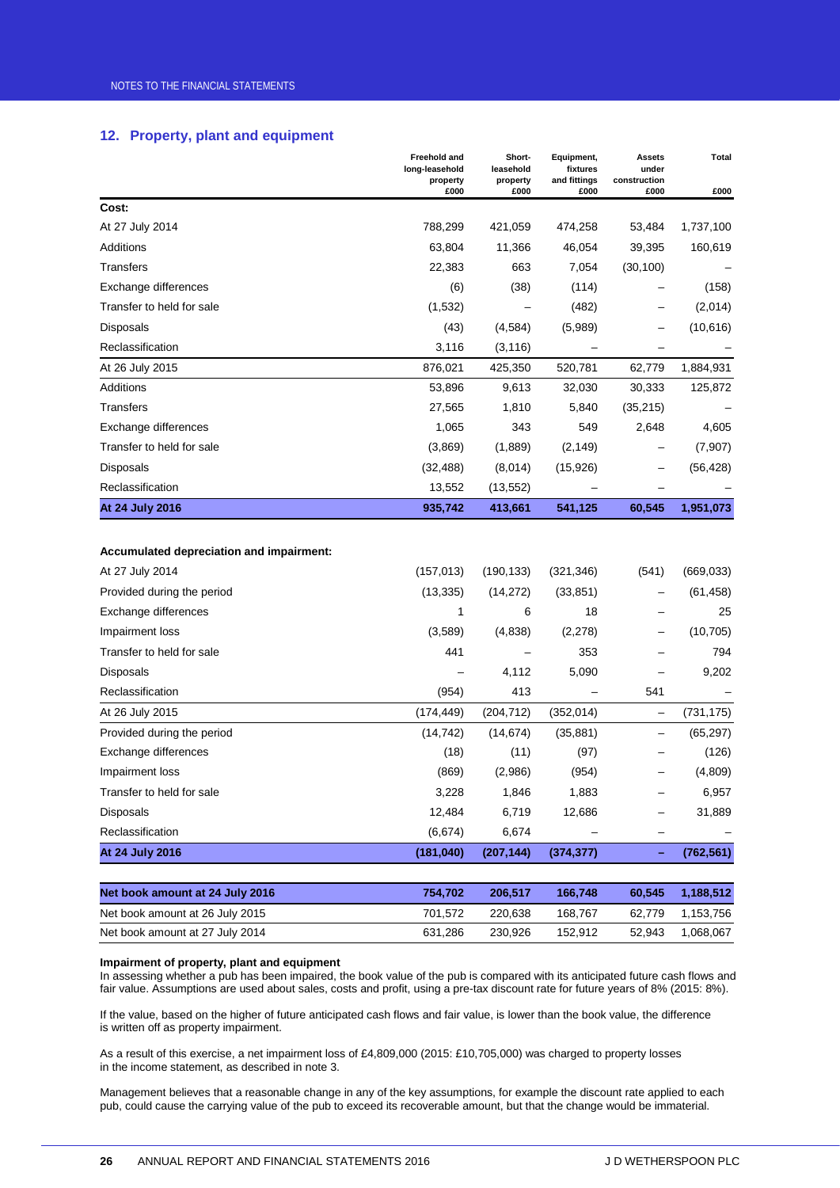## 12. Property, plant and equipment

| | Freehold and long-leasehold property £000 | Short-leasehold property £000 | Equipment, fixtures and fittings £000 | Assets under construction £000 | Total £000 |
|---|---|---|---|---|---|
| **Cost:** | | | | | |
| At 27 July 2014 | 788,299 | 421,059 | 474,258 | 53,484 | 1,737,100 |
| Additions | 63,804 | 11,366 | 46,054 | 39,395 | 160,619 |
| Transfers | 22,383 | 663 | 7,054 | (30,100) | – |
| Exchange differences | (6) | (38) | (114) | – | (158) |
| Transfer to held for sale | (1,532) | – | (482) | – | (2,014) |
| Disposals | (43) | (4,584) | (5,989) | – | (10,616) |
| Reclassification | 3,116 | (3,116) | – | – | – |
| At 26 July 2015 | 876,021 | 425,350 | 520,781 | 62,779 | 1,884,931 |
| Additions | 53,896 | 9,613 | 32,030 | 30,333 | 125,872 |
| Transfers | 27,565 | 1,810 | 5,840 | (35,215) | – |
| Exchange differences | 1,065 | 343 | 549 | 2,648 | 4,605 |
| Transfer to held for sale | (3,869) | (1,889) | (2,149) | – | (7,907) |
| Disposals | (32,488) | (8,014) | (15,926) | – | (56,428) |
| Reclassification | 13,552 | (13,552) | – | – | – |
| **At 24 July 2016** | **935,742** | **413,661** | **541,125** | **60,545** | **1,951,073** |
| | | | | | |
| **Accumulated depreciation and impairment:** | | | | | |
| At 27 July 2014 | (157,013) | (190,133) | (321,346) | (541) | (669,033) |
| Provided during the period | (13,335) | (14,272) | (33,851) | – | (61,458) |
| Exchange differences | 1 | 6 | 18 | – | 25 |
| Impairment loss | (3,589) | (4,838) | (2,278) | – | (10,705) |
| Transfer to held for sale | 441 | – | 353 | – | 794 |
| Disposals | – | 4,112 | 5,090 | – | 9,202 |
| Reclassification | (954) | 413 | – | 541 | – |
| At 26 July 2015 | (174,449) | (204,712) | (352,014) | – | (731,175) |
| Provided during the period | (14,742) | (14,674) | (35,881) | – | (65,297) |
| Exchange differences | (18) | (11) | (97) | – | (126) |
| Impairment loss | (869) | (2,986) | (954) | – | (4,809) |
| Transfer to held for sale | 3,228 | 1,846 | 1,883 | – | 6,957 |
| Disposals | 12,484 | 6,719 | 12,686 | – | 31,889 |
| Reclassification | (6,674) | 6,674 | – | – | – |
| **At 24 July 2016** | **(181,040)** | **(207,144)** | **(374,377)** | **–** | **(762,561)** |
| | | | | | |
| **Net book amount at 24 July 2016** | **754,702** | **206,517** | **166,748** | **60,545** | **1,188,512** |
| Net book amount at 26 July 2015 | 701,572 | 220,638 | 168,767 | 62,779 | 1,153,756 |
| Net book amount at 27 July 2014 | 631,286 | 230,926 | 152,912 | 52,943 | 1,068,067 |

**Impairment of property, plant and equipment**

In assessing whether a pub has been impaired, the book value of the pub is compared with its anticipated future cash flows and fair value. Assumptions are used about sales, costs and profit, using a pre-tax discount rate for future years of 8% (2015: 8%).

If the value, based on the higher of future anticipated cash flows and fair value, is lower than the book value, the difference is written off as property impairment.

As a result of this exercise, a net impairment loss of £4,809,000 (2015: £10,705,000) was charged to property losses in the income statement, as described in note 3.

Management believes that a reasonable change in any of the key assumptions, for example the discount rate applied to each pub, could cause the carrying value of the pub to exceed its recoverable amount, but that the change would be immaterial.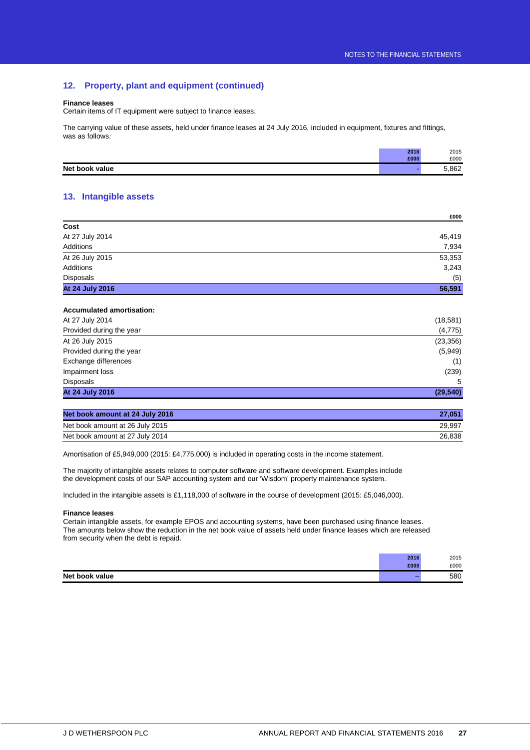## 12. Property, plant and equipment (continued)

**Finance leases**
Certain items of IT equipment were subject to finance leases.

The carrying value of these assets, held under finance leases at 24 July 2016, included in equipment, fixtures and fittings, was as follows:

| | 2016 £000 | 2015 £000 |
|---|---|---|
| **Net book value** | - | 5,862 |

## 13. Intangible assets

| | £000 |
|---|---|
| **Cost** | |
| At 27 July 2014 | 45,419 |
| Additions | 7,934 |
| At 26 July 2015 | 53,353 |
| Additions | 3,243 |
| Disposals | (5) |
| **At 24 July 2016** | **56,591** |
| | |
| **Accumulated amortisation:** | |
| At 27 July 2014 | (18,581) |
| Provided during the year | (4,775) |
| At 26 July 2015 | (23,356) |
| Provided during the year | (5,949) |
| Exchange differences | (1) |
| Impairment loss | (239) |
| Disposals | 5 |
| **At 24 July 2016** | **(29,540)** |
| | |
| **Net book amount at 24 July 2016** | **27,051** |
| Net book amount at 26 July 2015 | 29,997 |
| Net book amount at 27 July 2014 | 26,838 |

Amortisation of £5,949,000 (2015: £4,775,000) is included in operating costs in the income statement.

The majority of intangible assets relates to computer software and software development. Examples include the development costs of our SAP accounting system and our 'Wisdom' property maintenance system.

Included in the intangible assets is £1,118,000 of software in the course of development (2015: £5,046,000).

**Finance leases**
Certain intangible assets, for example EPOS and accounting systems, have been purchased using finance leases. The amounts below show the reduction in the net book value of assets held under finance leases which are released from security when the debt is repaid.

| | 2016 £000 | 2015 £000 |
|---|---|---|
| **Net book value** | – | 580 |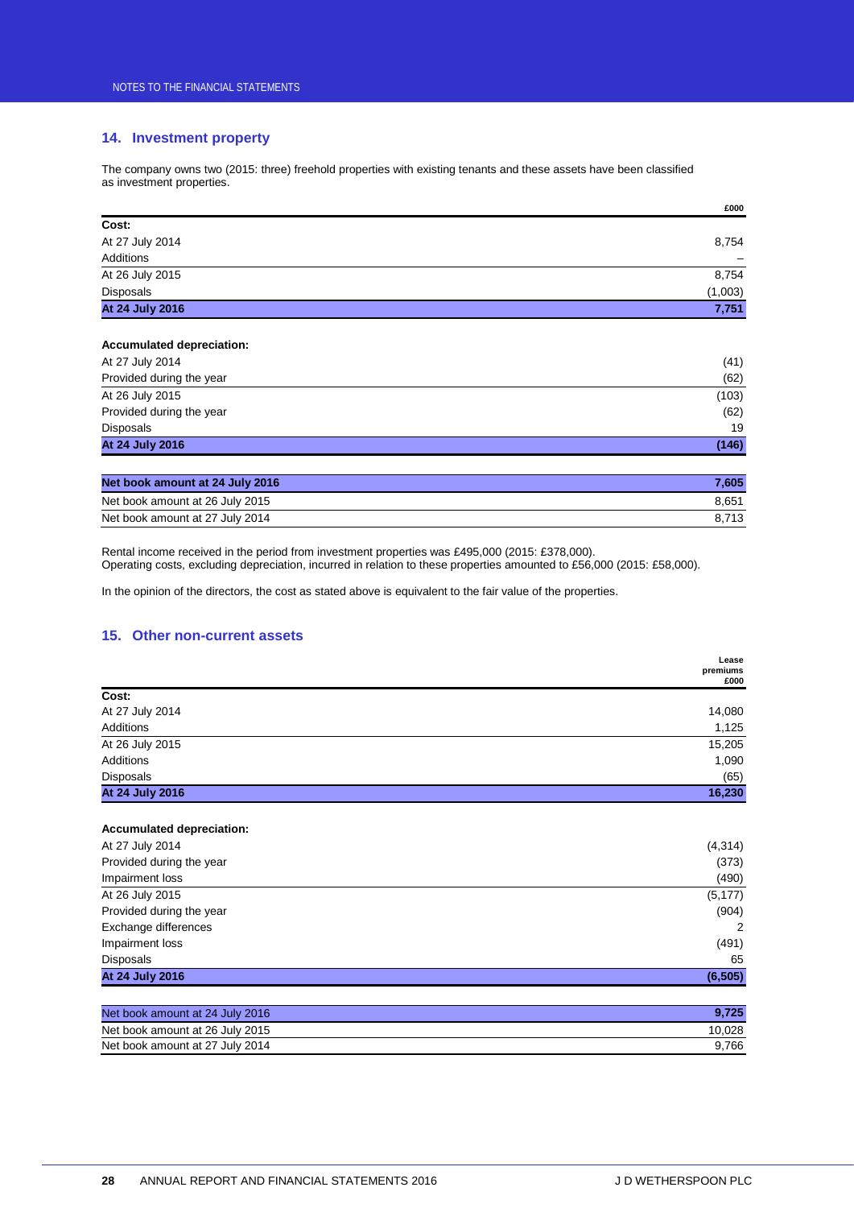## 14. Investment property

The company owns two (2015: three) freehold properties with existing tenants and these assets have been classified as investment properties.

| | £000 |
|---|---|
| **Cost:** | |
| At 27 July 2014 | 8,754 |
| Additions | – |
| At 26 July 2015 | 8,754 |
| Disposals | (1,003) |
| **At 24 July 2016** | **7,751** |
| | |
| **Accumulated depreciation:** | |
| At 27 July 2014 | (41) |
| Provided during the year | (62) |
| At 26 July 2015 | (103) |
| Provided during the year | (62) |
| Disposals | 19 |
| **At 24 July 2016** | **(146)** |
| | |
| **Net book amount at 24 July 2016** | **7,605** |
| Net book amount at 26 July 2015 | 8,651 |
| Net book amount at 27 July 2014 | 8,713 |

Rental income received in the period from investment properties was £495,000 (2015: £378,000).
Operating costs, excluding depreciation, incurred in relation to these properties amounted to £56,000 (2015: £58,000).

In the opinion of the directors, the cost as stated above is equivalent to the fair value of the properties.

## 15. Other non-current assets

| | Lease premiums £000 |
|---|---|
| **Cost:** | |
| At 27 July 2014 | 14,080 |
| Additions | 1,125 |
| At 26 July 2015 | 15,205 |
| Additions | 1,090 |
| Disposals | (65) |
| **At 24 July 2016** | **16,230** |
| | |
| **Accumulated depreciation:** | |
| At 27 July 2014 | (4,314) |
| Provided during the year | (373) |
| Impairment loss | (490) |
| At 26 July 2015 | (5,177) |
| Provided during the year | (904) |
| Exchange differences | 2 |
| Impairment loss | (491) |
| Disposals | 65 |
| **At 24 July 2016** | **(6,505)** |
| | |
| Net book amount at 24 July 2016 | **9,725** |
| Net book amount at 26 July 2015 | 10,028 |
| Net book amount at 27 July 2014 | 9,766 |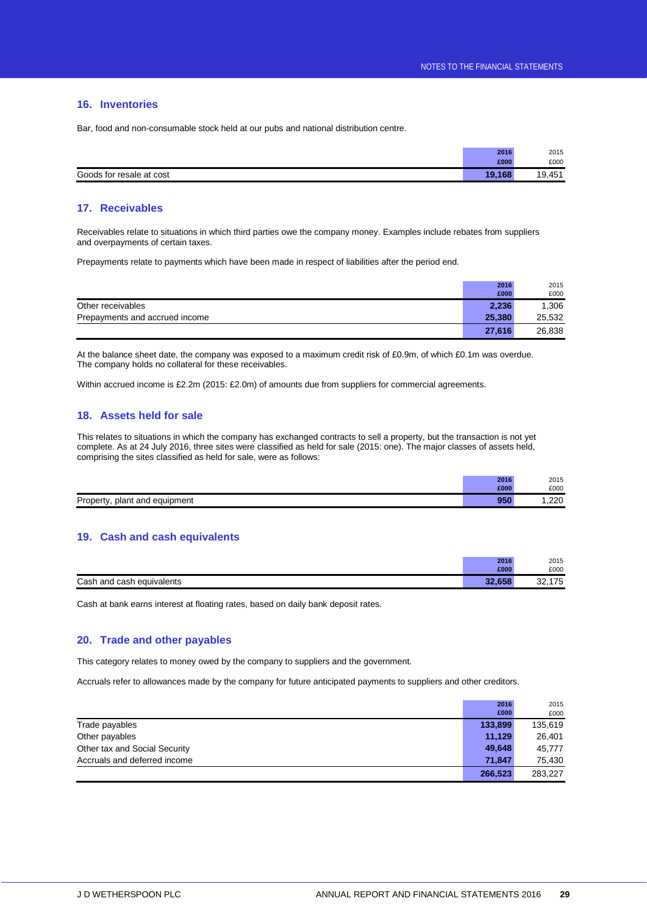## 16. Inventories

Bar, food and non-consumable stock held at our pubs and national distribution centre.

| | 2016 £000 | 2015 £000 |
|---|---|---|
| Goods for resale at cost | **19,168** | 19,451 |

## 17. Receivables

Receivables relate to situations in which third parties owe the company money. Examples include rebates from suppliers and overpayments of certain taxes.

Prepayments relate to payments which have been made in respect of liabilities after the period end.

| | 2016 £000 | 2015 £000 |
|---|---|---|
| Other receivables | **2,236** | 1,306 |
| Prepayments and accrued income | **25,380** | 25,532 |
| | **27,616** | 26,838 |

At the balance sheet date, the company was exposed to a maximum credit risk of £0.9m, of which £0.1m was overdue. The company holds no collateral for these receivables.

Within accrued income is £2.2m (2015: £2.0m) of amounts due from suppliers for commercial agreements.

## 18. Assets held for sale

This relates to situations in which the company has exchanged contracts to sell a property, but the transaction is not yet complete. As at 24 July 2016, three sites were classified as held for sale (2015: one). The major classes of assets held, comprising the sites classified as held for sale, were as follows:

| | 2016 £000 | 2015 £000 |
|---|---|---|
| Property, plant and equipment | **950** | 1,220 |

## 19. Cash and cash equivalents

| | 2016 £000 | 2015 £000 |
|---|---|---|
| Cash and cash equivalents | **32,658** | 32,175 |

Cash at bank earns interest at floating rates, based on daily bank deposit rates.

## 20. Trade and other payables

This category relates to money owed by the company to suppliers and the government.

Accruals refer to allowances made by the company for future anticipated payments to suppliers and other creditors.

| | 2016 £000 | 2015 £000 |
|---|---|---|
| Trade payables | **133,899** | 135,619 |
| Other payables | **11,129** | 26,401 |
| Other tax and Social Security | **49,648** | 45,777 |
| Accruals and deferred income | **71,847** | 75,430 |
| | **266,523** | 283,227 |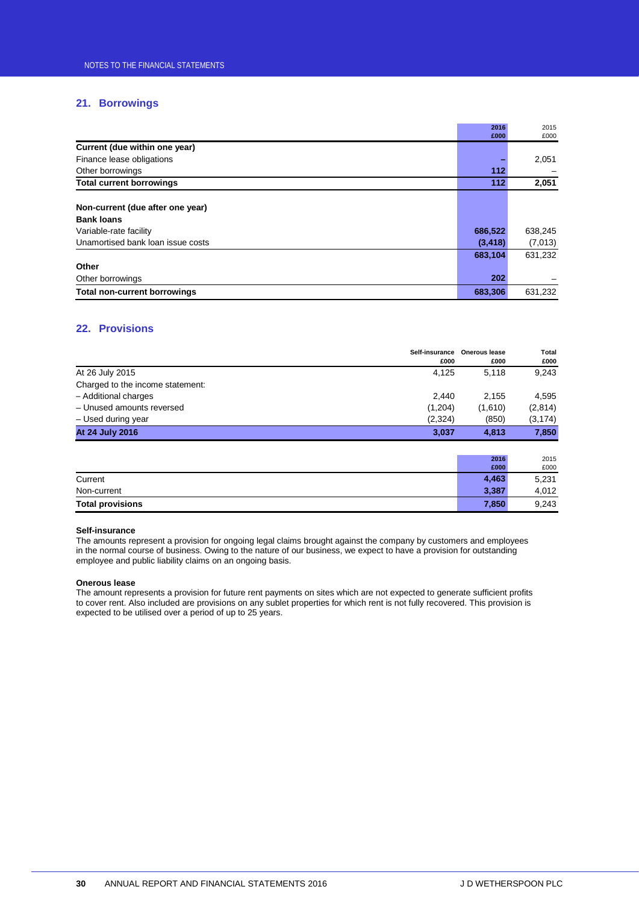## 21. Borrowings

| | 2016 £000 | 2015 £000 |
|---|---|---|
| **Current (due within one year)** | | |
| Finance lease obligations | – | 2,051 |
| Other borrowings | 112 | – |
| **Total current borrowings** | **112** | **2,051** |
| | | |
| **Non-current (due after one year)** | | |
| **Bank loans** | | |
| Variable-rate facility | 686,522 | 638,245 |
| Unamortised bank loan issue costs | (3,418) | (7,013) |
| | 683,104 | 631,232 |
| **Other** | | |
| Other borrowings | 202 | – |
| **Total non-current borrowings** | **683,306** | **631,232** |

## 22. Provisions

| | Self-insurance £000 | Onerous lease £000 | Total £000 |
|---|---|---|---|
| At 26 July 2015 | 4,125 | 5,118 | 9,243 |
| Charged to the income statement: | | | |
| – Additional charges | 2,440 | 2,155 | 4,595 |
| – Unused amounts reversed | (1,204) | (1,610) | (2,814) |
| – Used during year | (2,324) | (850) | (3,174) |
| **At 24 July 2016** | **3,037** | **4,813** | **7,850** |

| | 2016 £000 | 2015 £000 |
|---|---|---|
| Current | 4,463 | 5,231 |
| Non-current | 3,387 | 4,012 |
| **Total provisions** | **7,850** | **9,243** |

**Self-insurance**

The amounts represent a provision for ongoing legal claims brought against the company by customers and employees in the normal course of business. Owing to the nature of our business, we expect to have a provision for outstanding employee and public liability claims on an ongoing basis.

**Onerous lease**

The amount represents a provision for future rent payments on sites which are not expected to generate sufficient profits to cover rent. Also included are provisions on any sublet properties for which rent is not fully recovered. This provision is expected to be utilised over a period of up to 25 years.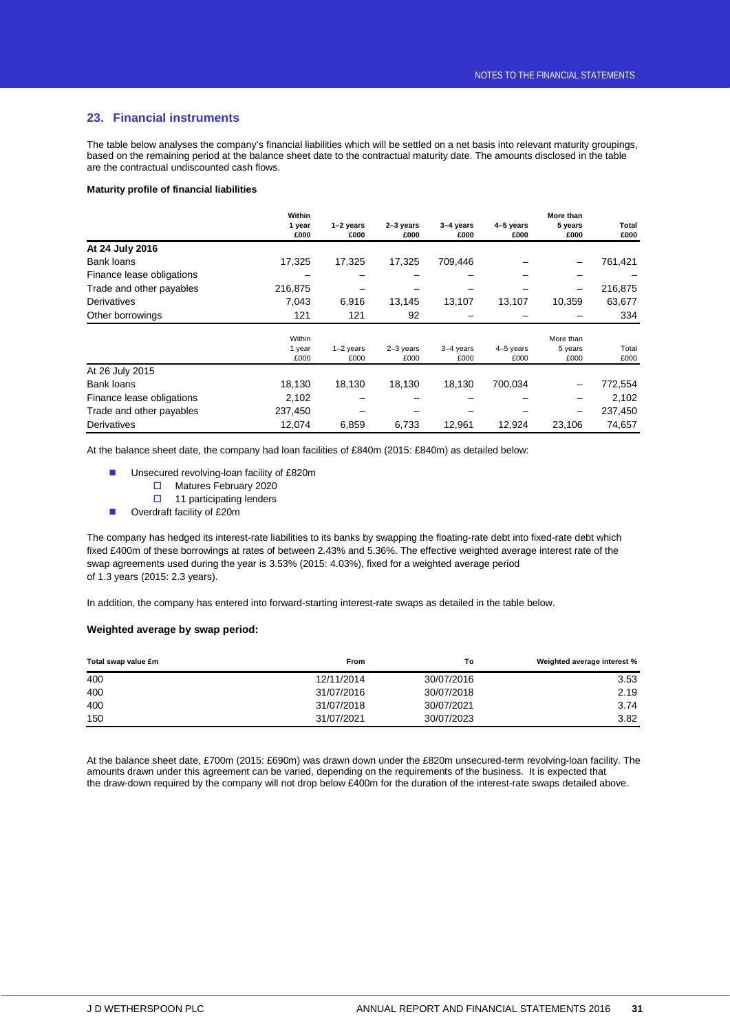## 23. Financial instruments

The table below analyses the company's financial liabilities which will be settled on a net basis into relevant maturity groupings, based on the remaining period at the balance sheet date to the contractual maturity date. The amounts disclosed in the table are the contractual undiscounted cash flows.

**Maturity profile of financial liabilities**

| | Within 1 year £000 | 1–2 years £000 | 2–3 years £000 | 3–4 years £000 | 4–5 years £000 | More than 5 years £000 | Total £000 |
|---|---|---|---|---|---|---|---|
| **At 24 July 2016** | | | | | | | |
| Bank loans | 17,325 | 17,325 | 17,325 | 709,446 | – | – | 761,421 |
| Finance lease obligations | – | – | – | – | – | – | – |
| Trade and other payables | 216,875 | – | – | – | – | – | 216,875 |
| Derivatives | 7,043 | 6,916 | 13,145 | 13,107 | 13,107 | 10,359 | 63,677 |
| Other borrowings | 121 | 121 | 92 | – | – | – | 334 |

| | Within 1 year £000 | 1–2 years £000 | 2–3 years £000 | 3–4 years £000 | 4–5 years £000 | More than 5 years £000 | Total £000 |
|---|---|---|---|---|---|---|---|
| At 26 July 2015 | | | | | | | |
| Bank loans | 18,130 | 18,130 | 18,130 | 18,130 | 700,034 | – | 772,554 |
| Finance lease obligations | 2,102 | – | – | – | – | – | 2,102 |
| Trade and other payables | 237,450 | – | – | – | – | – | 237,450 |
| Derivatives | 12,074 | 6,859 | 6,733 | 12,961 | 12,924 | 23,106 | 74,657 |

At the balance sheet date, the company had loan facilities of £840m (2015: £840m) as detailed below:

- Unsecured revolving-loan facility of £820m
  - Matures February 2020
  - 11 participating lenders
- Overdraft facility of £20m

The company has hedged its interest-rate liabilities to its banks by swapping the floating-rate debt into fixed-rate debt which fixed £400m of these borrowings at rates of between 2.43% and 5.36%. The effective weighted average interest rate of the swap agreements used during the year is 3.53% (2015: 4.03%), fixed for a weighted average period of 1.3 years (2015: 2.3 years).

In addition, the company has entered into forward-starting interest-rate swaps as detailed in the table below.

**Weighted average by swap period:**

| Total swap value £m | From | To | Weighted average interest % |
|---|---|---|---|
| 400 | 12/11/2014 | 30/07/2016 | 3.53 |
| 400 | 31/07/2016 | 30/07/2018 | 2.19 |
| 400 | 31/07/2018 | 30/07/2021 | 3.74 |
| 150 | 31/07/2021 | 30/07/2023 | 3.82 |

At the balance sheet date, £700m (2015: £690m) was drawn down under the £820m unsecured-term revolving-loan facility. The amounts drawn under this agreement can be varied, depending on the requirements of the business. It is expected that the draw-down required by the company will not drop below £400m for the duration of the interest-rate swaps detailed above.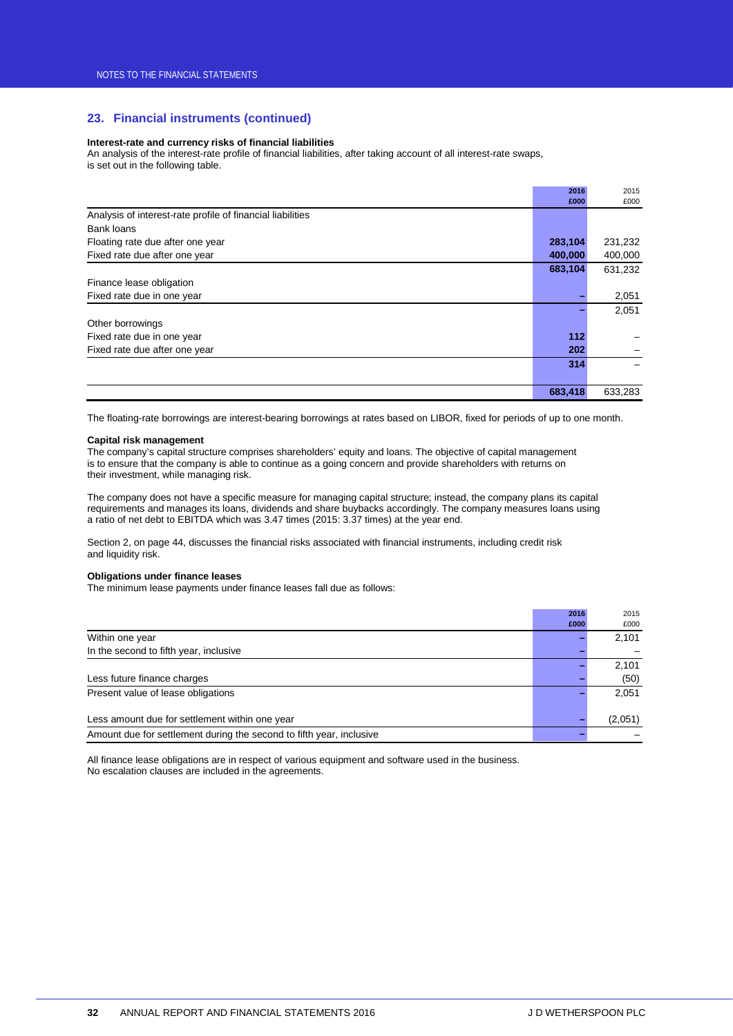## 23. Financial instruments (continued)

**Interest-rate and currency risks of financial liabilities**

An analysis of the interest-rate profile of financial liabilities, after taking account of all interest-rate swaps, is set out in the following table.

| | **2016 £000** | 2015 £000 |
|---|---|---|
| Analysis of interest-rate profile of financial liabilities | | |
| Bank loans | | |
| Floating rate due after one year | **283,104** | 231,232 |
| Fixed rate due after one year | **400,000** | 400,000 |
| | **683,104** | 631,232 |
| Finance lease obligation | | |
| Fixed rate due in one year | **–** | 2,051 |
| | **–** | 2,051 |
| Other borrowings | | |
| Fixed rate due in one year | **112** | – |
| Fixed rate due after one year | **202** | – |
| | **314** | – |
| | **683,418** | 633,283 |

The floating-rate borrowings are interest-bearing borrowings at rates based on LIBOR, fixed for periods of up to one month.

**Capital risk management**

The company's capital structure comprises shareholders' equity and loans. The objective of capital management is to ensure that the company is able to continue as a going concern and provide shareholders with returns on their investment, while managing risk.

The company does not have a specific measure for managing capital structure; instead, the company plans its capital requirements and manages its loans, dividends and share buybacks accordingly. The company measures loans using a ratio of net debt to EBITDA which was 3.47 times (2015: 3.37 times) at the year end.

Section 2, on page 44, discusses the financial risks associated with financial instruments, including credit risk and liquidity risk.

**Obligations under finance leases**

The minimum lease payments under finance leases fall due as follows:

| | **2016 £000** | 2015 £000 |
|---|---|---|
| Within one year | **–** | 2,101 |
| In the second to fifth year, inclusive | **–** | – |
| | **–** | 2,101 |
| Less future finance charges | **–** | (50) |
| Present value of lease obligations | **–** | 2,051 |
| Less amount due for settlement within one year | **–** | (2,051) |
| Amount due for settlement during the second to fifth year, inclusive | **–** | – |

All finance lease obligations are in respect of various equipment and software used in the business. No escalation clauses are included in the agreements.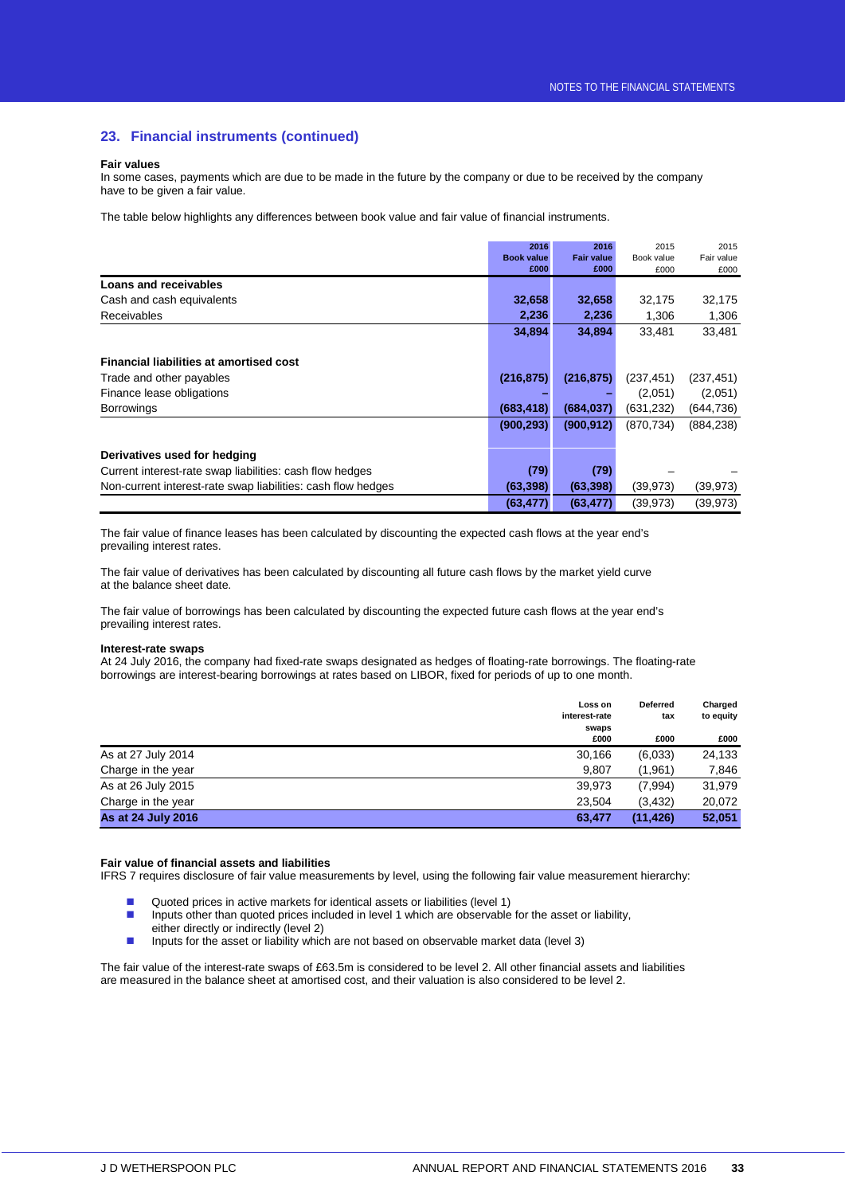## 23. Financial instruments (continued)

**Fair values**

In some cases, payments which are due to be made in the future by the company or due to be received by the company have to be given a fair value.

The table below highlights any differences between book value and fair value of financial instruments.

| | 2016 Book value £000 | 2016 Fair value £000 | 2015 Book value £000 | 2015 Fair value £000 |
|---|---|---|---|---|
| **Loans and receivables** | | | | |
| Cash and cash equivalents | **32,658** | **32,658** | 32,175 | 32,175 |
| Receivables | **2,236** | **2,236** | 1,306 | 1,306 |
| | **34,894** | **34,894** | 33,481 | 33,481 |
| **Financial liabilities at amortised cost** | | | | |
| Trade and other payables | **(216,875)** | **(216,875)** | (237,451) | (237,451) |
| Finance lease obligations | **–** | **–** | (2,051) | (2,051) |
| Borrowings | **(683,418)** | **(684,037)** | (631,232) | (644,736) |
| | **(900,293)** | **(900,912)** | (870,734) | (884,238) |
| **Derivatives used for hedging** | | | | |
| Current interest-rate swap liabilities: cash flow hedges | **(79)** | **(79)** | – | – |
| Non-current interest-rate swap liabilities: cash flow hedges | **(63,398)** | **(63,398)** | (39,973) | (39,973) |
| | **(63,477)** | **(63,477)** | (39,973) | (39,973) |

The fair value of finance leases has been calculated by discounting the expected cash flows at the year end's prevailing interest rates.

The fair value of derivatives has been calculated by discounting all future cash flows by the market yield curve at the balance sheet date.

The fair value of borrowings has been calculated by discounting the expected future cash flows at the year end's prevailing interest rates.

**Interest-rate swaps**

At 24 July 2016, the company had fixed-rate swaps designated as hedges of floating-rate borrowings. The floating-rate borrowings are interest-bearing borrowings at rates based on LIBOR, fixed for periods of up to one month.

| | Loss on interest-rate swaps £000 | Deferred tax £000 | Charged to equity £000 |
|---|---|---|---|
| As at 27 July 2014 | 30,166 | (6,033) | 24,133 |
| Charge in the year | 9,807 | (1,961) | 7,846 |
| As at 26 July 2015 | 39,973 | (7,994) | 31,979 |
| Charge in the year | 23,504 | (3,432) | 20,072 |
| **As at 24 July 2016** | **63,477** | **(11,426)** | **52,051** |

**Fair value of financial assets and liabilities**

IFRS 7 requires disclosure of fair value measurements by level, using the following fair value measurement hierarchy:

- Quoted prices in active markets for identical assets or liabilities (level 1)
- Inputs other than quoted prices included in level 1 which are observable for the asset or liability, either directly or indirectly (level 2)
- Inputs for the asset or liability which are not based on observable market data (level 3)

The fair value of the interest-rate swaps of £63.5m is considered to be level 2. All other financial assets and liabilities are measured in the balance sheet at amortised cost, and their valuation is also considered to be level 2.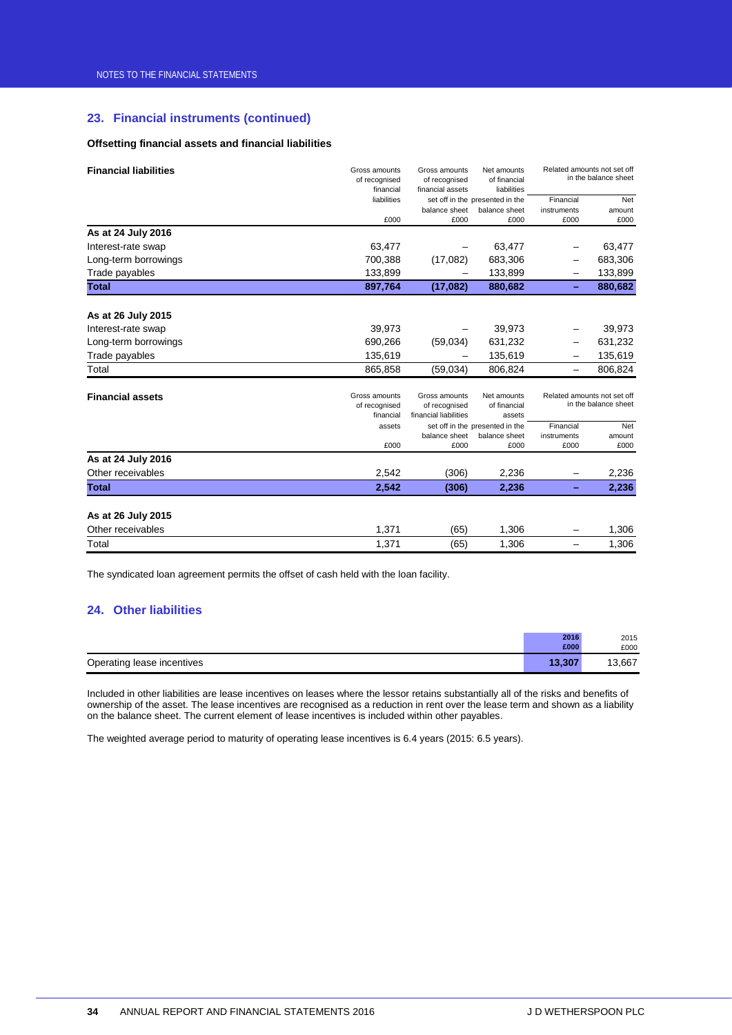## 23. Financial instruments (continued)

### Offsetting financial assets and financial liabilities

| Financial liabilities | Gross amounts of recognised financial liabilities £000 | Gross amounts of recognised financial assets set off in the balance sheet £000 | Net amounts of financial liabilities presented in the balance sheet £000 | Related amounts not set off in the balance sheet: Financial instruments £000 | Net amount £000 |
|---|---|---|---|---|---|
| **As at 24 July 2016** | | | | | |
| Interest-rate swap | 63,477 | – | 63,477 | – | 63,477 |
| Long-term borrowings | 700,388 | (17,082) | 683,306 | – | 683,306 |
| Trade payables | 133,899 | – | 133,899 | – | 133,899 |
| **Total** | **897,764** | **(17,082)** | **880,682** | **–** | **880,682** |
| **As at 26 July 2015** | | | | | |
| Interest-rate swap | 39,973 | – | 39,973 | – | 39,973 |
| Long-term borrowings | 690,266 | (59,034) | 631,232 | – | 631,232 |
| Trade payables | 135,619 | – | 135,619 | – | 135,619 |
| Total | 865,858 | (59,034) | 806,824 | – | 806,824 |

| Financial assets | Gross amounts of recognised financial assets £000 | Gross amounts of recognised financial liabilities set off in the balance sheet £000 | Net amounts of financial assets presented in the balance sheet £000 | Related amounts not set off in the balance sheet: Financial instruments £000 | Net amount £000 |
|---|---|---|---|---|---|
| **As at 24 July 2016** | | | | | |
| Other receivables | 2,542 | (306) | 2,236 | – | 2,236 |
| **Total** | **2,542** | **(306)** | **2,236** | **–** | **2,236** |
| **As at 26 July 2015** | | | | | |
| Other receivables | 1,371 | (65) | 1,306 | – | 1,306 |
| Total | 1,371 | (65) | 1,306 | – | 1,306 |

The syndicated loan agreement permits the offset of cash held with the loan facility.

## 24. Other liabilities

| | 2016 £000 | 2015 £000 |
|---|---|---|
| Operating lease incentives | 13,307 | 13,667 |

Included in other liabilities are lease incentives on leases where the lessor retains substantially all of the risks and benefits of ownership of the asset. The lease incentives are recognised as a reduction in rent over the lease term and shown as a liability on the balance sheet. The current element of lease incentives is included within other payables.

The weighted average period to maturity of operating lease incentives is 6.4 years (2015: 6.5 years).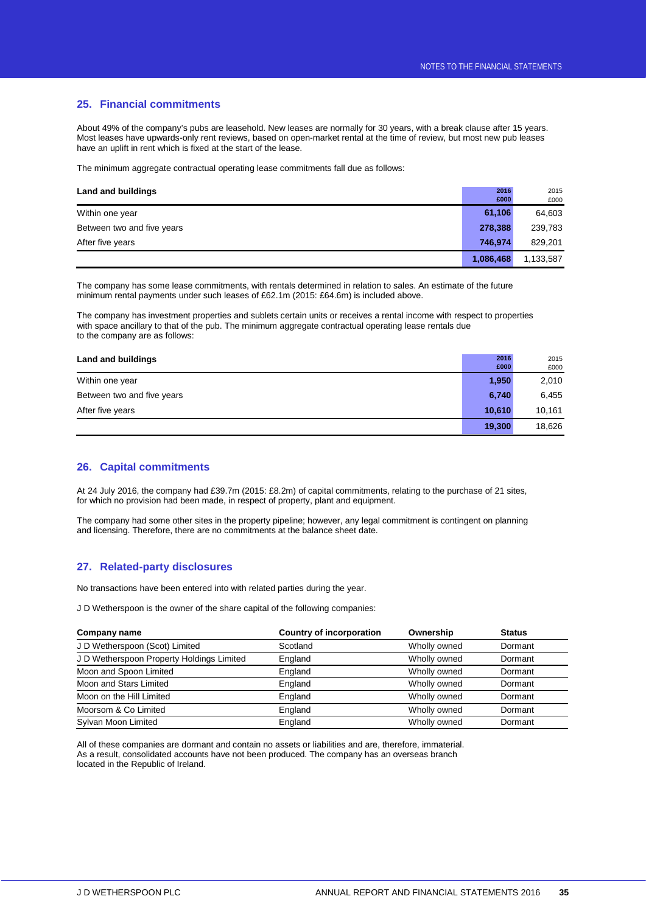## 25. Financial commitments

About 49% of the company's pubs are leasehold. New leases are normally for 30 years, with a break clause after 15 years. Most leases have upwards-only rent reviews, based on open-market rental at the time of review, but most new pub leases have an uplift in rent which is fixed at the start of the lease.

The minimum aggregate contractual operating lease commitments fall due as follows:

| Land and buildings | 2016 £000 | 2015 £000 |
|---|---|---|
| Within one year | **61,106** | 64,603 |
| Between two and five years | **278,388** | 239,783 |
| After five years | **746,974** | 829,201 |
| | **1,086,468** | 1,133,587 |

The company has some lease commitments, with rentals determined in relation to sales. An estimate of the future minimum rental payments under such leases of £62.1m (2015: £64.6m) is included above.

The company has investment properties and sublets certain units or receives a rental income with respect to properties with space ancillary to that of the pub. The minimum aggregate contractual operating lease rentals due to the company are as follows:

| Land and buildings | 2016 £000 | 2015 £000 |
|---|---|---|
| Within one year | **1,950** | 2,010 |
| Between two and five years | **6,740** | 6,455 |
| After five years | **10,610** | 10,161 |
| | **19,300** | 18,626 |

## 26. Capital commitments

At 24 July 2016, the company had £39.7m (2015: £8.2m) of capital commitments, relating to the purchase of 21 sites, for which no provision had been made, in respect of property, plant and equipment.

The company had some other sites in the property pipeline; however, any legal commitment is contingent on planning and licensing. Therefore, there are no commitments at the balance sheet date.

## 27. Related-party disclosures

No transactions have been entered into with related parties during the year.

J D Wetherspoon is the owner of the share capital of the following companies:

| Company name | Country of incorporation | Ownership | Status |
|---|---|---|---|
| J D Wetherspoon (Scot) Limited | Scotland | Wholly owned | Dormant |
| J D Wetherspoon Property Holdings Limited | England | Wholly owned | Dormant |
| Moon and Spoon Limited | England | Wholly owned | Dormant |
| Moon and Stars Limited | England | Wholly owned | Dormant |
| Moon on the Hill Limited | England | Wholly owned | Dormant |
| Moorsom & Co Limited | England | Wholly owned | Dormant |
| Sylvan Moon Limited | England | Wholly owned | Dormant |

All of these companies are dormant and contain no assets or liabilities and are, therefore, immaterial. As a result, consolidated accounts have not been produced. The company has an overseas branch located in the Republic of Ireland.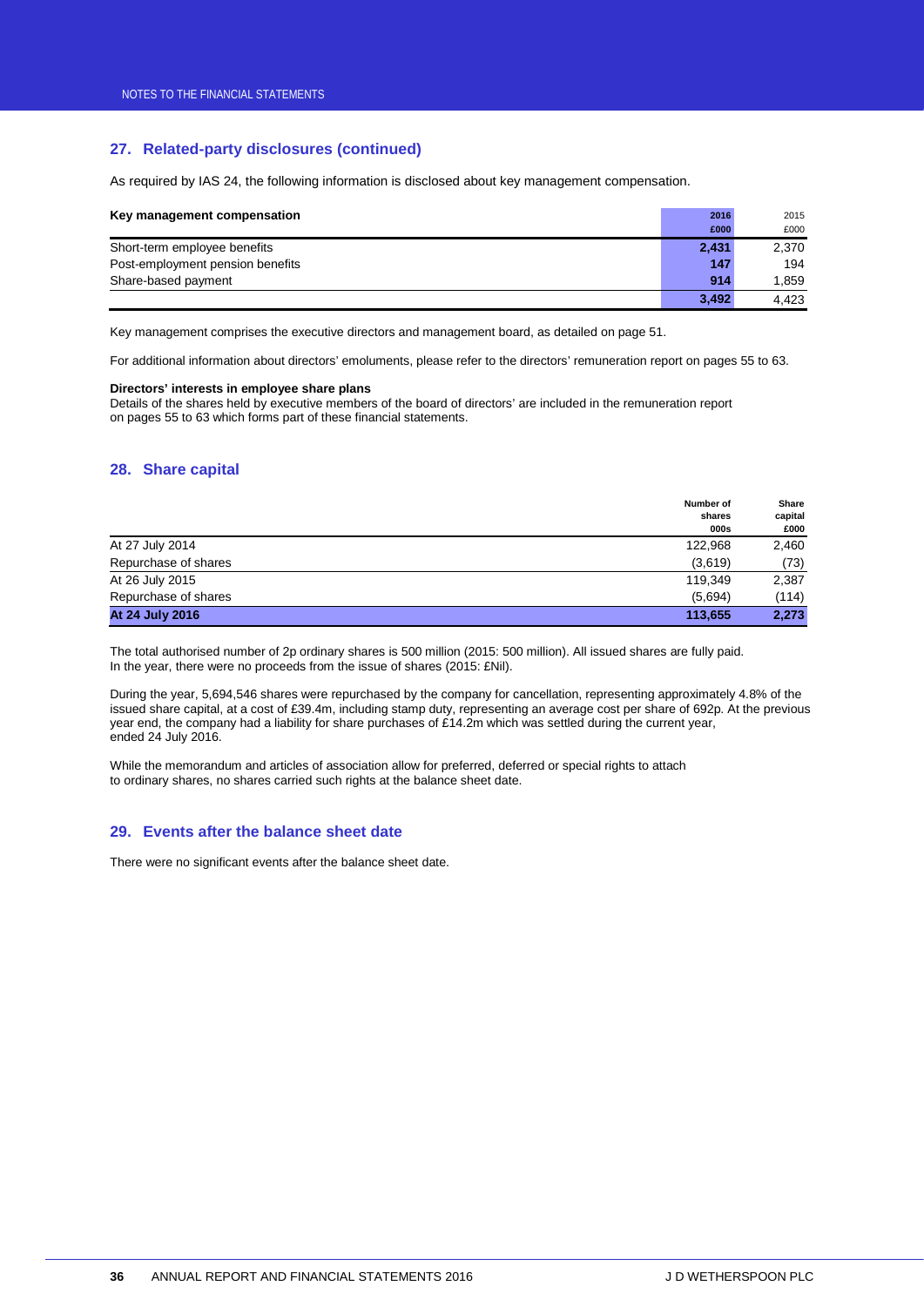## 27. Related-party disclosures (continued)

As required by IAS 24, the following information is disclosed about key management compensation.

| Key management compensation | 2016 £000 | 2015 £000 |
|---|---|---|
| Short-term employee benefits | **2,431** | 2,370 |
| Post-employment pension benefits | **147** | 194 |
| Share-based payment | **914** | 1,859 |
| | **3,492** | 4,423 |

Key management comprises the executive directors and management board, as detailed on page 51.

For additional information about directors' emoluments, please refer to the directors' remuneration report on pages 55 to 63.

**Directors' interests in employee share plans**
Details of the shares held by executive members of the board of directors' are included in the remuneration report on pages 55 to 63 which forms part of these financial statements.

## 28. Share capital

| | Number of shares 000s | Share capital £000 |
|---|---|---|
| At 27 July 2014 | 122,968 | 2,460 |
| Repurchase of shares | (3,619) | (73) |
| At 26 July 2015 | 119,349 | 2,387 |
| Repurchase of shares | (5,694) | (114) |
| **At 24 July 2016** | **113,655** | **2,273** |

The total authorised number of 2p ordinary shares is 500 million (2015: 500 million). All issued shares are fully paid. In the year, there were no proceeds from the issue of shares (2015: £Nil).

During the year, 5,694,546 shares were repurchased by the company for cancellation, representing approximately 4.8% of the issued share capital, at a cost of £39.4m, including stamp duty, representing an average cost per share of 692p. At the previous year end, the company had a liability for share purchases of £14.2m which was settled during the current year, ended 24 July 2016.

While the memorandum and articles of association allow for preferred, deferred or special rights to attach to ordinary shares, no shares carried such rights at the balance sheet date.

## 29. Events after the balance sheet date

There were no significant events after the balance sheet date.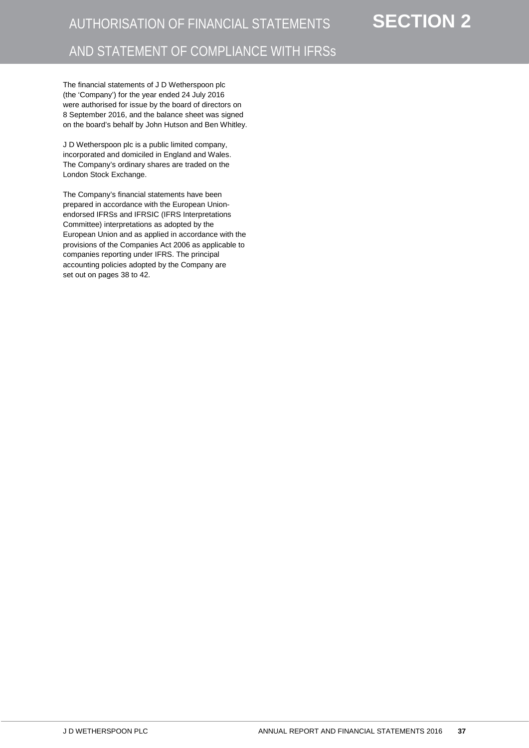# AUTHORISATION OF FINANCIAL STATEMENTS AND STATEMENT OF COMPLIANCE WITH IFRSs

**SECTION 2**

The financial statements of J D Wetherspoon plc (the 'Company') for the year ended 24 July 2016 were authorised for issue by the board of directors on 8 September 2016, and the balance sheet was signed on the board's behalf by John Hutson and Ben Whitley.

J D Wetherspoon plc is a public limited company, incorporated and domiciled in England and Wales. The Company's ordinary shares are traded on the London Stock Exchange.

The Company's financial statements have been prepared in accordance with the European Union-endorsed IFRSs and IFRSIC (IFRS Interpretations Committee) interpretations as adopted by the European Union and as applied in accordance with the provisions of the Companies Act 2006 as applicable to companies reporting under IFRS. The principal accounting policies adopted by the Company are set out on pages 38 to 42.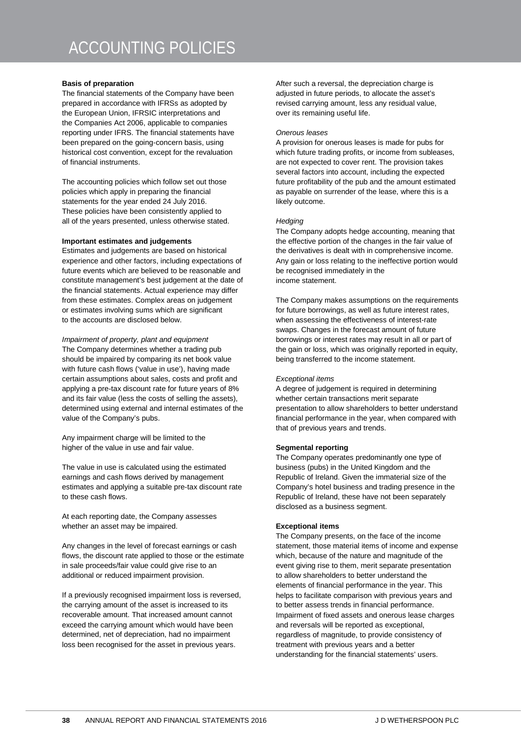# ACCOUNTING POLICIES

**Basis of preparation**

The financial statements of the Company have been prepared in accordance with IFRSs as adopted by the European Union, IFRSIC interpretations and the Companies Act 2006, applicable to companies reporting under IFRS. The financial statements have been prepared on the going-concern basis, using historical cost convention, except for the revaluation of financial instruments.

The accounting policies which follow set out those policies which apply in preparing the financial statements for the year ended 24 July 2016. These policies have been consistently applied to all of the years presented, unless otherwise stated.

**Important estimates and judgements**

Estimates and judgements are based on historical experience and other factors, including expectations of future events which are believed to be reasonable and constitute management's best judgement at the date of the financial statements. Actual experience may differ from these estimates. Complex areas on judgement or estimates involving sums which are significant to the accounts are disclosed below.

*Impairment of property, plant and equipment*

The Company determines whether a trading pub should be impaired by comparing its net book value with future cash flows ('value in use'), having made certain assumptions about sales, costs and profit and applying a pre-tax discount rate for future years of 8% and its fair value (less the costs of selling the assets), determined using external and internal estimates of the value of the Company's pubs.

Any impairment charge will be limited to the higher of the value in use and fair value.

The value in use is calculated using the estimated earnings and cash flows derived by management estimates and applying a suitable pre-tax discount rate to these cash flows.

At each reporting date, the Company assesses whether an asset may be impaired.

Any changes in the level of forecast earnings or cash flows, the discount rate applied to those or the estimate in sale proceeds/fair value could give rise to an additional or reduced impairment provision.

If a previously recognised impairment loss is reversed, the carrying amount of the asset is increased to its recoverable amount. That increased amount cannot exceed the carrying amount which would have been determined, net of depreciation, had no impairment loss been recognised for the asset in previous years.

After such a reversal, the depreciation charge is adjusted in future periods, to allocate the asset's revised carrying amount, less any residual value, over its remaining useful life.

*Onerous leases*

A provision for onerous leases is made for pubs for which future trading profits, or income from subleases, are not expected to cover rent. The provision takes several factors into account, including the expected future profitability of the pub and the amount estimated as payable on surrender of the lease, where this is a likely outcome.

*Hedging*

The Company adopts hedge accounting, meaning that the effective portion of the changes in the fair value of the derivatives is dealt with in comprehensive income. Any gain or loss relating to the ineffective portion would be recognised immediately in the income statement.

The Company makes assumptions on the requirements for future borrowings, as well as future interest rates, when assessing the effectiveness of interest-rate swaps. Changes in the forecast amount of future borrowings or interest rates may result in all or part of the gain or loss, which was originally reported in equity, being transferred to the income statement.

*Exceptional items*

A degree of judgement is required in determining whether certain transactions merit separate presentation to allow shareholders to better understand financial performance in the year, when compared with that of previous years and trends.

**Segmental reporting**

The Company operates predominantly one type of business (pubs) in the United Kingdom and the Republic of Ireland. Given the immaterial size of the Company's hotel business and trading presence in the Republic of Ireland, these have not been separately disclosed as a business segment.

**Exceptional items**

The Company presents, on the face of the income statement, those material items of income and expense which, because of the nature and magnitude of the event giving rise to them, merit separate presentation to allow shareholders to better understand the elements of financial performance in the year. This helps to facilitate comparison with previous years and to better assess trends in financial performance. Impairment of fixed assets and onerous lease charges and reversals will be reported as exceptional, regardless of magnitude, to provide consistency of treatment with previous years and a better understanding for the financial statements' users.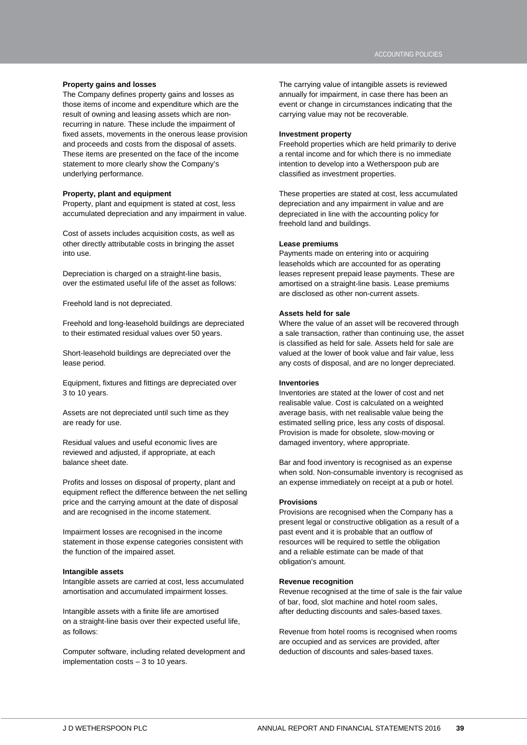### Property gains and losses

The Company defines property gains and losses as those items of income and expenditure which are the result of owning and leasing assets which are non-recurring in nature. These include the impairment of fixed assets, movements in the onerous lease provision and proceeds and costs from the disposal of assets. These items are presented on the face of the income statement to more clearly show the Company's underlying performance.

### Property, plant and equipment

Property, plant and equipment is stated at cost, less accumulated depreciation and any impairment in value.

Cost of assets includes acquisition costs, as well as other directly attributable costs in bringing the asset into use.

Depreciation is charged on a straight-line basis, over the estimated useful life of the asset as follows:

Freehold land is not depreciated.

Freehold and long-leasehold buildings are depreciated to their estimated residual values over 50 years.

Short-leasehold buildings are depreciated over the lease period.

Equipment, fixtures and fittings are depreciated over 3 to 10 years.

Assets are not depreciated until such time as they are ready for use.

Residual values and useful economic lives are reviewed and adjusted, if appropriate, at each balance sheet date.

Profits and losses on disposal of property, plant and equipment reflect the difference between the net selling price and the carrying amount at the date of disposal and are recognised in the income statement.

Impairment losses are recognised in the income statement in those expense categories consistent with the function of the impaired asset.

### Intangible assets

Intangible assets are carried at cost, less accumulated amortisation and accumulated impairment losses.

Intangible assets with a finite life are amortised on a straight-line basis over their expected useful life, as follows:

Computer software, including related development and implementation costs – 3 to 10 years.

The carrying value of intangible assets is reviewed annually for impairment, in case there has been an event or change in circumstances indicating that the carrying value may not be recoverable.

### Investment property

Freehold properties which are held primarily to derive a rental income and for which there is no immediate intention to develop into a Wetherspoon pub are classified as investment properties.

These properties are stated at cost, less accumulated depreciation and any impairment in value and are depreciated in line with the accounting policy for freehold land and buildings.

### Lease premiums

Payments made on entering into or acquiring leaseholds which are accounted for as operating leases represent prepaid lease payments. These are amortised on a straight-line basis. Lease premiums are disclosed as other non-current assets.

### Assets held for sale

Where the value of an asset will be recovered through a sale transaction, rather than continuing use, the asset is classified as held for sale. Assets held for sale are valued at the lower of book value and fair value, less any costs of disposal, and are no longer depreciated.

### Inventories

Inventories are stated at the lower of cost and net realisable value. Cost is calculated on a weighted average basis, with net realisable value being the estimated selling price, less any costs of disposal. Provision is made for obsolete, slow-moving or damaged inventory, where appropriate.

Bar and food inventory is recognised as an expense when sold. Non-consumable inventory is recognised as an expense immediately on receipt at a pub or hotel.

### Provisions

Provisions are recognised when the Company has a present legal or constructive obligation as a result of a past event and it is probable that an outflow of resources will be required to settle the obligation and a reliable estimate can be made of that obligation's amount.

### Revenue recognition

Revenue recognised at the time of sale is the fair value of bar, food, slot machine and hotel room sales, after deducting discounts and sales-based taxes.

Revenue from hotel rooms is recognised when rooms are occupied and as services are provided, after deduction of discounts and sales-based taxes.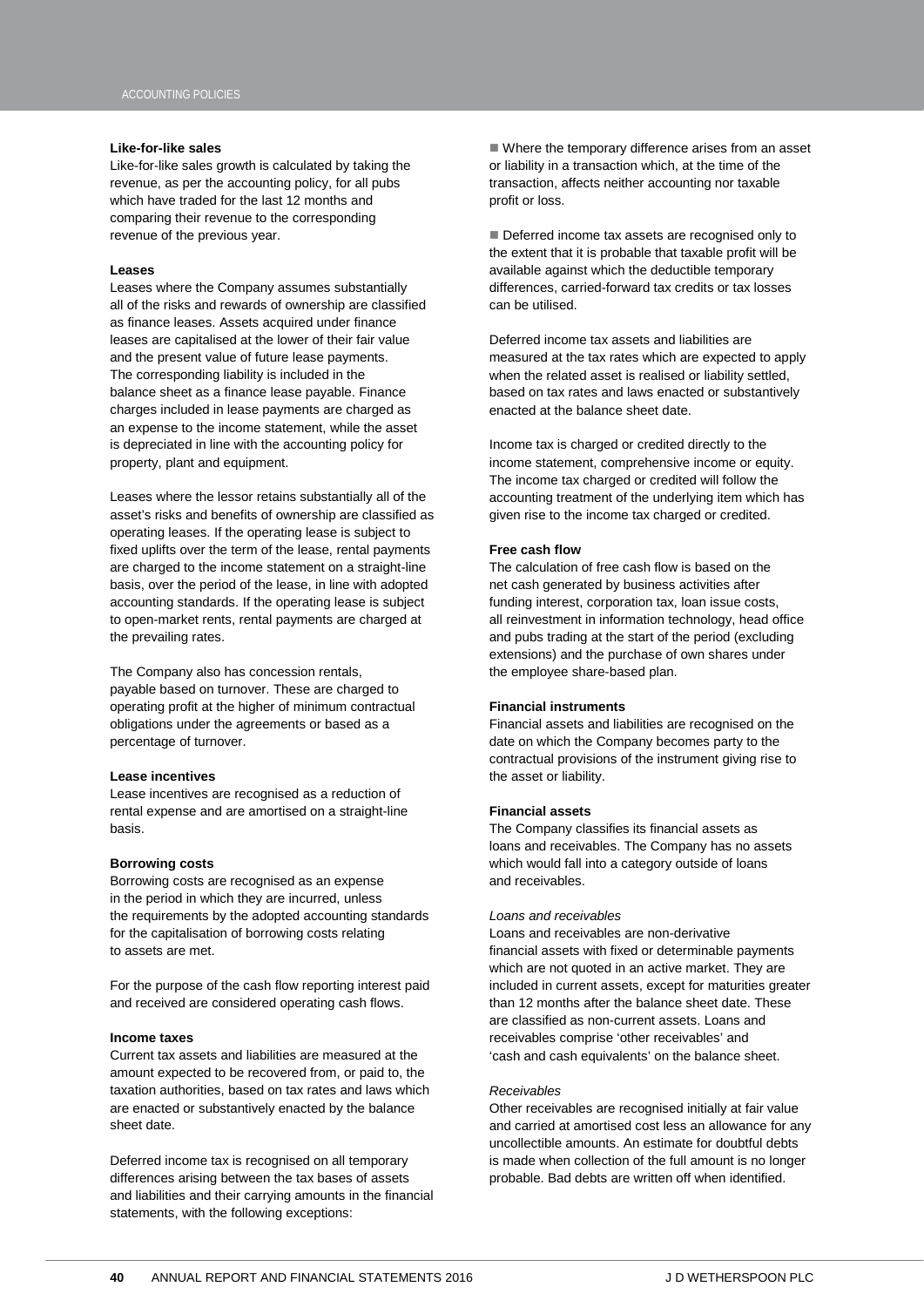### Like-for-like sales

Like-for-like sales growth is calculated by taking the revenue, as per the accounting policy, for all pubs which have traded for the last 12 months and comparing their revenue to the corresponding revenue of the previous year.

### Leases

Leases where the Company assumes substantially all of the risks and rewards of ownership are classified as finance leases. Assets acquired under finance leases are capitalised at the lower of their fair value and the present value of future lease payments. The corresponding liability is included in the balance sheet as a finance lease payable. Finance charges included in lease payments are charged as an expense to the income statement, while the asset is depreciated in line with the accounting policy for property, plant and equipment.

Leases where the lessor retains substantially all of the asset's risks and benefits of ownership are classified as operating leases. If the operating lease is subject to fixed uplifts over the term of the lease, rental payments are charged to the income statement on a straight-line basis, over the period of the lease, in line with adopted accounting standards. If the operating lease is subject to open-market rents, rental payments are charged at the prevailing rates.

The Company also has concession rentals, payable based on turnover. These are charged to operating profit at the higher of minimum contractual obligations under the agreements or based as a percentage of turnover.

### Lease incentives

Lease incentives are recognised as a reduction of rental expense and are amortised on a straight-line basis.

### Borrowing costs

Borrowing costs are recognised as an expense in the period in which they are incurred, unless the requirements by the adopted accounting standards for the capitalisation of borrowing costs relating to assets are met.

For the purpose of the cash flow reporting interest paid and received are considered operating cash flows.

### Income taxes

Current tax assets and liabilities are measured at the amount expected to be recovered from, or paid to, the taxation authorities, based on tax rates and laws which are enacted or substantively enacted by the balance sheet date.

Deferred income tax is recognised on all temporary differences arising between the tax bases of assets and liabilities and their carrying amounts in the financial statements, with the following exceptions:

- Where the temporary difference arises from an asset or liability in a transaction which, at the time of the transaction, affects neither accounting nor taxable profit or loss.

- Deferred income tax assets are recognised only to the extent that it is probable that taxable profit will be available against which the deductible temporary differences, carried-forward tax credits or tax losses can be utilised.

Deferred income tax assets and liabilities are measured at the tax rates which are expected to apply when the related asset is realised or liability settled, based on tax rates and laws enacted or substantively enacted at the balance sheet date.

Income tax is charged or credited directly to the income statement, comprehensive income or equity. The income tax charged or credited will follow the accounting treatment of the underlying item which has given rise to the income tax charged or credited.

### Free cash flow

The calculation of free cash flow is based on the net cash generated by business activities after funding interest, corporation tax, loan issue costs, all reinvestment in information technology, head office and pubs trading at the start of the period (excluding extensions) and the purchase of own shares under the employee share-based plan.

### Financial instruments

Financial assets and liabilities are recognised on the date on which the Company becomes party to the contractual provisions of the instrument giving rise to the asset or liability.

### Financial assets

The Company classifies its financial assets as loans and receivables. The Company has no assets which would fall into a category outside of loans and receivables.

*Loans and receivables*

Loans and receivables are non-derivative financial assets with fixed or determinable payments which are not quoted in an active market. They are included in current assets, except for maturities greater than 12 months after the balance sheet date. These are classified as non-current assets. Loans and receivables comprise 'other receivables' and 'cash and cash equivalents' on the balance sheet.

*Receivables*

Other receivables are recognised initially at fair value and carried at amortised cost less an allowance for any uncollectible amounts. An estimate for doubtful debts is made when collection of the full amount is no longer probable. Bad debts are written off when identified.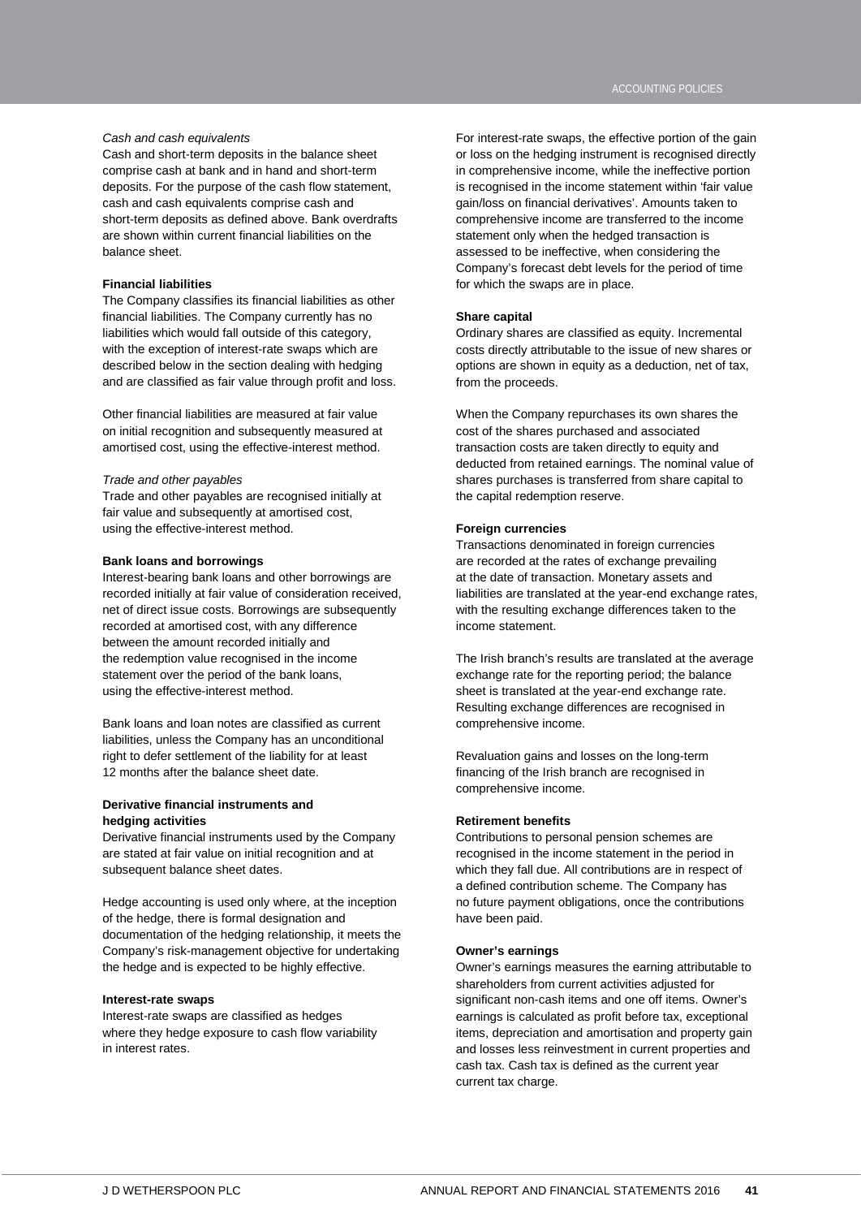*Cash and cash equivalents*

Cash and short-term deposits in the balance sheet comprise cash at bank and in hand and short-term deposits. For the purpose of the cash flow statement, cash and cash equivalents comprise cash and short-term deposits as defined above. Bank overdrafts are shown within current financial liabilities on the balance sheet.

**Financial liabilities**

The Company classifies its financial liabilities as other financial liabilities. The Company currently has no liabilities which would fall outside of this category, with the exception of interest-rate swaps which are described below in the section dealing with hedging and are classified as fair value through profit and loss.

Other financial liabilities are measured at fair value on initial recognition and subsequently measured at amortised cost, using the effective-interest method.

*Trade and other payables*

Trade and other payables are recognised initially at fair value and subsequently at amortised cost, using the effective-interest method.

**Bank loans and borrowings**

Interest-bearing bank loans and other borrowings are recorded initially at fair value of consideration received, net of direct issue costs. Borrowings are subsequently recorded at amortised cost, with any difference between the amount recorded initially and the redemption value recognised in the income statement over the period of the bank loans, using the effective-interest method.

Bank loans and loan notes are classified as current liabilities, unless the Company has an unconditional right to defer settlement of the liability for at least 12 months after the balance sheet date.

**Derivative financial instruments and hedging activities**

Derivative financial instruments used by the Company are stated at fair value on initial recognition and at subsequent balance sheet dates.

Hedge accounting is used only where, at the inception of the hedge, there is formal designation and documentation of the hedging relationship, it meets the Company's risk-management objective for undertaking the hedge and is expected to be highly effective.

**Interest-rate swaps**

Interest-rate swaps are classified as hedges where they hedge exposure to cash flow variability in interest rates.

For interest-rate swaps, the effective portion of the gain or loss on the hedging instrument is recognised directly in comprehensive income, while the ineffective portion is recognised in the income statement within 'fair value gain/loss on financial derivatives'. Amounts taken to comprehensive income are transferred to the income statement only when the hedged transaction is assessed to be ineffective, when considering the Company's forecast debt levels for the period of time for which the swaps are in place.

**Share capital**

Ordinary shares are classified as equity. Incremental costs directly attributable to the issue of new shares or options are shown in equity as a deduction, net of tax, from the proceeds.

When the Company repurchases its own shares the cost of the shares purchased and associated transaction costs are taken directly to equity and deducted from retained earnings. The nominal value of shares purchases is transferred from share capital to the capital redemption reserve.

**Foreign currencies**

Transactions denominated in foreign currencies are recorded at the rates of exchange prevailing at the date of transaction. Monetary assets and liabilities are translated at the year-end exchange rates, with the resulting exchange differences taken to the income statement.

The Irish branch's results are translated at the average exchange rate for the reporting period; the balance sheet is translated at the year-end exchange rate. Resulting exchange differences are recognised in comprehensive income.

Revaluation gains and losses on the long-term financing of the Irish branch are recognised in comprehensive income.

**Retirement benefits**

Contributions to personal pension schemes are recognised in the income statement in the period in which they fall due. All contributions are in respect of a defined contribution scheme. The Company has no future payment obligations, once the contributions have been paid.

**Owner's earnings**

Owner's earnings measures the earning attributable to shareholders from current activities adjusted for significant non-cash items and one off items. Owner's earnings is calculated as profit before tax, exceptional items, depreciation and amortisation and property gain and losses less reinvestment in current properties and cash tax. Cash tax is defined as the current year current tax charge.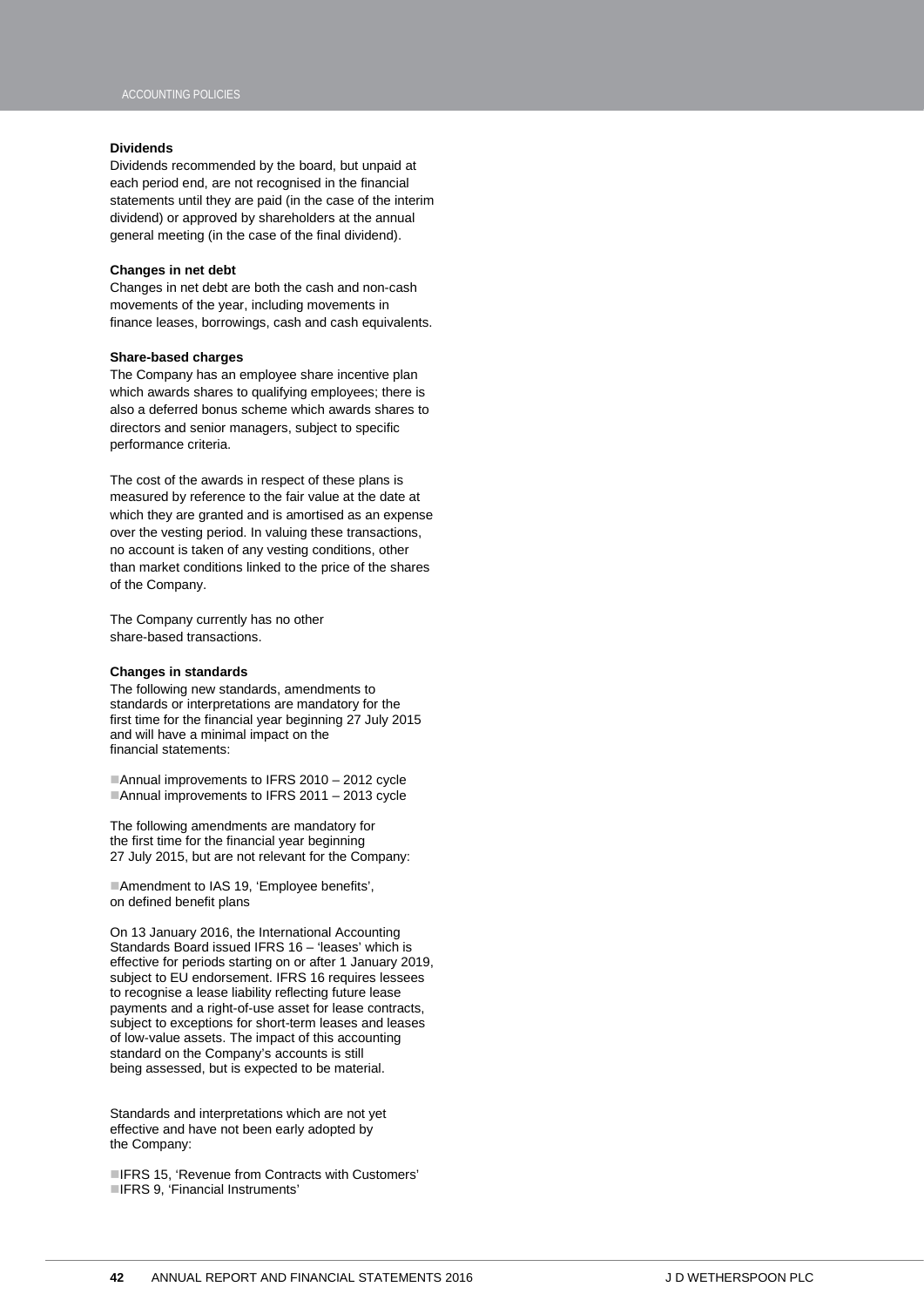### Dividends

Dividends recommended by the board, but unpaid at each period end, are not recognised in the financial statements until they are paid (in the case of the interim dividend) or approved by shareholders at the annual general meeting (in the case of the final dividend).

### Changes in net debt

Changes in net debt are both the cash and non-cash movements of the year, including movements in finance leases, borrowings, cash and cash equivalents.

### Share-based charges

The Company has an employee share incentive plan which awards shares to qualifying employees; there is also a deferred bonus scheme which awards shares to directors and senior managers, subject to specific performance criteria.

The cost of the awards in respect of these plans is measured by reference to the fair value at the date at which they are granted and is amortised as an expense over the vesting period. In valuing these transactions, no account is taken of any vesting conditions, other than market conditions linked to the price of the shares of the Company.

The Company currently has no other share-based transactions.

### Changes in standards

The following new standards, amendments to standards or interpretations are mandatory for the first time for the financial year beginning 27 July 2015 and will have a minimal impact on the financial statements:

- Annual improvements to IFRS 2010 – 2012 cycle
- Annual improvements to IFRS 2011 – 2013 cycle

The following amendments are mandatory for the first time for the financial year beginning 27 July 2015, but are not relevant for the Company:

- Amendment to IAS 19, 'Employee benefits', on defined benefit plans

On 13 January 2016, the International Accounting Standards Board issued IFRS 16 – 'leases' which is effective for periods starting on or after 1 January 2019, subject to EU endorsement. IFRS 16 requires lessees to recognise a lease liability reflecting future lease payments and a right-of-use asset for lease contracts, subject to exceptions for short-term leases and leases of low-value assets. The impact of this accounting standard on the Company's accounts is still being assessed, but is expected to be material.

Standards and interpretations which are not yet effective and have not been early adopted by the Company:

- IFRS 15, 'Revenue from Contracts with Customers'
- IFRS 9, 'Financial Instruments'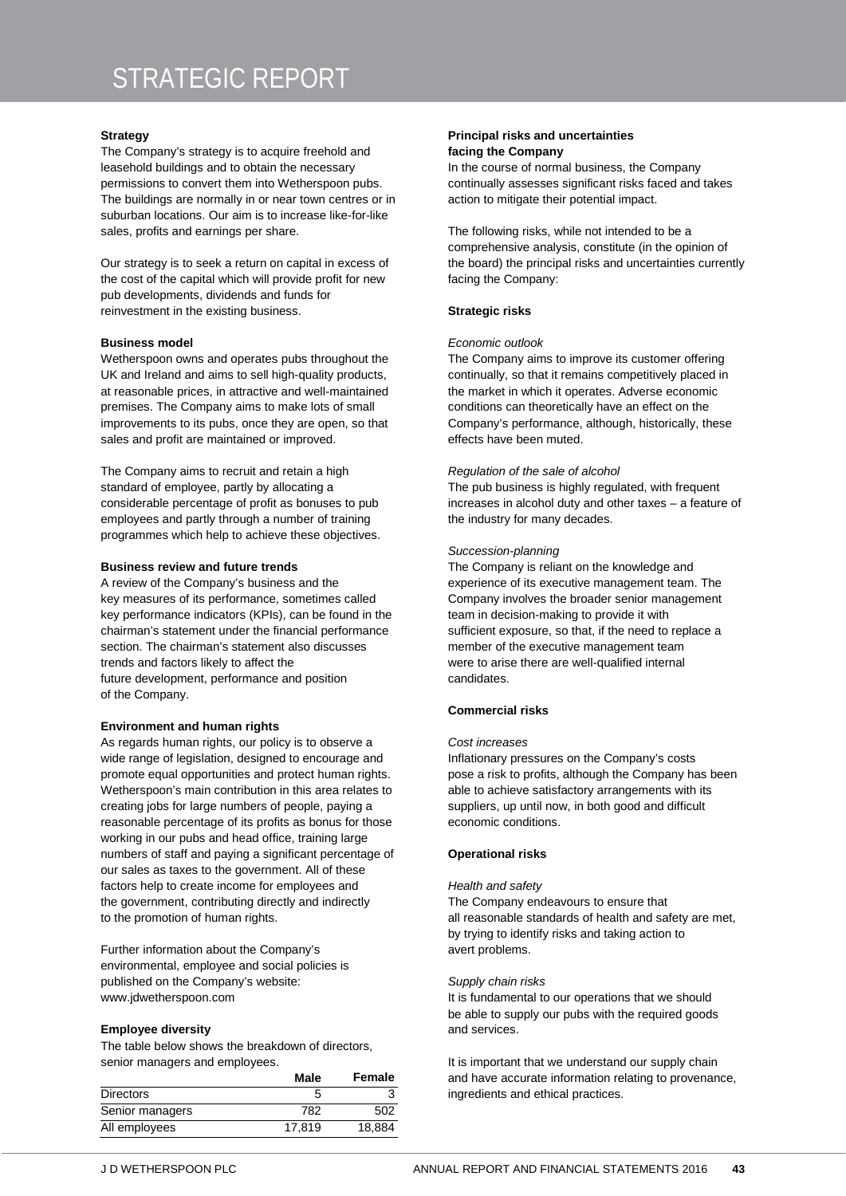# STRATEGIC REPORT

**Strategy**

The Company's strategy is to acquire freehold and leasehold buildings and to obtain the necessary permissions to convert them into Wetherspoon pubs. The buildings are normally in or near town centres or in suburban locations. Our aim is to increase like-for-like sales, profits and earnings per share.

Our strategy is to seek a return on capital in excess of the cost of the capital which will provide profit for new pub developments, dividends and funds for reinvestment in the existing business.

**Business model**

Wetherspoon owns and operates pubs throughout the UK and Ireland and aims to sell high-quality products, at reasonable prices, in attractive and well-maintained premises. The Company aims to make lots of small improvements to its pubs, once they are open, so that sales and profit are maintained or improved.

The Company aims to recruit and retain a high standard of employee, partly by allocating a considerable percentage of profit as bonuses to pub employees and partly through a number of training programmes which help to achieve these objectives.

**Business review and future trends**

A review of the Company's business and the key measures of its performance, sometimes called key performance indicators (KPIs), can be found in the chairman's statement under the financial performance section. The chairman's statement also discusses trends and factors likely to affect the future development, performance and position of the Company.

**Environment and human rights**

As regards human rights, our policy is to observe a wide range of legislation, designed to encourage and promote equal opportunities and protect human rights. Wetherspoon's main contribution in this area relates to creating jobs for large numbers of people, paying a reasonable percentage of its profits as bonus for those working in our pubs and head office, training large numbers of staff and paying a significant percentage of our sales as taxes to the government. All of these factors help to create income for employees and the government, contributing directly and indirectly to the promotion of human rights.

Further information about the Company's environmental, employee and social policies is published on the Company's website: www.jdwetherspoon.com

**Employee diversity**

The table below shows the breakdown of directors, senior managers and employees.

| | Male | Female |
|---|---|---|
| Directors | 5 | 3 |
| Senior managers | 782 | 502 |
| All employees | 17,819 | 18,884 |

**Principal risks and uncertainties facing the Company**

In the course of normal business, the Company continually assesses significant risks faced and takes action to mitigate their potential impact.

The following risks, while not intended to be a comprehensive analysis, constitute (in the opinion of the board) the principal risks and uncertainties currently facing the Company:

**Strategic risks**

*Economic outlook*

The Company aims to improve its customer offering continually, so that it remains competitively placed in the market in which it operates. Adverse economic conditions can theoretically have an effect on the Company's performance, although, historically, these effects have been muted.

*Regulation of the sale of alcohol*

The pub business is highly regulated, with frequent increases in alcohol duty and other taxes – a feature of the industry for many decades.

*Succession-planning*

The Company is reliant on the knowledge and experience of its executive management team. The Company involves the broader senior management team in decision-making to provide it with sufficient exposure, so that, if the need to replace a member of the executive management team were to arise there are well-qualified internal candidates.

**Commercial risks**

*Cost increases*

Inflationary pressures on the Company's costs pose a risk to profits, although the Company has been able to achieve satisfactory arrangements with its suppliers, up until now, in both good and difficult economic conditions.

**Operational risks**

*Health and safety*

The Company endeavours to ensure that all reasonable standards of health and safety are met, by trying to identify risks and taking action to avert problems.

*Supply chain risks*

It is fundamental to our operations that we should be able to supply our pubs with the required goods and services.

It is important that we understand our supply chain and have accurate information relating to provenance, ingredients and ethical practices.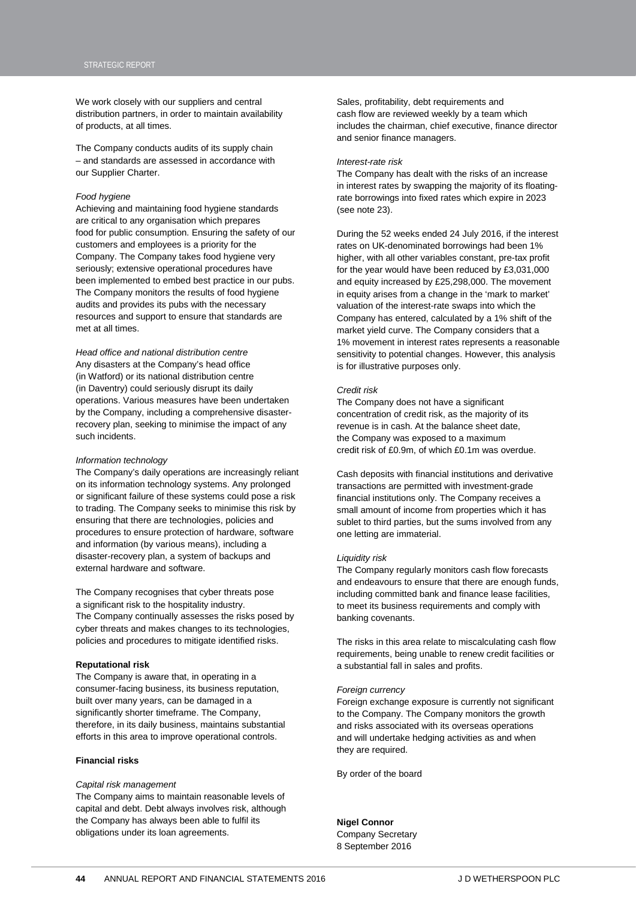We work closely with our suppliers and central distribution partners, in order to maintain availability of products, at all times.

The Company conducts audits of its supply chain – and standards are assessed in accordance with our Supplier Charter.

*Food hygiene*

Achieving and maintaining food hygiene standards are critical to any organisation which prepares food for public consumption. Ensuring the safety of our customers and employees is a priority for the Company. The Company takes food hygiene very seriously; extensive operational procedures have been implemented to embed best practice in our pubs. The Company monitors the results of food hygiene audits and provides its pubs with the necessary resources and support to ensure that standards are met at all times.

*Head office and national distribution centre*

Any disasters at the Company's head office (in Watford) or its national distribution centre (in Daventry) could seriously disrupt its daily operations. Various measures have been undertaken by the Company, including a comprehensive disaster-recovery plan, seeking to minimise the impact of any such incidents.

*Information technology*

The Company's daily operations are increasingly reliant on its information technology systems. Any prolonged or significant failure of these systems could pose a risk to trading. The Company seeks to minimise this risk by ensuring that there are technologies, policies and procedures to ensure protection of hardware, software and information (by various means), including a disaster-recovery plan, a system of backups and external hardware and software.

The Company recognises that cyber threats pose a significant risk to the hospitality industry. The Company continually assesses the risks posed by cyber threats and makes changes to its technologies, policies and procedures to mitigate identified risks.

**Reputational risk**

The Company is aware that, in operating in a consumer-facing business, its business reputation, built over many years, can be damaged in a significantly shorter timeframe. The Company, therefore, in its daily business, maintains substantial efforts in this area to improve operational controls.

**Financial risks**

*Capital risk management*

The Company aims to maintain reasonable levels of capital and debt. Debt always involves risk, although the Company has always been able to fulfil its obligations under its loan agreements.

Sales, profitability, debt requirements and cash flow are reviewed weekly by a team which includes the chairman, chief executive, finance director and senior finance managers.

*Interest-rate risk*

The Company has dealt with the risks of an increase in interest rates by swapping the majority of its floating-rate borrowings into fixed rates which expire in 2023 (see note 23).

During the 52 weeks ended 24 July 2016, if the interest rates on UK-denominated borrowings had been 1% higher, with all other variables constant, pre-tax profit for the year would have been reduced by £3,031,000 and equity increased by £25,298,000. The movement in equity arises from a change in the 'mark to market' valuation of the interest-rate swaps into which the Company has entered, calculated by a 1% shift of the market yield curve. The Company considers that a 1% movement in interest rates represents a reasonable sensitivity to potential changes. However, this analysis is for illustrative purposes only.

*Credit risk*

The Company does not have a significant concentration of credit risk, as the majority of its revenue is in cash. At the balance sheet date, the Company was exposed to a maximum credit risk of £0.9m, of which £0.1m was overdue.

Cash deposits with financial institutions and derivative transactions are permitted with investment-grade financial institutions only. The Company receives a small amount of income from properties which it has sublet to third parties, but the sums involved from any one letting are immaterial.

*Liquidity risk*

The Company regularly monitors cash flow forecasts and endeavours to ensure that there are enough funds, including committed bank and finance lease facilities, to meet its business requirements and comply with banking covenants.

The risks in this area relate to miscalculating cash flow requirements, being unable to renew credit facilities or a substantial fall in sales and profits.

*Foreign currency*

Foreign exchange exposure is currently not significant to the Company. The Company monitors the growth and risks associated with its overseas operations and will undertake hedging activities as and when they are required.

By order of the board

**Nigel Connor**
Company Secretary
8 September 2016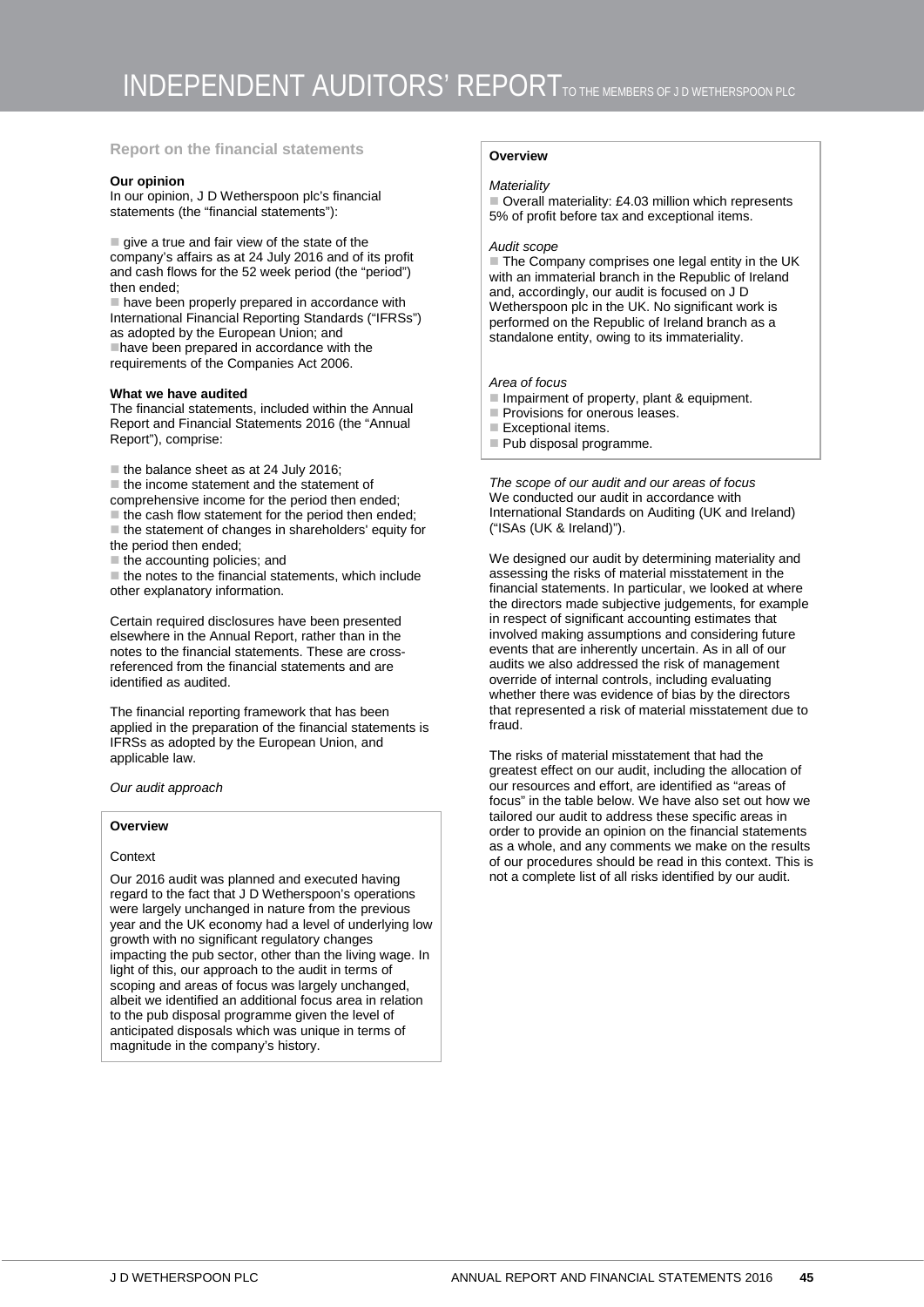# INDEPENDENT AUDITORS' REPORT TO THE MEMBERS OF J D WETHERSPOON PLC

## Report on the financial statements

**Our opinion**

In our opinion, J D Wetherspoon plc's financial statements (the "financial statements"):

- give a true and fair view of the state of the company's affairs as at 24 July 2016 and of its profit and cash flows for the 52 week period (the "period") then ended;
- have been properly prepared in accordance with International Financial Reporting Standards ("IFRSs") as adopted by the European Union; and
- have been prepared in accordance with the requirements of the Companies Act 2006.

**What we have audited**

The financial statements, included within the Annual Report and Financial Statements 2016 (the "Annual Report"), comprise:

- the balance sheet as at 24 July 2016;
- the income statement and the statement of comprehensive income for the period then ended;
- the cash flow statement for the period then ended;
- the statement of changes in shareholders' equity for the period then ended;
- the accounting policies; and
- the notes to the financial statements, which include other explanatory information.

Certain required disclosures have been presented elsewhere in the Annual Report, rather than in the notes to the financial statements. These are cross-referenced from the financial statements and are identified as audited.

The financial reporting framework that has been applied in the preparation of the financial statements is IFRSs as adopted by the European Union, and applicable law.

*Our audit approach*

**Overview**

Context

Our 2016 audit was planned and executed having regard to the fact that J D Wetherspoon's operations were largely unchanged in nature from the previous year and the UK economy had a level of underlying low growth with no significant regulatory changes impacting the pub sector, other than the living wage. In light of this, our approach to the audit in terms of scoping and areas of focus was largely unchanged, albeit we identified an additional focus area in relation to the pub disposal programme given the level of anticipated disposals which was unique in terms of magnitude in the company's history.

**Overview**

*Materiality*

- Overall materiality: £4.03 million which represents 5% of profit before tax and exceptional items.

*Audit scope*

- The Company comprises one legal entity in the UK with an immaterial branch in the Republic of Ireland and, accordingly, our audit is focused on J D Wetherspoon plc in the UK. No significant work is performed on the Republic of Ireland branch as a standalone entity, owing to its immateriality.

*Area of focus*

- Impairment of property, plant & equipment.
- Provisions for onerous leases.
- Exceptional items.
- Pub disposal programme.

*The scope of our audit and our areas of focus*

We conducted our audit in accordance with International Standards on Auditing (UK and Ireland) ("ISAs (UK & Ireland)").

We designed our audit by determining materiality and assessing the risks of material misstatement in the financial statements. In particular, we looked at where the directors made subjective judgements, for example in respect of significant accounting estimates that involved making assumptions and considering future events that are inherently uncertain. As in all of our audits we also addressed the risk of management override of internal controls, including evaluating whether there was evidence of bias by the directors that represented a risk of material misstatement due to fraud.

The risks of material misstatement that had the greatest effect on our audit, including the allocation of our resources and effort, are identified as "areas of focus" in the table below. We have also set out how we tailored our audit to address these specific areas in order to provide an opinion on the financial statements as a whole, and any comments we make on the results of our procedures should be read in this context. This is not a complete list of all risks identified by our audit.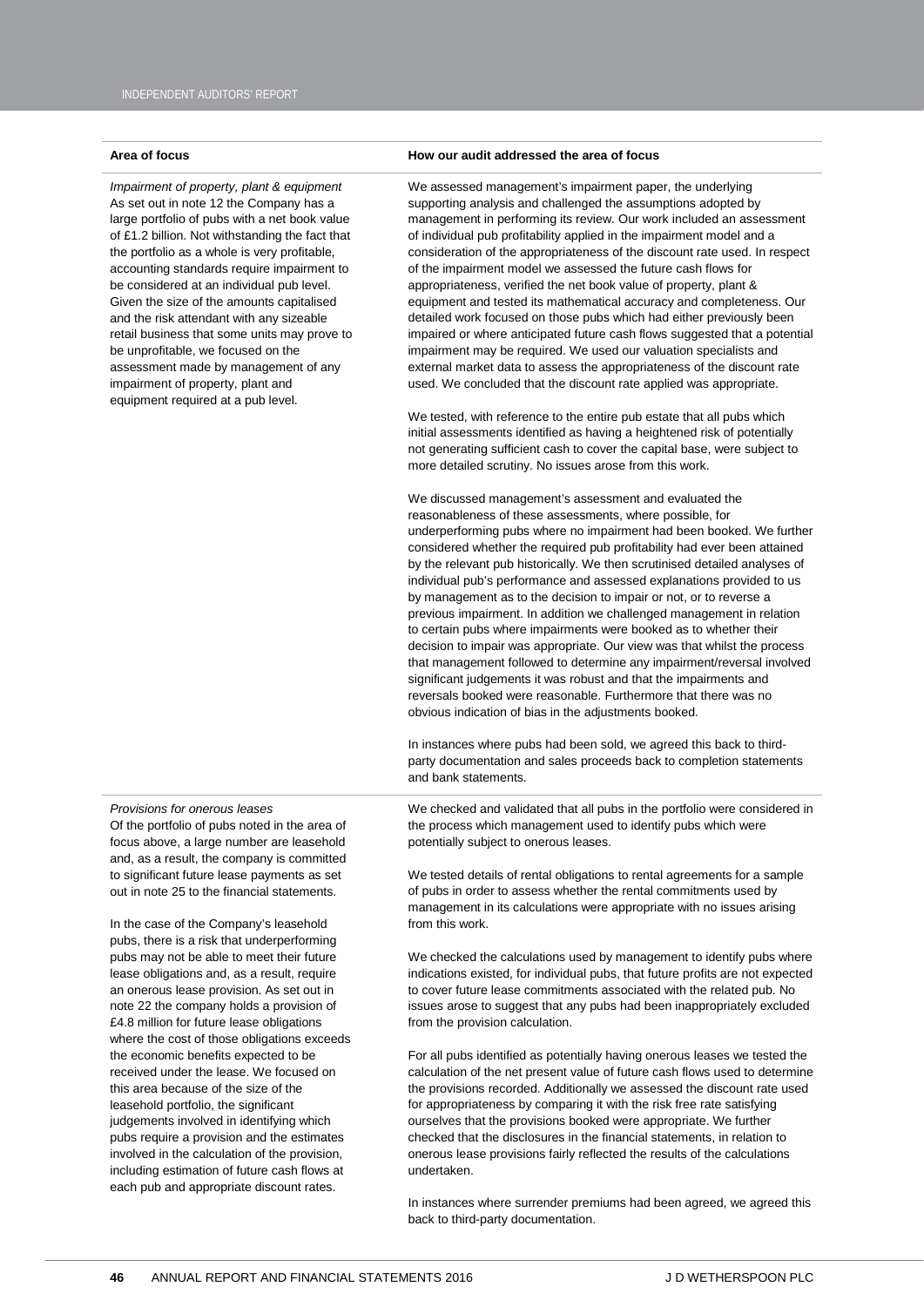| Area of focus | How our audit addressed the area of focus |
|---|---|
| *Impairment of property, plant & equipment*<br>As set out in note 12 the Company has a large portfolio of pubs with a net book value of £1.2 billion. Not withstanding the fact that the portfolio as a whole is very profitable, accounting standards require impairment to be considered at an individual pub level. Given the size of the amounts capitalised and the risk attendant with any sizeable retail business that some units may prove to be unprofitable, we focused on the assessment made by management of any impairment of property, plant and equipment required at a pub level. | We assessed management's impairment paper, the underlying supporting analysis and challenged the assumptions adopted by management in performing its review. Our work included an assessment of individual pub profitability applied in the impairment model and a consideration of the appropriateness of the discount rate used. In respect of the impairment model we assessed the future cash flows for appropriateness, verified the net book value of property, plant & equipment and tested its mathematical accuracy and completeness. Our detailed work focused on those pubs which had either previously been impaired or where anticipated future cash flows suggested that a potential impairment may be required. We used our valuation specialists and external market data to assess the appropriateness of the discount rate used. We concluded that the discount rate applied was appropriate.<br><br>We tested, with reference to the entire pub estate that all pubs which initial assessments identified as having a heightened risk of potentially not generating sufficient cash to cover the capital base, were subject to more detailed scrutiny. No issues arose from this work.<br><br>We discussed management's assessment and evaluated the reasonableness of these assessments, where possible, for underperforming pubs where no impairment had been booked. We further considered whether the required pub profitability had ever been attained by the relevant pub historically. We then scrutinised detailed analyses of individual pub's performance and assessed explanations provided to us by management as to the decision to impair or not, or to reverse a previous impairment. In addition we challenged management in relation to certain pubs where impairments were booked as to whether their decision to impair was appropriate. Our view was that whilst the process that management followed to determine any impairment/reversal involved significant judgements it was robust and that the impairments and reversals booked were reasonable. Furthermore that there was no obvious indication of bias in the adjustments booked.<br><br>In instances where pubs had been sold, we agreed this back to third-party documentation and sales proceeds back to completion statements and bank statements. |
| *Provisions for onerous leases*<br>Of the portfolio of pubs noted in the area of focus above, a large number are leasehold and, as a result, the company is committed to significant future lease payments as set out in note 25 to the financial statements.<br><br>In the case of the Company's leasehold pubs, there is a risk that underperforming pubs may not be able to meet their future lease obligations and, as a result, require an onerous lease provision. As set out in note 22 the company holds a provision of £4.8 million for future lease obligations where the cost of those obligations exceeds the economic benefits expected to be received under the lease. We focused on this area because of the size of the leasehold portfolio, the significant judgements involved in identifying which pubs require a provision and the estimates involved in the calculation of the provision, including estimation of future cash flows at each pub and appropriate discount rates. | We checked and validated that all pubs in the portfolio were considered in the process which management used to identify pubs which were potentially subject to onerous leases.<br><br>We tested details of rental obligations to rental agreements for a sample of pubs in order to assess whether the rental commitments used by management in its calculations were appropriate with no issues arising from this work.<br><br>We checked the calculations used by management to identify pubs where indications existed, for individual pubs, that future profits are not expected to cover future lease commitments associated with the related pub. No issues arose to suggest that any pubs had been inappropriately excluded from the provision calculation.<br><br>For all pubs identified as potentially having onerous leases we tested the calculation of the net present value of future cash flows used to determine the provisions recorded. Additionally we assessed the discount rate used for appropriateness by comparing it with the risk free rate satisfying ourselves that the provisions booked were appropriate. We further checked that the disclosures in the financial statements, in relation to onerous lease provisions fairly reflected the results of the calculations undertaken.<br><br>In instances where surrender premiums had been agreed, we agreed this back to third-party documentation. |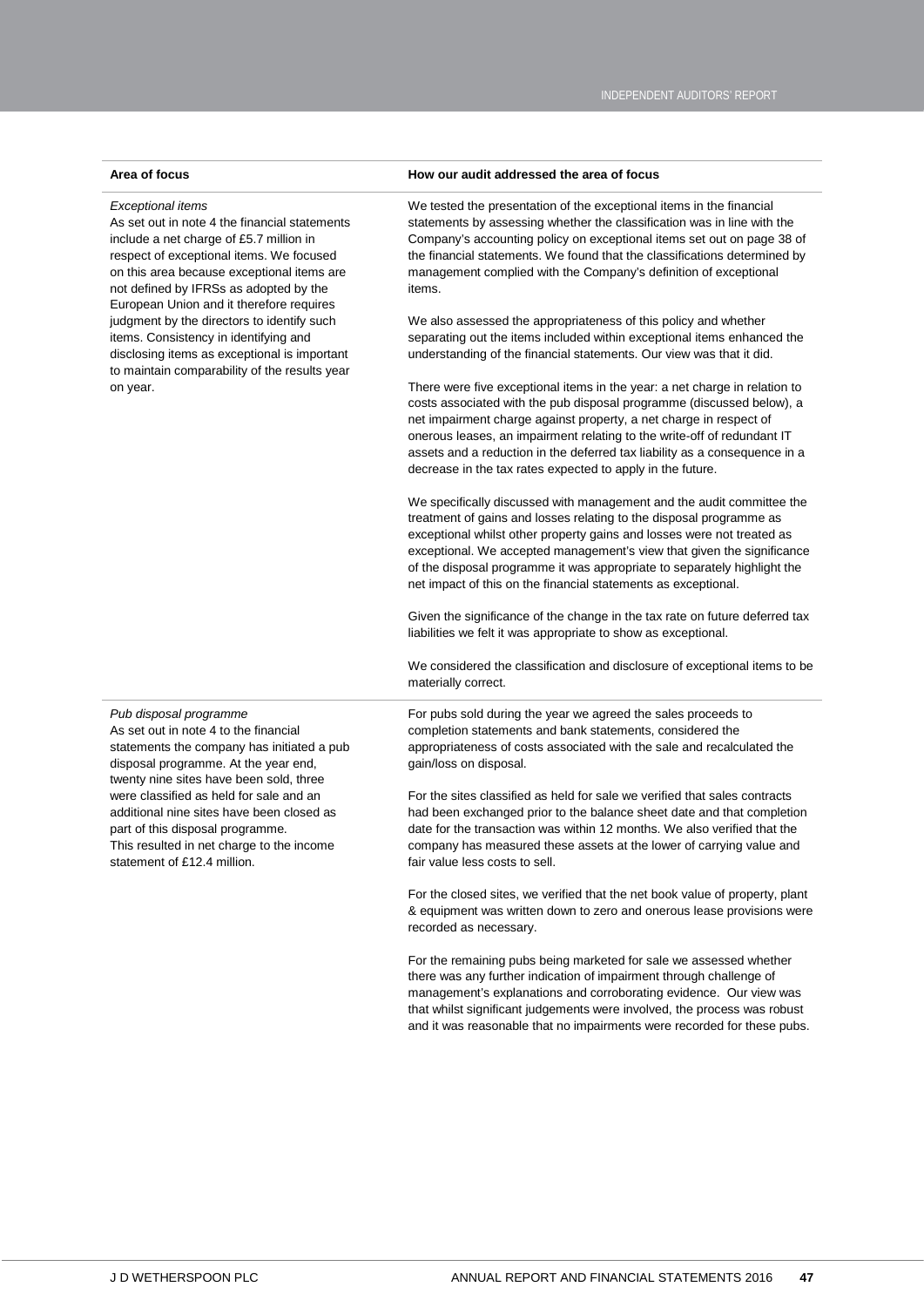| Area of focus | How our audit addressed the area of focus |
|---|---|
| *Exceptional items*<br>As set out in note 4 the financial statements include a net charge of £5.7 million in respect of exceptional items. We focused on this area because exceptional items are not defined by IFRSs as adopted by the European Union and it therefore requires judgment by the directors to identify such items. Consistency in identifying and disclosing items as exceptional is important to maintain comparability of the results year on year. | We tested the presentation of the exceptional items in the financial statements by assessing whether the classification was in line with the Company's accounting policy on exceptional items set out on page 38 of the financial statements. We found that the classifications determined by management complied with the Company's definition of exceptional items.<br><br>We also assessed the appropriateness of this policy and whether separating out the items included within exceptional items enhanced the understanding of the financial statements. Our view was that it did.<br><br>There were five exceptional items in the year: a net charge in relation to costs associated with the pub disposal programme (discussed below), a net impairment charge against property, a net charge in respect of onerous leases, an impairment relating to the write-off of redundant IT assets and a reduction in the deferred tax liability as a consequence in a decrease in the tax rates expected to apply in the future.<br><br>We specifically discussed with management and the audit committee the treatment of gains and losses relating to the disposal programme as exceptional whilst other property gains and losses were not treated as exceptional. We accepted management's view that given the significance of the disposal programme it was appropriate to separately highlight the net impact of this on the financial statements as exceptional.<br><br>Given the significance of the change in the tax rate on future deferred tax liabilities we felt it was appropriate to show as exceptional.<br><br>We considered the classification and disclosure of exceptional items to be materially correct. |
| *Pub disposal programme*<br>As set out in note 4 to the financial statements the company has initiated a pub disposal programme. At the year end, twenty nine sites have been sold, three were classified as held for sale and an additional nine sites have been closed as part of this disposal programme.<br>This resulted in net charge to the income statement of £12.4 million. | For pubs sold during the year we agreed the sales proceeds to completion statements and bank statements, considered the appropriateness of costs associated with the sale and recalculated the gain/loss on disposal.<br><br>For the sites classified as held for sale we verified that sales contracts had been exchanged prior to the balance sheet date and that completion date for the transaction was within 12 months. We also verified that the company has measured these assets at the lower of carrying value and fair value less costs to sell.<br><br>For the closed sites, we verified that the net book value of property, plant & equipment was written down to zero and onerous lease provisions were recorded as necessary.<br><br>For the remaining pubs being marketed for sale we assessed whether there was any further indication of impairment through challenge of management's explanations and corroborating evidence. Our view was that whilst significant judgements were involved, the process was robust and it was reasonable that no impairments were recorded for these pubs. |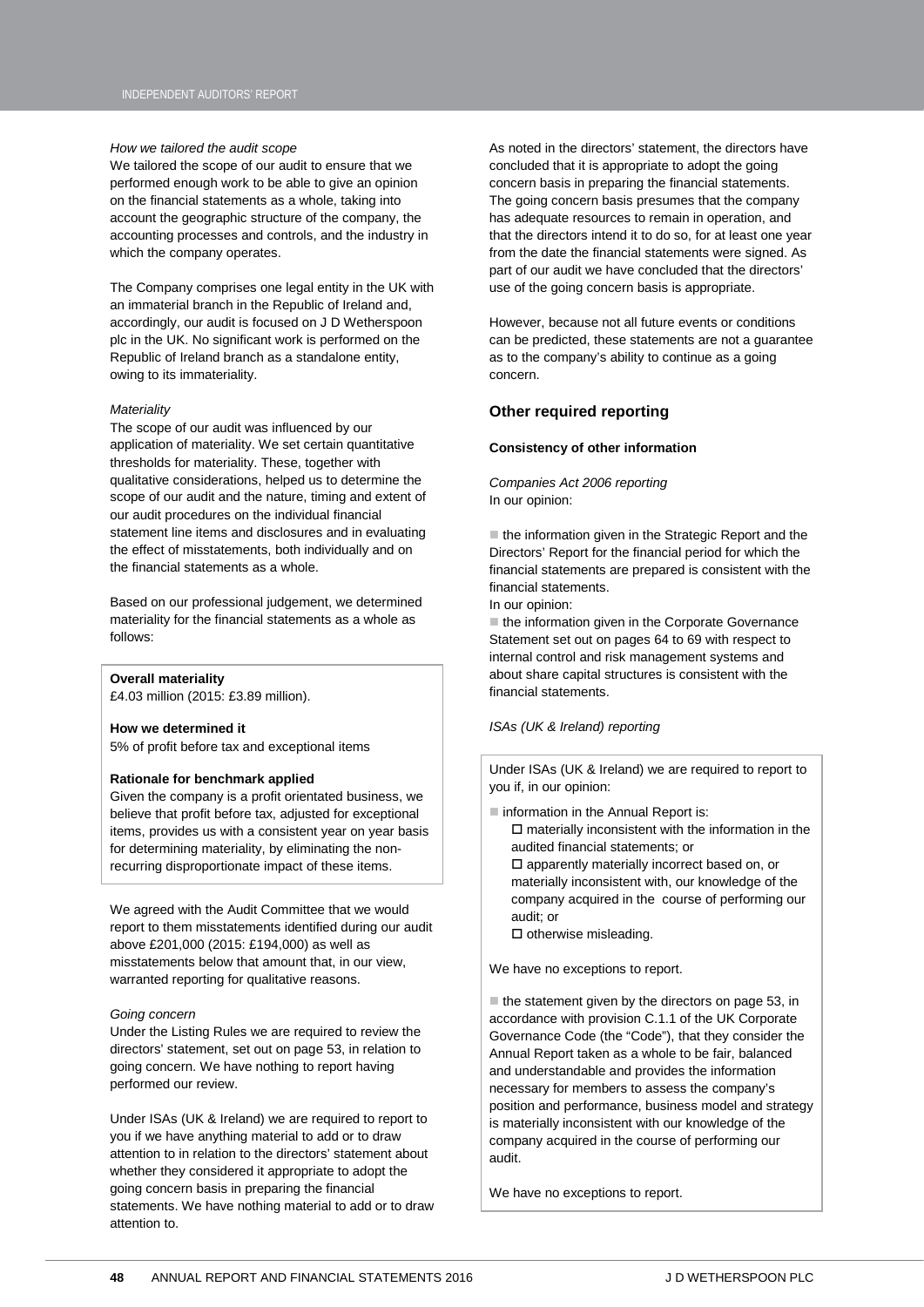*How we tailored the audit scope*

We tailored the scope of our audit to ensure that we performed enough work to be able to give an opinion on the financial statements as a whole, taking into account the geographic structure of the company, the accounting processes and controls, and the industry in which the company operates.

The Company comprises one legal entity in the UK with an immaterial branch in the Republic of Ireland and, accordingly, our audit is focused on J D Wetherspoon plc in the UK. No significant work is performed on the Republic of Ireland branch as a standalone entity, owing to its immateriality.

*Materiality*

The scope of our audit was influenced by our application of materiality. We set certain quantitative thresholds for materiality. These, together with qualitative considerations, helped us to determine the scope of our audit and the nature, timing and extent of our audit procedures on the individual financial statement line items and disclosures and in evaluating the effect of misstatements, both individually and on the financial statements as a whole.

Based on our professional judgement, we determined materiality for the financial statements as a whole as follows:

**Overall materiality**

£4.03 million (2015: £3.89 million).

**How we determined it**

5% of profit before tax and exceptional items

**Rationale for benchmark applied**

Given the company is a profit orientated business, we believe that profit before tax, adjusted for exceptional items, provides us with a consistent year on year basis for determining materiality, by eliminating the non-recurring disproportionate impact of these items.

We agreed with the Audit Committee that we would report to them misstatements identified during our audit above £201,000 (2015: £194,000) as well as misstatements below that amount that, in our view, warranted reporting for qualitative reasons.

*Going concern*

Under the Listing Rules we are required to review the directors' statement, set out on page 53, in relation to going concern. We have nothing to report having performed our review.

Under ISAs (UK & Ireland) we are required to report to you if we have anything material to add or to draw attention to in relation to the directors' statement about whether they considered it appropriate to adopt the going concern basis in preparing the financial statements. We have nothing material to add or to draw attention to.

As noted in the directors' statement, the directors have concluded that it is appropriate to adopt the going concern basis in preparing the financial statements. The going concern basis presumes that the company has adequate resources to remain in operation, and that the directors intend it to do so, for at least one year from the date the financial statements were signed. As part of our audit we have concluded that the directors' use of the going concern basis is appropriate.

However, because not all future events or conditions can be predicted, these statements are not a guarantee as to the company's ability to continue as a going concern.

## Other required reporting

**Consistency of other information**

*Companies Act 2006 reporting*

In our opinion:

- the information given in the Strategic Report and the Directors' Report for the financial period for which the financial statements are prepared is consistent with the financial statements.

In our opinion:

- the information given in the Corporate Governance Statement set out on pages 64 to 69 with respect to internal control and risk management systems and about share capital structures is consistent with the financial statements.

*ISAs (UK & Ireland) reporting*

Under ISAs (UK & Ireland) we are required to report to you if, in our opinion:

- information in the Annual Report is:
  - materially inconsistent with the information in the audited financial statements; or
  - apparently materially incorrect based on, or materially inconsistent with, our knowledge of the company acquired in the course of performing our audit; or
  - otherwise misleading.

We have no exceptions to report.

- the statement given by the directors on page 53, in accordance with provision C.1.1 of the UK Corporate Governance Code (the "Code"), that they consider the Annual Report taken as a whole to be fair, balanced and understandable and provides the information necessary for members to assess the company's position and performance, business model and strategy is materially inconsistent with our knowledge of the company acquired in the course of performing our audit.

We have no exceptions to report.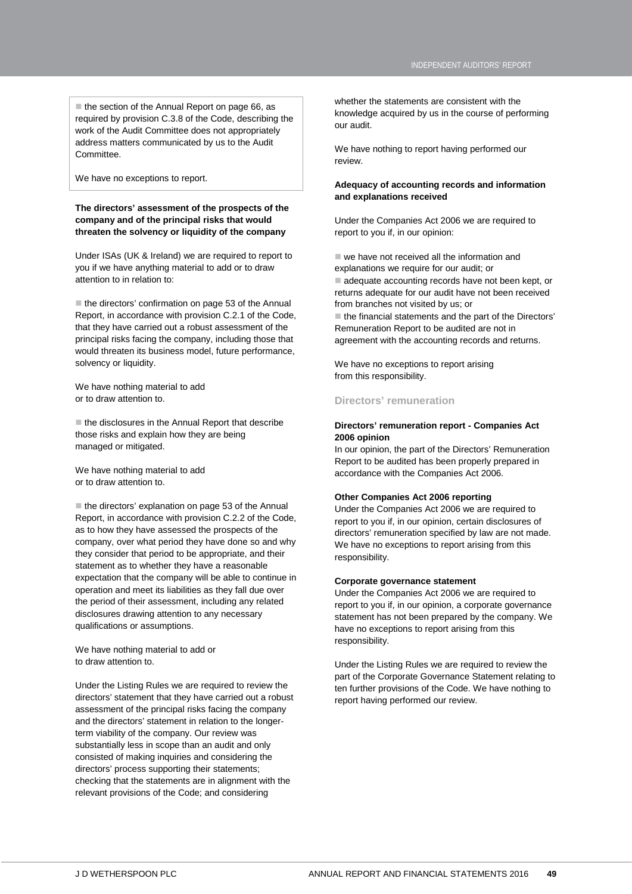■ the section of the Annual Report on page 66, as required by provision C.3.8 of the Code, describing the work of the Audit Committee does not appropriately address matters communicated by us to the Audit Committee.

We have no exceptions to report.

**The directors' assessment of the prospects of the company and of the principal risks that would threaten the solvency or liquidity of the company**

Under ISAs (UK & Ireland) we are required to report to you if we have anything material to add or to draw attention to in relation to:

■ the directors' confirmation on page 53 of the Annual Report, in accordance with provision C.2.1 of the Code, that they have carried out a robust assessment of the principal risks facing the company, including those that would threaten its business model, future performance, solvency or liquidity.

We have nothing material to add or to draw attention to.

■ the disclosures in the Annual Report that describe those risks and explain how they are being managed or mitigated.

We have nothing material to add or to draw attention to.

■ the directors' explanation on page 53 of the Annual Report, in accordance with provision C.2.2 of the Code, as to how they have assessed the prospects of the company, over what period they have done so and why they consider that period to be appropriate, and their statement as to whether they have a reasonable expectation that the company will be able to continue in operation and meet its liabilities as they fall due over the period of their assessment, including any related disclosures drawing attention to any necessary qualifications or assumptions.

We have nothing material to add or to draw attention to.

Under the Listing Rules we are required to review the directors' statement that they have carried out a robust assessment of the principal risks facing the company and the directors' statement in relation to the longer-term viability of the company. Our review was substantially less in scope than an audit and only consisted of making inquiries and considering the directors' process supporting their statements; checking that the statements are in alignment with the relevant provisions of the Code; and considering whether the statements are consistent with the knowledge acquired by us in the course of performing our audit.

We have nothing to report having performed our review.

**Adequacy of accounting records and information and explanations received**

Under the Companies Act 2006 we are required to report to you if, in our opinion:

■ we have not received all the information and explanations we require for our audit; or
■ adequate accounting records have not been kept, or returns adequate for our audit have not been received from branches not visited by us; or
■ the financial statements and the part of the Directors' Remuneration Report to be audited are not in agreement with the accounting records and returns.

We have no exceptions to report arising from this responsibility.

## Directors' remuneration

**Directors' remuneration report - Companies Act 2006 opinion**

In our opinion, the part of the Directors' Remuneration Report to be audited has been properly prepared in accordance with the Companies Act 2006.

**Other Companies Act 2006 reporting**

Under the Companies Act 2006 we are required to report to you if, in our opinion, certain disclosures of directors' remuneration specified by law are not made. We have no exceptions to report arising from this responsibility.

**Corporate governance statement**

Under the Companies Act 2006 we are required to report to you if, in our opinion, a corporate governance statement has not been prepared by the company. We have no exceptions to report arising from this responsibility.

Under the Listing Rules we are required to review the part of the Corporate Governance Statement relating to ten further provisions of the Code. We have nothing to report having performed our review.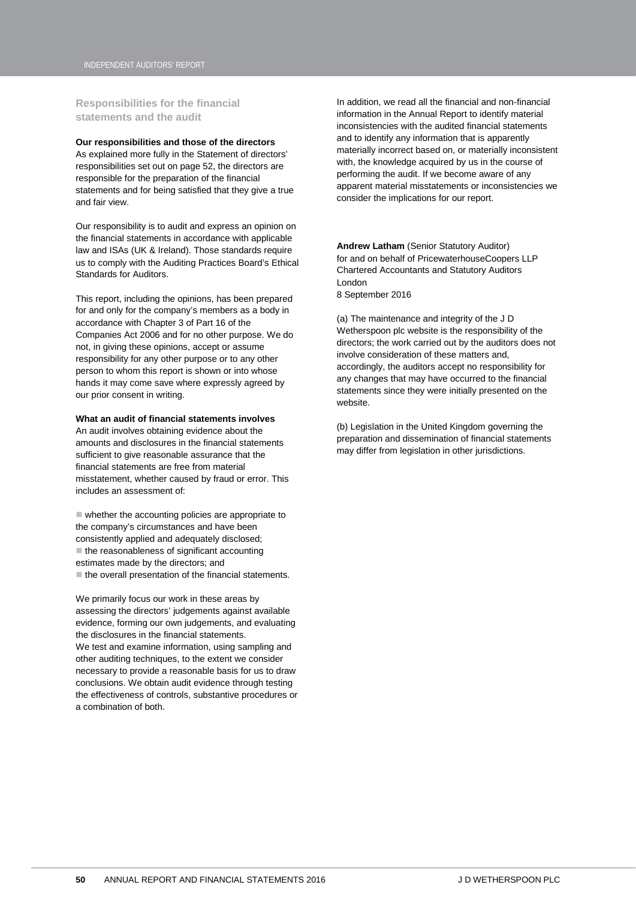## Responsibilities for the financial statements and the audit

**Our responsibilities and those of the directors**

As explained more fully in the Statement of directors' responsibilities set out on page 52, the directors are responsible for the preparation of the financial statements and for being satisfied that they give a true and fair view.

Our responsibility is to audit and express an opinion on the financial statements in accordance with applicable law and ISAs (UK & Ireland). Those standards require us to comply with the Auditing Practices Board's Ethical Standards for Auditors.

This report, including the opinions, has been prepared for and only for the company's members as a body in accordance with Chapter 3 of Part 16 of the Companies Act 2006 and for no other purpose. We do not, in giving these opinions, accept or assume responsibility for any other purpose or to any other person to whom this report is shown or into whose hands it may come save where expressly agreed by our prior consent in writing.

**What an audit of financial statements involves**

An audit involves obtaining evidence about the amounts and disclosures in the financial statements sufficient to give reasonable assurance that the financial statements are free from material misstatement, whether caused by fraud or error. This includes an assessment of:

- whether the accounting policies are appropriate to the company's circumstances and have been consistently applied and adequately disclosed;
- the reasonableness of significant accounting estimates made by the directors; and
- the overall presentation of the financial statements.

We primarily focus our work in these areas by assessing the directors' judgements against available evidence, forming our own judgements, and evaluating the disclosures in the financial statements.
We test and examine information, using sampling and other auditing techniques, to the extent we consider necessary to provide a reasonable basis for us to draw conclusions. We obtain audit evidence through testing the effectiveness of controls, substantive procedures or a combination of both.

In addition, we read all the financial and non-financial information in the Annual Report to identify material inconsistencies with the audited financial statements and to identify any information that is apparently materially incorrect based on, or materially inconsistent with, the knowledge acquired by us in the course of performing the audit. If we become aware of any apparent material misstatements or inconsistencies we consider the implications for our report.

**Andrew Latham** (Senior Statutory Auditor)
for and on behalf of PricewaterhouseCoopers LLP
Chartered Accountants and Statutory Auditors
London
8 September 2016

(a) The maintenance and integrity of the J D Wetherspoon plc website is the responsibility of the directors; the work carried out by the auditors does not involve consideration of these matters and, accordingly, the auditors accept no responsibility for any changes that may have occurred to the financial statements since they were initially presented on the website.

(b) Legislation in the United Kingdom governing the preparation and dissemination of financial statements may differ from legislation in other jurisdictions.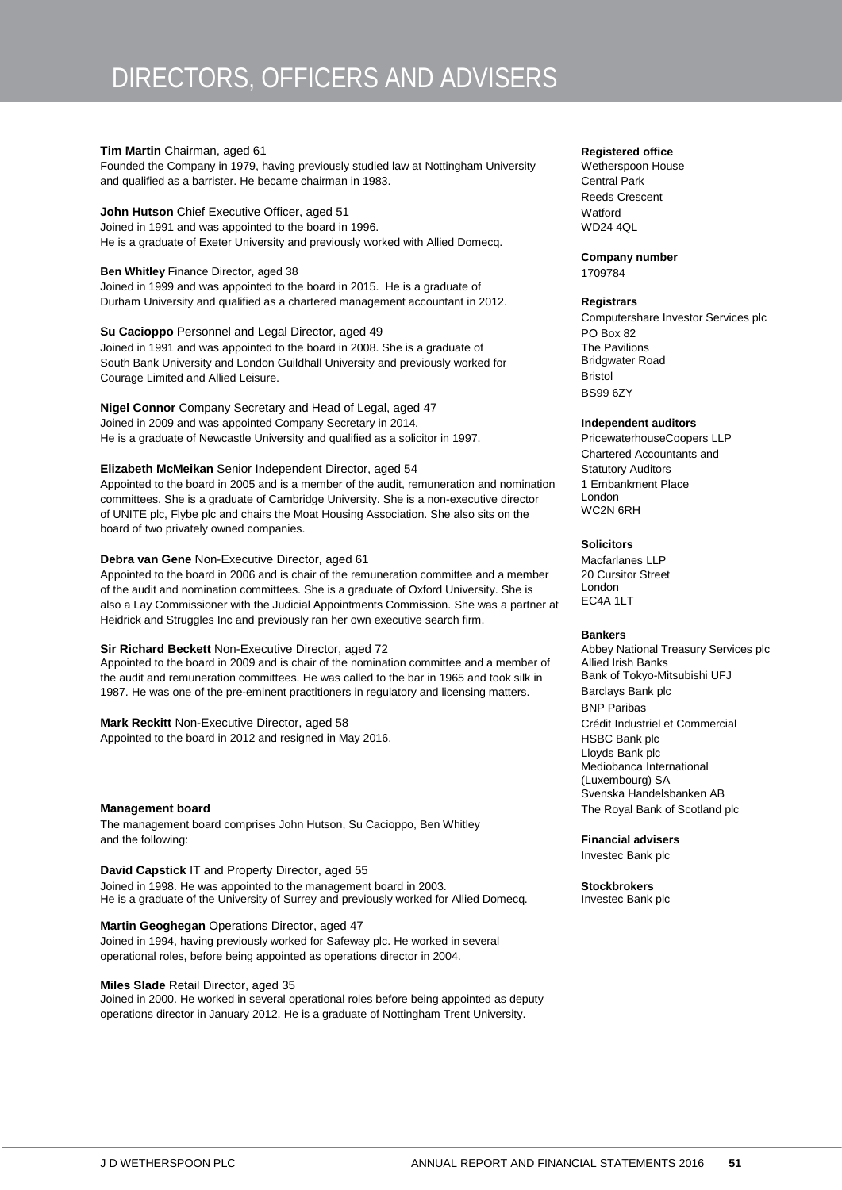# DIRECTORS, OFFICERS AND ADVISERS

**Tim Martin** Chairman, aged 61
Founded the Company in 1979, having previously studied law at Nottingham University and qualified as a barrister. He became chairman in 1983.

**John Hutson** Chief Executive Officer, aged 51
Joined in 1991 and was appointed to the board in 1996.
He is a graduate of Exeter University and previously worked with Allied Domecq.

**Ben Whitley** Finance Director, aged 38
Joined in 1999 and was appointed to the board in 2015. He is a graduate of Durham University and qualified as a chartered management accountant in 2012.

**Su Cacioppo** Personnel and Legal Director, aged 49
Joined in 1991 and was appointed to the board in 2008. She is a graduate of South Bank University and London Guildhall University and previously worked for Courage Limited and Allied Leisure.

**Nigel Connor** Company Secretary and Head of Legal, aged 47
Joined in 2009 and was appointed Company Secretary in 2014.
He is a graduate of Newcastle University and qualified as a solicitor in 1997.

**Elizabeth McMeikan** Senior Independent Director, aged 54
Appointed to the board in 2005 and is a member of the audit, remuneration and nomination committees. She is a graduate of Cambridge University. She is a non-executive director of UNITE plc, Flybe plc and chairs the Moat Housing Association. She also sits on the board of two privately owned companies.

**Debra van Gene** Non-Executive Director, aged 61
Appointed to the board in 2006 and is chair of the remuneration committee and a member of the audit and nomination committees. She is a graduate of Oxford University. She is also a Lay Commissioner with the Judicial Appointments Commission. She was a partner at Heidrick and Struggles Inc and previously ran her own executive search firm.

**Sir Richard Beckett** Non-Executive Director, aged 72
Appointed to the board in 2009 and is chair of the nomination committee and a member of the audit and remuneration committees. He was called to the bar in 1965 and took silk in 1987. He was one of the pre-eminent practitioners in regulatory and licensing matters.

**Mark Reckitt** Non-Executive Director, aged 58
Appointed to the board in 2012 and resigned in May 2016.

---

**Management board**
The management board comprises John Hutson, Su Cacioppo, Ben Whitley and the following:

**David Capstick** IT and Property Director, aged 55
Joined in 1998. He was appointed to the management board in 2003.
He is a graduate of the University of Surrey and previously worked for Allied Domecq.

**Martin Geoghegan** Operations Director, aged 47
Joined in 1994, having previously worked for Safeway plc. He worked in several operational roles, before being appointed as operations director in 2004.

**Miles Slade** Retail Director, aged 35
Joined in 2000. He worked in several operational roles before being appointed as deputy operations director in January 2012. He is a graduate of Nottingham Trent University.

**Registered office**
Wetherspoon House
Central Park
Reeds Crescent
Watford
WD24 4QL

**Company number**
1709784

**Registrars**
Computershare Investor Services plc
PO Box 82
The Pavilions
Bridgwater Road
Bristol
BS99 6ZY

**Independent auditors**
PricewaterhouseCoopers LLP
Chartered Accountants and Statutory Auditors
1 Embankment Place
London
WC2N 6RH

**Solicitors**
Macfarlanes LLP
20 Cursitor Street
London
EC4A 1LT

**Bankers**
Abbey National Treasury Services plc
Allied Irish Banks
Bank of Tokyo-Mitsubishi UFJ
Barclays Bank plc
BNP Paribas
Crédit Industriel et Commercial
HSBC Bank plc
Lloyds Bank plc
Mediobanca International (Luxembourg) SA
Svenska Handelsbanken AB
The Royal Bank of Scotland plc

**Financial advisers**
Investec Bank plc

**Stockbrokers**
Investec Bank plc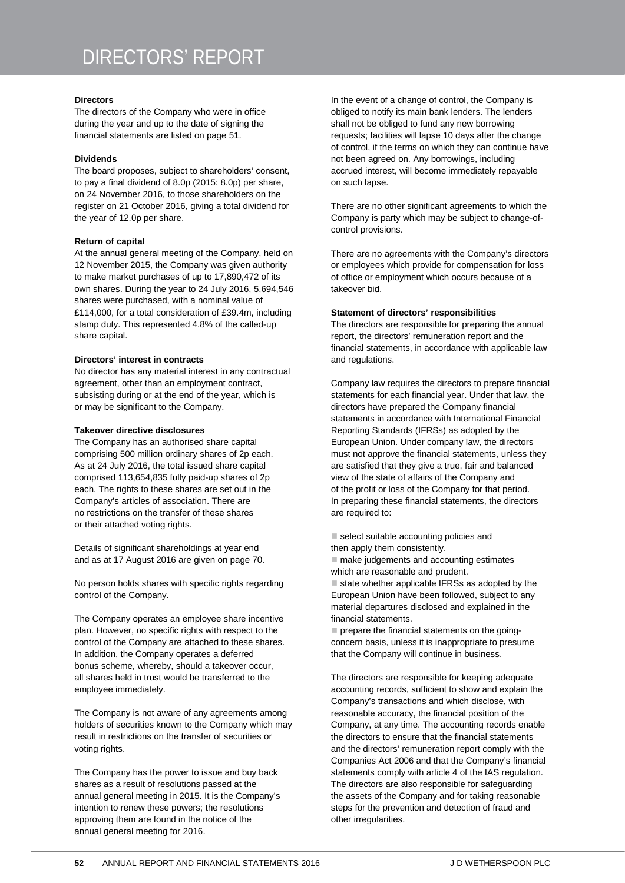# DIRECTORS' REPORT

**Directors**

The directors of the Company who were in office during the year and up to the date of signing the financial statements are listed on page 51.

**Dividends**

The board proposes, subject to shareholders' consent, to pay a final dividend of 8.0p (2015: 8.0p) per share, on 24 November 2016, to those shareholders on the register on 21 October 2016, giving a total dividend for the year of 12.0p per share.

**Return of capital**

At the annual general meeting of the Company, held on 12 November 2015, the Company was given authority to make market purchases of up to 17,890,472 of its own shares. During the year to 24 July 2016, 5,694,546 shares were purchased, with a nominal value of £114,000, for a total consideration of £39.4m, including stamp duty. This represented 4.8% of the called-up share capital.

**Directors' interest in contracts**

No director has any material interest in any contractual agreement, other than an employment contract, subsisting during or at the end of the year, which is or may be significant to the Company.

**Takeover directive disclosures**

The Company has an authorised share capital comprising 500 million ordinary shares of 2p each. As at 24 July 2016, the total issued share capital comprised 113,654,835 fully paid-up shares of 2p each. The rights to these shares are set out in the Company's articles of association. There are no restrictions on the transfer of these shares or their attached voting rights.

Details of significant shareholdings at year end and as at 17 August 2016 are given on page 70.

No person holds shares with specific rights regarding control of the Company.

The Company operates an employee share incentive plan. However, no specific rights with respect to the control of the Company are attached to these shares. In addition, the Company operates a deferred bonus scheme, whereby, should a takeover occur, all shares held in trust would be transferred to the employee immediately.

The Company is not aware of any agreements among holders of securities known to the Company which may result in restrictions on the transfer of securities or voting rights.

The Company has the power to issue and buy back shares as a result of resolutions passed at the annual general meeting in 2015. It is the Company's intention to renew these powers; the resolutions approving them are found in the notice of the annual general meeting for 2016.

In the event of a change of control, the Company is obliged to notify its main bank lenders. The lenders shall not be obliged to fund any new borrowing requests; facilities will lapse 10 days after the change of control, if the terms on which they can continue have not been agreed on. Any borrowings, including accrued interest, will become immediately repayable on such lapse.

There are no other significant agreements to which the Company is party which may be subject to change-of-control provisions.

There are no agreements with the Company's directors or employees which provide for compensation for loss of office or employment which occurs because of a takeover bid.

**Statement of directors' responsibilities**

The directors are responsible for preparing the annual report, the directors' remuneration report and the financial statements, in accordance with applicable law and regulations.

Company law requires the directors to prepare financial statements for each financial year. Under that law, the directors have prepared the Company financial statements in accordance with International Financial Reporting Standards (IFRSs) as adopted by the European Union. Under company law, the directors must not approve the financial statements, unless they are satisfied that they give a true, fair and balanced view of the state of affairs of the Company and of the profit or loss of the Company for that period. In preparing these financial statements, the directors are required to:

- select suitable accounting policies and then apply them consistently.
- make judgements and accounting estimates which are reasonable and prudent.
- state whether applicable IFRSs as adopted by the European Union have been followed, subject to any material departures disclosed and explained in the financial statements.
- prepare the financial statements on the going-concern basis, unless it is inappropriate to presume that the Company will continue in business.

The directors are responsible for keeping adequate accounting records, sufficient to show and explain the Company's transactions and which disclose, with reasonable accuracy, the financial position of the Company, at any time. The accounting records enable the directors to ensure that the financial statements and the directors' remuneration report comply with the Companies Act 2006 and that the Company's financial statements comply with article 4 of the IAS regulation. The directors are also responsible for safeguarding the assets of the Company and for taking reasonable steps for the prevention and detection of fraud and other irregularities.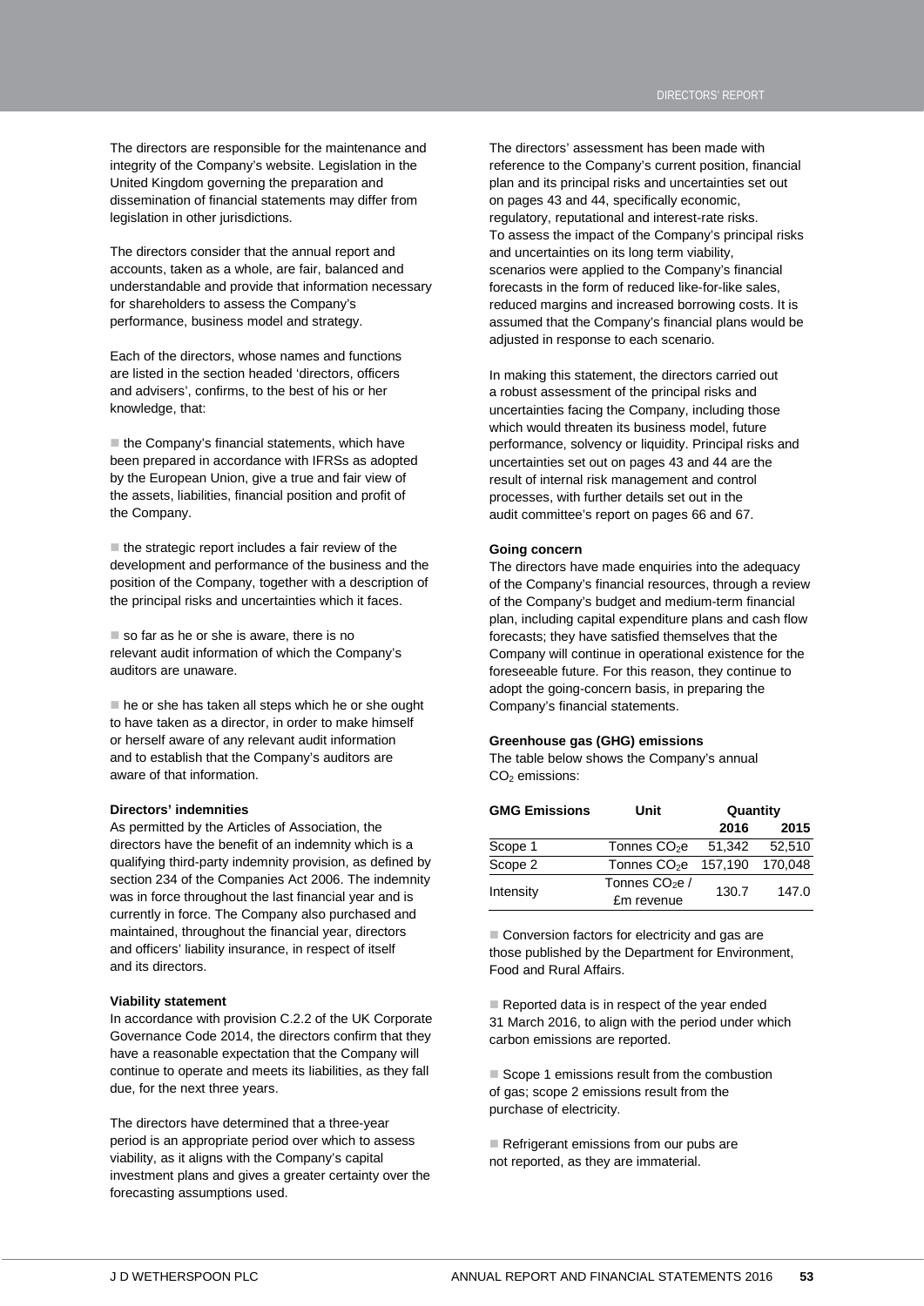The directors are responsible for the maintenance and integrity of the Company's website. Legislation in the United Kingdom governing the preparation and dissemination of financial statements may differ from legislation in other jurisdictions.

The directors consider that the annual report and accounts, taken as a whole, are fair, balanced and understandable and provide that information necessary for shareholders to assess the Company's performance, business model and strategy.

Each of the directors, whose names and functions are listed in the section headed 'directors, officers and advisers', confirms, to the best of his or her knowledge, that:

- the Company's financial statements, which have been prepared in accordance with IFRSs as adopted by the European Union, give a true and fair view of the assets, liabilities, financial position and profit of the Company.
- the strategic report includes a fair review of the development and performance of the business and the position of the Company, together with a description of the principal risks and uncertainties which it faces.
- so far as he or she is aware, there is no relevant audit information of which the Company's auditors are unaware.
- he or she has taken all steps which he or she ought to have taken as a director, in order to make himself or herself aware of any relevant audit information and to establish that the Company's auditors are aware of that information.

**Directors' indemnities**

As permitted by the Articles of Association, the directors have the benefit of an indemnity which is a qualifying third-party indemnity provision, as defined by section 234 of the Companies Act 2006. The indemnity was in force throughout the last financial year and is currently in force. The Company also purchased and maintained, throughout the financial year, directors and officers' liability insurance, in respect of itself and its directors.

**Viability statement**

In accordance with provision C.2.2 of the UK Corporate Governance Code 2014, the directors confirm that they have a reasonable expectation that the Company will continue to operate and meets its liabilities, as they fall due, for the next three years.

The directors have determined that a three-year period is an appropriate period over which to assess viability, as it aligns with the Company's capital investment plans and gives a greater certainty over the forecasting assumptions used.

The directors' assessment has been made with reference to the Company's current position, financial plan and its principal risks and uncertainties set out on pages 43 and 44, specifically economic, regulatory, reputational and interest-rate risks. To assess the impact of the Company's principal risks and uncertainties on its long term viability, scenarios were applied to the Company's financial forecasts in the form of reduced like-for-like sales, reduced margins and increased borrowing costs. It is assumed that the Company's financial plans would be adjusted in response to each scenario.

In making this statement, the directors carried out a robust assessment of the principal risks and uncertainties facing the Company, including those which would threaten its business model, future performance, solvency or liquidity. Principal risks and uncertainties set out on pages 43 and 44 are the result of internal risk management and control processes, with further details set out in the audit committee's report on pages 66 and 67.

**Going concern**

The directors have made enquiries into the adequacy of the Company's financial resources, through a review of the Company's budget and medium-term financial plan, including capital expenditure plans and cash flow forecasts; they have satisfied themselves that the Company will continue in operational existence for the foreseeable future. For this reason, they continue to adopt the going-concern basis, in preparing the Company's financial statements.

**Greenhouse gas (GHG) emissions**

The table below shows the Company's annual $CO_2$ emissions:

| GMG Emissions | Unit | Quantity 2016 | 2015 |
|---|---|---|---|
| Scope 1 | Tonnes $CO_2e$ | 51,342 | 52,510 |
| Scope 2 | Tonnes $CO_2e$ | 157,190 | 170,048 |
| Intensity | Tonnes $CO_2e$ / £m revenue | 130.7 | 147.0 |

- Conversion factors for electricity and gas are those published by the Department for Environment, Food and Rural Affairs.
- Reported data is in respect of the year ended 31 March 2016, to align with the period under which carbon emissions are reported.
- Scope 1 emissions result from the combustion of gas; scope 2 emissions result from the purchase of electricity.
- Refrigerant emissions from our pubs are not reported, as they are immaterial.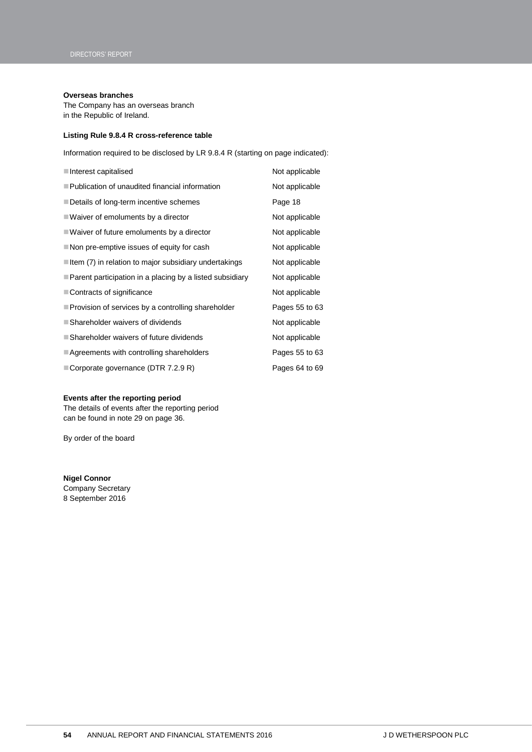### Overseas branches

The Company has an overseas branch in the Republic of Ireland.

### Listing Rule 9.8.4 R cross-reference table

Information required to be disclosed by LR 9.8.4 R (starting on page indicated):

| | |
|---|---|
| Interest capitalised | Not applicable |
| Publication of unaudited financial information | Not applicable |
| Details of long-term incentive schemes | Page 18 |
| Waiver of emoluments by a director | Not applicable |
| Waiver of future emoluments by a director | Not applicable |
| Non pre-emptive issues of equity for cash | Not applicable |
| Item (7) in relation to major subsidiary undertakings | Not applicable |
| Parent participation in a placing by a listed subsidiary | Not applicable |
| Contracts of significance | Not applicable |
| Provision of services by a controlling shareholder | Pages 55 to 63 |
| Shareholder waivers of dividends | Not applicable |
| Shareholder waivers of future dividends | Not applicable |
| Agreements with controlling shareholders | Pages 55 to 63 |
| Corporate governance (DTR 7.2.9 R) | Pages 64 to 69 |

### Events after the reporting period

The details of events after the reporting period can be found in note 29 on page 36.

By order of the board

**Nigel Connor**
Company Secretary
8 September 2016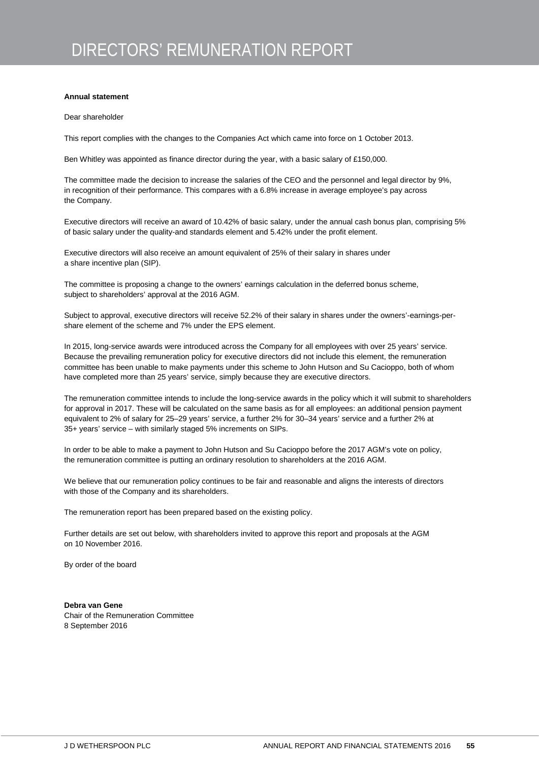# DIRECTORS' REMUNERATION REPORT

**Annual statement**

Dear shareholder

This report complies with the changes to the Companies Act which came into force on 1 October 2013.

Ben Whitley was appointed as finance director during the year, with a basic salary of £150,000.

The committee made the decision to increase the salaries of the CEO and the personnel and legal director by 9%, in recognition of their performance. This compares with a 6.8% increase in average employee's pay across the Company.

Executive directors will receive an award of 10.42% of basic salary, under the annual cash bonus plan, comprising 5% of basic salary under the quality-and standards element and 5.42% under the profit element.

Executive directors will also receive an amount equivalent of 25% of their salary in shares under a share incentive plan (SIP).

The committee is proposing a change to the owners' earnings calculation in the deferred bonus scheme, subject to shareholders' approval at the 2016 AGM.

Subject to approval, executive directors will receive 52.2% of their salary in shares under the owners'-earnings-per-share element of the scheme and 7% under the EPS element.

In 2015, long-service awards were introduced across the Company for all employees with over 25 years' service. Because the prevailing remuneration policy for executive directors did not include this element, the remuneration committee has been unable to make payments under this scheme to John Hutson and Su Cacioppo, both of whom have completed more than 25 years' service, simply because they are executive directors.

The remuneration committee intends to include the long-service awards in the policy which it will submit to shareholders for approval in 2017. These will be calculated on the same basis as for all employees: an additional pension payment equivalent to 2% of salary for 25–29 years' service, a further 2% for 30–34 years' service and a further 2% at 35+ years' service – with similarly staged 5% increments on SIPs.

In order to be able to make a payment to John Hutson and Su Cacioppo before the 2017 AGM's vote on policy, the remuneration committee is putting an ordinary resolution to shareholders at the 2016 AGM.

We believe that our remuneration policy continues to be fair and reasonable and aligns the interests of directors with those of the Company and its shareholders.

The remuneration report has been prepared based on the existing policy.

Further details are set out below, with shareholders invited to approve this report and proposals at the AGM on 10 November 2016.

By order of the board

**Debra van Gene**
Chair of the Remuneration Committee
8 September 2016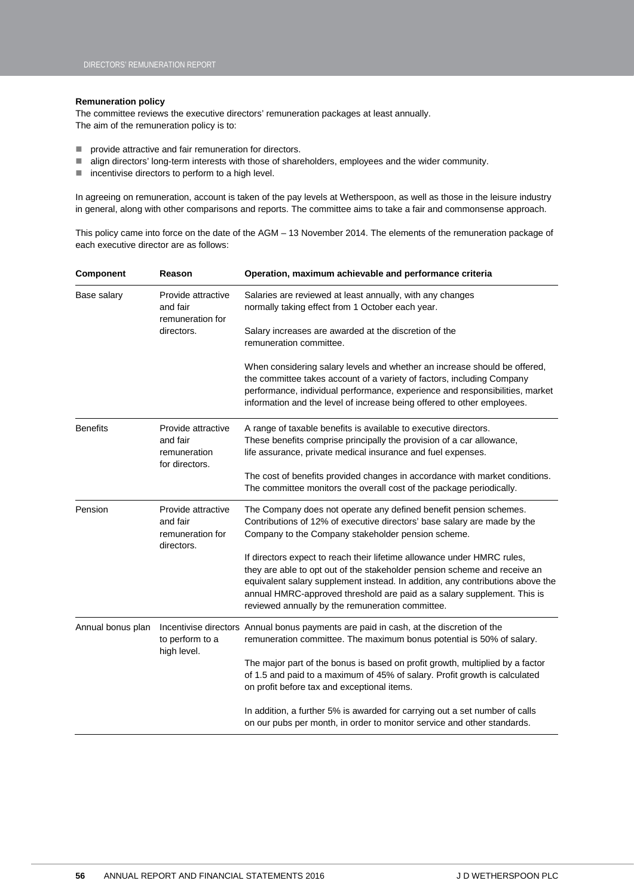**Remuneration policy**

The committee reviews the executive directors' remuneration packages at least annually.
The aim of the remuneration policy is to:

- provide attractive and fair remuneration for directors.
- align directors' long-term interests with those of shareholders, employees and the wider community.
- incentivise directors to perform to a high level.

In agreeing on remuneration, account is taken of the pay levels at Wetherspoon, as well as those in the leisure industry in general, along with other comparisons and reports. The committee aims to take a fair and commonsense approach.

This policy came into force on the date of the AGM – 13 November 2014. The elements of the remuneration package of each executive director are as follows:

| Component | Reason | Operation, maximum achievable and performance criteria |
|---|---|---|
| Base salary | Provide attractive and fair remuneration for directors. | Salaries are reviewed at least annually, with any changes normally taking effect from 1 October each year.<br><br>Salary increases are awarded at the discretion of the remuneration committee.<br><br>When considering salary levels and whether an increase should be offered, the committee takes account of a variety of factors, including Company performance, individual performance, experience and responsibilities, market information and the level of increase being offered to other employees. |
| Benefits | Provide attractive and fair remuneration for directors. | A range of taxable benefits is available to executive directors. These benefits comprise principally the provision of a car allowance, life assurance, private medical insurance and fuel expenses.<br><br>The cost of benefits provided changes in accordance with market conditions. The committee monitors the overall cost of the package periodically. |
| Pension | Provide attractive and fair remuneration for directors. | The Company does not operate any defined benefit pension schemes. Contributions of 12% of executive directors' base salary are made by the Company to the Company stakeholder pension scheme.<br><br>If directors expect to reach their lifetime allowance under HMRC rules, they are able to opt out of the stakeholder pension scheme and receive an equivalent salary supplement instead. In addition, any contributions above the annual HMRC-approved threshold are paid as a salary supplement. This is reviewed annually by the remuneration committee. |
| Annual bonus plan | Incentivise directors to perform to a high level. | Annual bonus payments are paid in cash, at the discretion of the remuneration committee. The maximum bonus potential is 50% of salary.<br><br>The major part of the bonus is based on profit growth, multiplied by a factor of 1.5 and paid to a maximum of 45% of salary. Profit growth is calculated on profit before tax and exceptional items.<br><br>In addition, a further 5% is awarded for carrying out a set number of calls on our pubs per month, in order to monitor service and other standards. |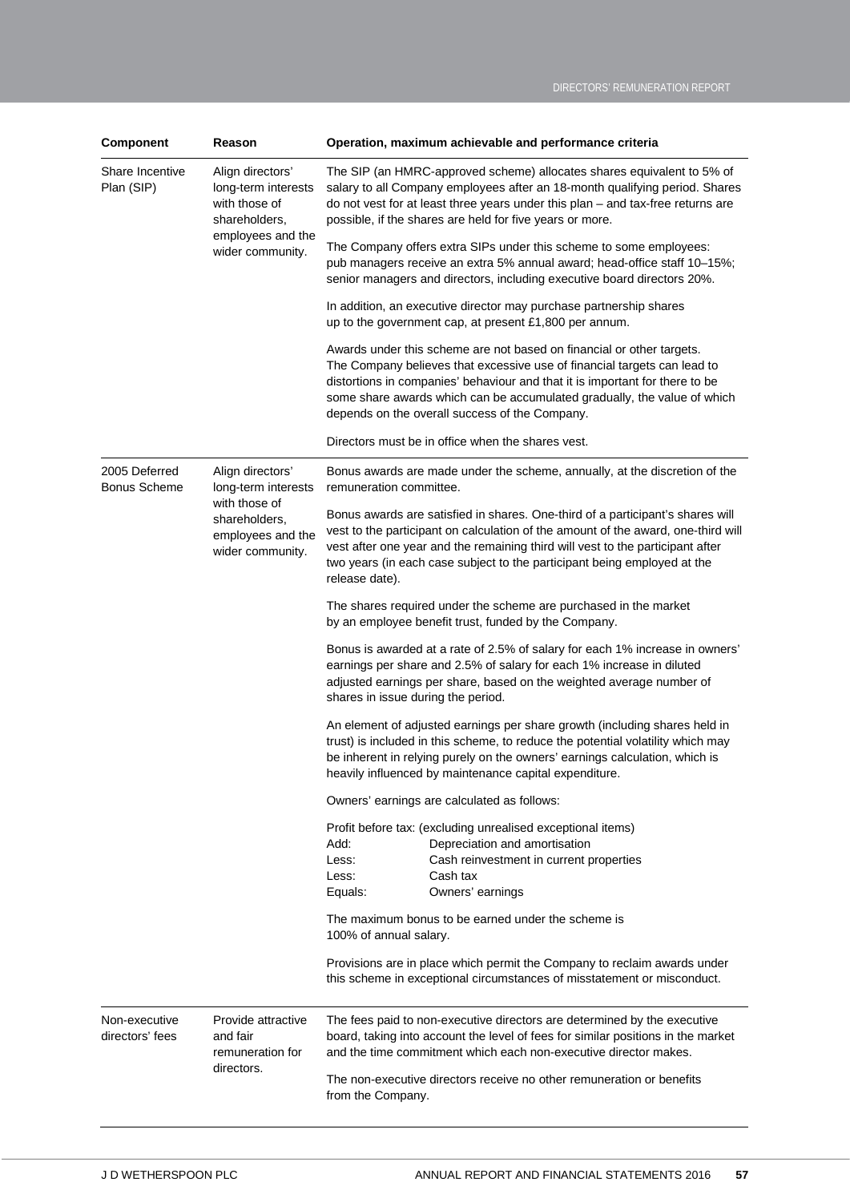| Component | Reason | Operation, maximum achievable and performance criteria |
|---|---|---|
| Share Incentive Plan (SIP) | Align directors' long-term interests with those of shareholders, employees and the wider community. | The SIP (an HMRC-approved scheme) allocates shares equivalent to 5% of salary to all Company employees after an 18-month qualifying period. Shares do not vest for at least three years under this plan – and tax-free returns are possible, if the shares are held for five years or more.<br><br>The Company offers extra SIPs under this scheme to some employees: pub managers receive an extra 5% annual award; head-office staff 10–15%; senior managers and directors, including executive board directors 20%.<br><br>In addition, an executive director may purchase partnership shares up to the government cap, at present £1,800 per annum.<br><br>Awards under this scheme are not based on financial or other targets. The Company believes that excessive use of financial targets can lead to distortions in companies' behaviour and that it is important for there to be some share awards which can be accumulated gradually, the value of which depends on the overall success of the Company.<br><br>Directors must be in office when the shares vest. |
| 2005 Deferred Bonus Scheme | Align directors' long-term interests with those of shareholders, employees and the wider community. | Bonus awards are made under the scheme, annually, at the discretion of the remuneration committee.<br><br>Bonus awards are satisfied in shares. One-third of a participant's shares will vest to the participant on calculation of the amount of the award, one-third will vest after one year and the remaining third will vest to the participant after two years (in each case subject to the participant being employed at the release date).<br><br>The shares required under the scheme are purchased in the market by an employee benefit trust, funded by the Company.<br><br>Bonus is awarded at a rate of 2.5% of salary for each 1% increase in owners' earnings per share and 2.5% of salary for each 1% increase in diluted adjusted earnings per share, based on the weighted average number of shares in issue during the period.<br><br>An element of adjusted earnings per share growth (including shares held in trust) is included in this scheme, to reduce the potential volatility which may be inherent in relying purely on the owners' earnings calculation, which is heavily influenced by maintenance capital expenditure.<br><br>Owners' earnings are calculated as follows:<br><br>Profit before tax: (excluding unrealised exceptional items)<br>Add: Depreciation and amortisation<br>Less: Cash reinvestment in current properties<br>Less: Cash tax<br>Equals: Owners' earnings<br><br>The maximum bonus to be earned under the scheme is 100% of annual salary.<br><br>Provisions are in place which permit the Company to reclaim awards under this scheme in exceptional circumstances of misstatement or misconduct. |
| Non-executive directors' fees | Provide attractive and fair remuneration for directors. | The fees paid to non-executive directors are determined by the executive board, taking into account the level of fees for similar positions in the market and the time commitment which each non-executive director makes.<br><br>The non-executive directors receive no other remuneration or benefits from the Company. |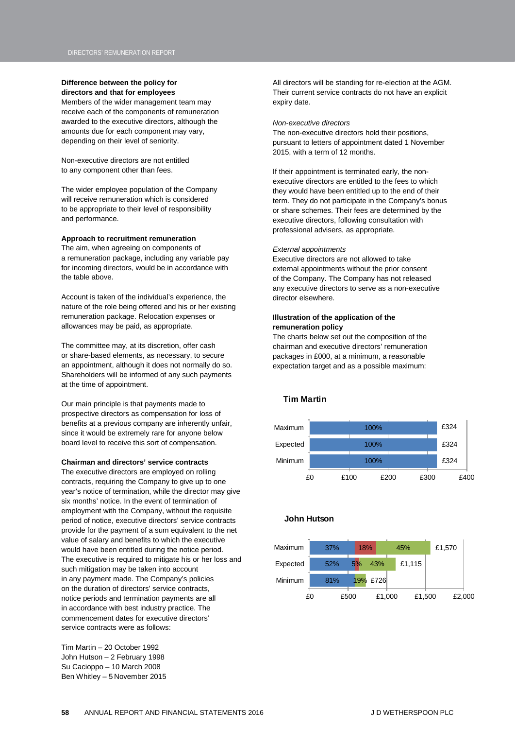### Difference between the policy for directors and that for employees

Members of the wider management team may receive each of the components of remuneration awarded to the executive directors, although the amounts due for each component may vary, depending on their level of seniority.

Non-executive directors are not entitled to any component other than fees.

The wider employee population of the Company will receive remuneration which is considered to be appropriate to their level of responsibility and performance.

### Approach to recruitment remuneration

The aim, when agreeing on components of a remuneration package, including any variable pay for incoming directors, would be in accordance with the table above.

Account is taken of the individual's experience, the nature of the role being offered and his or her existing remuneration package. Relocation expenses or allowances may be paid, as appropriate.

The committee may, at its discretion, offer cash or share-based elements, as necessary, to secure an appointment, although it does not normally do so. Shareholders will be informed of any such payments at the time of appointment.

Our main principle is that payments made to prospective directors as compensation for loss of benefits at a previous company are inherently unfair, since it would be extremely rare for anyone below board level to receive this sort of compensation.

### Chairman and directors' service contracts

The executive directors are employed on rolling contracts, requiring the Company to give up to one year's notice of termination, while the director may give six months' notice. In the event of termination of employment with the Company, without the requisite period of notice, executive directors' service contracts provide for the payment of a sum equivalent to the net value of salary and benefits to which the executive would have been entitled during the notice period. The executive is required to mitigate his or her loss and such mitigation may be taken into account in any payment made. The Company's policies on the duration of directors' service contracts, notice periods and termination payments are all in accordance with best industry practice. The commencement dates for executive directors' service contracts were as follows:

Tim Martin – 20 October 1992
John Hutson – 2 February 1998
Su Cacioppo – 10 March 2008
Ben Whitley – 5 November 2015

All directors will be standing for re-election at the AGM. Their current service contracts do not have an explicit expiry date.

*Non-executive directors*

The non-executive directors hold their positions, pursuant to letters of appointment dated 1 November 2015, with a term of 12 months.

If their appointment is terminated early, the non-executive directors are entitled to the fees to which they would have been entitled up to the end of their term. They do not participate in the Company's bonus or share schemes. Their fees are determined by the executive directors, following consultation with professional advisers, as appropriate.

*External appointments*

Executive directors are not allowed to take external appointments without the prior consent of the Company. The Company has not released any executive directors to serve as a non-executive director elsewhere.

### Illustration of the application of the remuneration policy

The charts below set out the composition of the chairman and executive directors' remuneration packages in £000, at a minimum, a reasonable expectation target and as a possible maximum:

**Tim Martin**

| | Composition | Total (£000) |
|---|---|---|
| Maximum | 100% | £324 |
| Expected | 100% | £324 |
| Minimum | 100% | £324 |

**John Hutson**

| | Composition | | | Total (£000) |
|---|---|---|---|---|
| Maximum | 37% | 18% | 45% | £1,570 |
| Expected | 52% | 5% | 43% | £1,115 |
| Minimum | 81% | | 19% | £726 |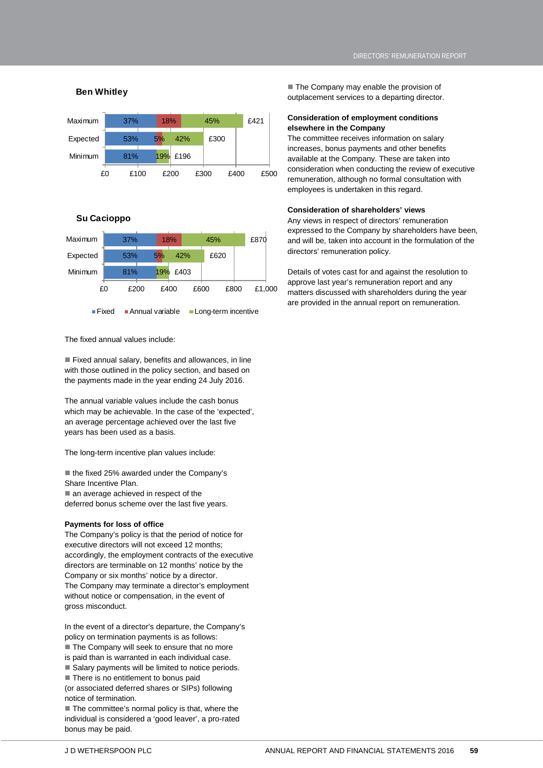## Ben Whitley

| | Fixed | Annual variable | Long-term incentive | Total |
|---|---|---|---|---|
| Maximum | 37% | 18% | 45% | £421 |
| Expected | 53% | 5% | 42% | £300 |
| Minimum | 81% | 19% | | £196 |

## Su Cacioppo

| | Fixed | Annual variable | Long-term incentive | Total |
|---|---|---|---|---|
| Maximum | 37% | 18% | 45% | £870 |
| Expected | 53% | 5% | 42% | £620 |
| Minimum | 81% | 19% | | £403 |

The fixed annual values include:

- Fixed annual salary, benefits and allowances, in line with those outlined in the policy section, and based on the payments made in the year ending 24 July 2016.

The annual variable values include the cash bonus which may be achievable. In the case of the 'expected', an average percentage achieved over the last five years has been used as a basis.

The long-term incentive plan values include:

- the fixed 25% awarded under the Company's Share Incentive Plan.
- an average achieved in respect of the deferred bonus scheme over the last five years.

### Payments for loss of office

The Company's policy is that the period of notice for executive directors will not exceed 12 months; accordingly, the employment contracts of the executive directors are terminable on 12 months' notice by the Company or six months' notice by a director.
The Company may terminate a director's employment without notice or compensation, in the event of gross misconduct.

In the event of a director's departure, the Company's policy on termination payments is as follows:

- The Company will seek to ensure that no more is paid than is warranted in each individual case.
- Salary payments will be limited to notice periods.
- There is no entitlement to bonus paid (or associated deferred shares or SIPs) following notice of termination.
- The committee's normal policy is that, where the individual is considered a 'good leaver', a pro-rated bonus may be paid.
- The Company may enable the provision of outplacement services to a departing director.

### Consideration of employment conditions elsewhere in the Company

The committee receives information on salary increases, bonus payments and other benefits available at the Company. These are taken into consideration when conducting the review of executive remuneration, although no formal consultation with employees is undertaken in this regard.

### Consideration of shareholders' views

Any views in respect of directors' remuneration expressed to the Company by shareholders have been, and will be, taken into account in the formulation of the directors' remuneration policy.

Details of votes cast for and against the resolution to approve last year's remuneration report and any matters discussed with shareholders during the year are provided in the annual report on remuneration.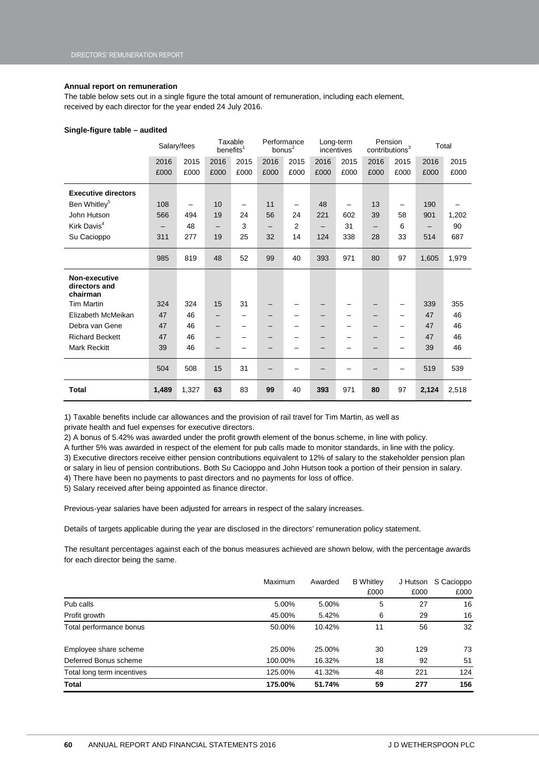**Annual report on remuneration**

The table below sets out in a single figure the total amount of remuneration, including each element, received by each director for the year ended 24 July 2016.

**Single-figure table – audited**

| | Salary/fees | | Taxable benefits[1] | | Performance bonus[2] | | Long-term incentives | | Pension contributions[3] | | Total | |
|---|---|---|---|---|---|---|---|---|---|---|---|---|
| | 2016 £000 | 2015 £000 | 2016 £000 | 2015 £000 | 2016 £000 | 2015 £000 | 2016 £000 | 2015 £000 | 2016 £000 | 2015 £000 | 2016 £000 | 2015 £000 |
| **Executive directors** | | | | | | | | | | | | |
| Ben Whitley[5] | 108 | – | 10 | – | 11 | – | 48 | – | 13 | – | 190 | – |
| John Hutson | 566 | 494 | 19 | 24 | 56 | 24 | 221 | 602 | 39 | 58 | 901 | 1,202 |
| Kirk Davis[4] | – | 48 | – | 3 | – | 2 | – | 31 | – | 6 | – | 90 |
| Su Cacioppo | 311 | 277 | 19 | 25 | 32 | 14 | 124 | 338 | 28 | 33 | 514 | 687 |
| | 985 | 819 | 48 | 52 | 99 | 40 | 393 | 971 | 80 | 97 | 1,605 | 1,979 |
| **Non-executive directors and chairman** | | | | | | | | | | | | |
| Tim Martin | 324 | 324 | 15 | 31 | – | – | – | – | – | – | 339 | 355 |
| Elizabeth McMeikan | 47 | 46 | – | – | – | – | – | – | – | – | 47 | 46 |
| Debra van Gene | 47 | 46 | – | – | – | – | – | – | – | – | 47 | 46 |
| Richard Beckett | 47 | 46 | – | – | – | – | – | – | – | – | 47 | 46 |
| Mark Reckitt | 39 | 46 | – | – | – | – | – | – | – | – | 39 | 46 |
| | 504 | 508 | 15 | 31 | – | – | – | – | – | – | 519 | 539 |
| **Total** | **1,489** | 1,327 | **63** | 83 | **99** | 40 | **393** | 971 | **80** | 97 | **2,124** | 2,518 |

1) Taxable benefits include car allowances and the provision of rail travel for Tim Martin, as well as private health and fuel expenses for executive directors.
2) A bonus of 5.42% was awarded under the profit growth element of the bonus scheme, in line with policy. A further 5% was awarded in respect of the element for pub calls made to monitor standards, in line with the policy.
3) Executive directors receive either pension contributions equivalent to 12% of salary to the stakeholder pension plan or salary in lieu of pension contributions. Both Su Cacioppo and John Hutson took a portion of their pension in salary.
4) There have been no payments to past directors and no payments for loss of office.
5) Salary received after being appointed as finance director.

Previous-year salaries have been adjusted for arrears in respect of the salary increases.

Details of targets applicable during the year are disclosed in the directors' remuneration policy statement.

The resultant percentages against each of the bonus measures achieved are shown below, with the percentage awards for each director being the same.

| | Maximum | Awarded | B Whitley £000 | J Hutson £000 | S Cacioppo £000 |
|---|---|---|---|---|---|
| Pub calls | 5.00% | 5.00% | 5 | 27 | 16 |
| Profit growth | 45.00% | 5.42% | 6 | 29 | 16 |
| Total performance bonus | 50.00% | 10.42% | 11 | 56 | 32 |
| Employee share scheme | 25.00% | 25.00% | 30 | 129 | 73 |
| Deferred Bonus scheme | 100.00% | 16.32% | 18 | 92 | 51 |
| Total long term incentives | 125.00% | 41.32% | 48 | 221 | 124 |
| **Total** | **175.00%** | **51.74%** | **59** | **277** | **156** |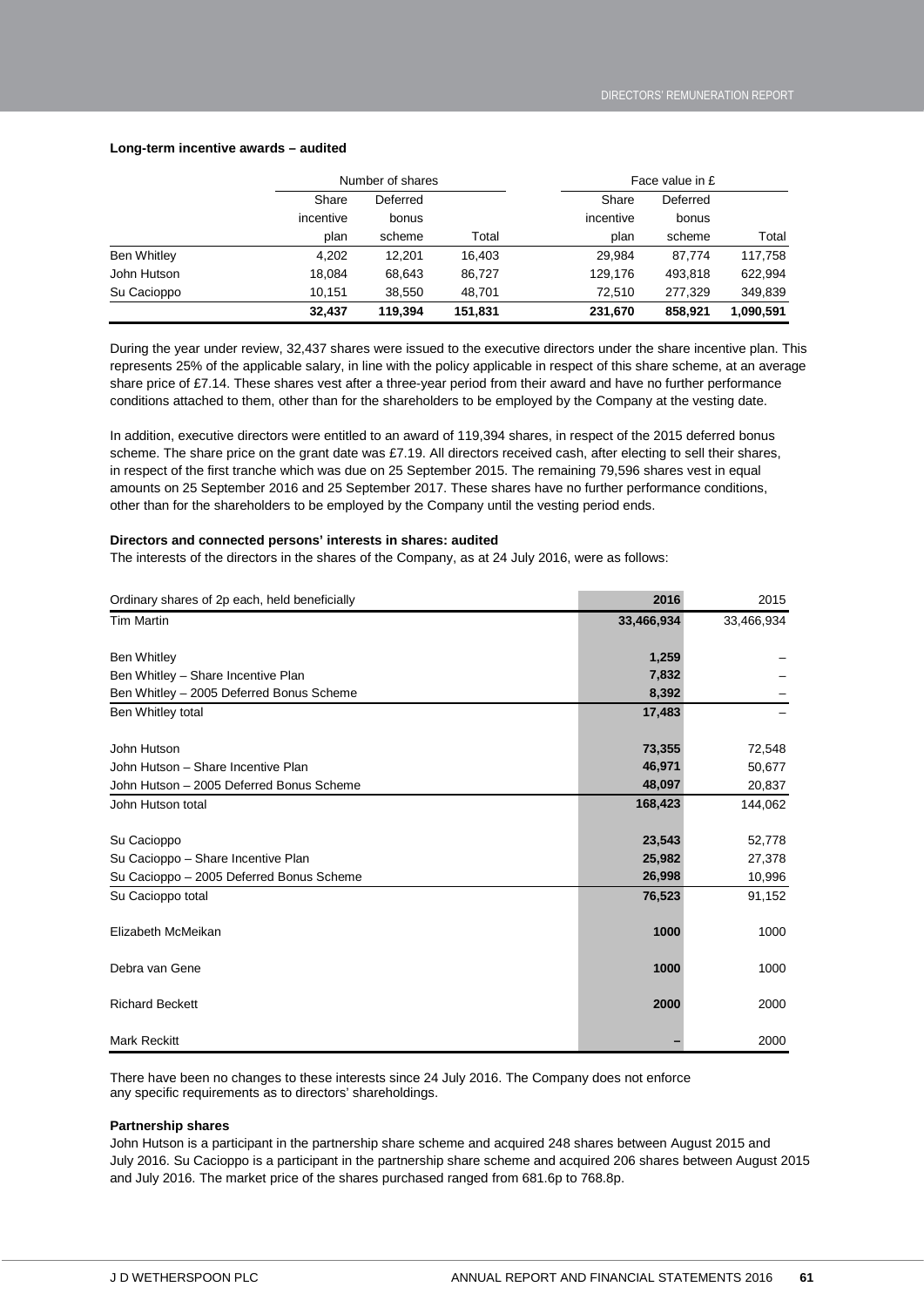**Long-term incentive awards – audited**

| | Number of shares | | | Face value in £ | | |
|---|---|---|---|---|---|---|
| | Share incentive plan | Deferred bonus scheme | Total | Share incentive plan | Deferred bonus scheme | Total |
| Ben Whitley | 4,202 | 12,201 | 16,403 | 29,984 | 87,774 | 117,758 |
| John Hutson | 18,084 | 68,643 | 86,727 | 129,176 | 493,818 | 622,994 |
| Su Cacioppo | 10,151 | 38,550 | 48,701 | 72,510 | 277,329 | 349,839 |
| | **32,437** | **119,394** | **151,831** | **231,670** | **858,921** | **1,090,591** |

During the year under review, 32,437 shares were issued to the executive directors under the share incentive plan. This represents 25% of the applicable salary, in line with the policy applicable in respect of this share scheme, at an average share price of £7.14. These shares vest after a three-year period from their award and have no further performance conditions attached to them, other than for the shareholders to be employed by the Company at the vesting date.

In addition, executive directors were entitled to an award of 119,394 shares, in respect of the 2015 deferred bonus scheme. The share price on the grant date was £7.19. All directors received cash, after electing to sell their shares, in respect of the first tranche which was due on 25 September 2015. The remaining 79,596 shares vest in equal amounts on 25 September 2016 and 25 September 2017. These shares have no further performance conditions, other than for the shareholders to be employed by the Company until the vesting period ends.

**Directors and connected persons' interests in shares: audited**

The interests of the directors in the shares of the Company, as at 24 July 2016, were as follows:

| Ordinary shares of 2p each, held beneficially | 2016 | 2015 |
|---|---|---|
| Tim Martin | **33,466,934** | 33,466,934 |
| Ben Whitley | **1,259** | – |
| Ben Whitley – Share Incentive Plan | **7,832** | – |
| Ben Whitley – 2005 Deferred Bonus Scheme | **8,392** | – |
| Ben Whitley total | **17,483** | – |
| John Hutson | **73,355** | 72,548 |
| John Hutson – Share Incentive Plan | **46,971** | 50,677 |
| John Hutson – 2005 Deferred Bonus Scheme | **48,097** | 20,837 |
| John Hutson total | **168,423** | 144,062 |
| Su Cacioppo | **23,543** | 52,778 |
| Su Cacioppo – Share Incentive Plan | **25,982** | 27,378 |
| Su Cacioppo – 2005 Deferred Bonus Scheme | **26,998** | 10,996 |
| Su Cacioppo total | **76,523** | 91,152 |
| Elizabeth McMeikan | **1000** | 1000 |
| Debra van Gene | **1000** | 1000 |
| Richard Beckett | **2000** | 2000 |
| Mark Reckitt | **–** | 2000 |

There have been no changes to these interests since 24 July 2016. The Company does not enforce any specific requirements as to directors' shareholdings.

**Partnership shares**

John Hutson is a participant in the partnership share scheme and acquired 248 shares between August 2015 and July 2016. Su Cacioppo is a participant in the partnership share scheme and acquired 206 shares between August 2015 and July 2016. The market price of the shares purchased ranged from 681.6p to 768.8p.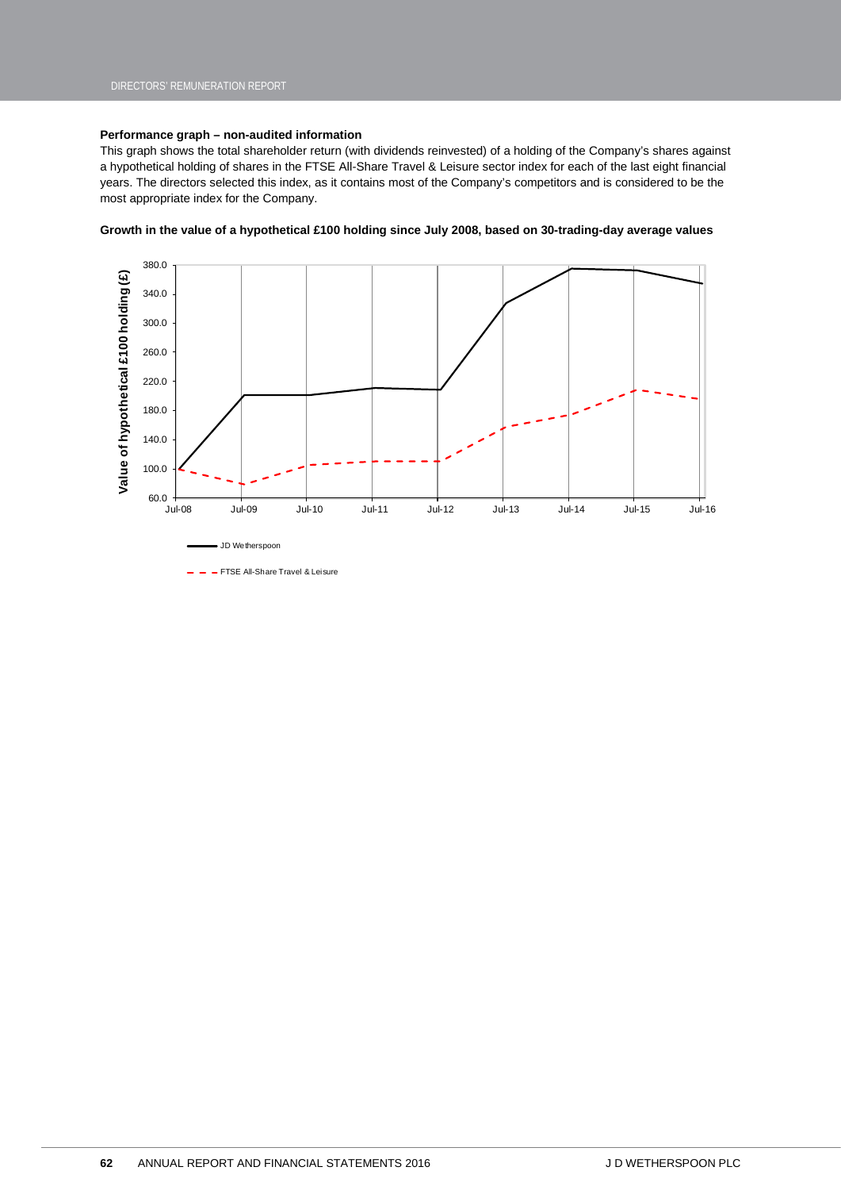### Performance graph – non-audited information

This graph shows the total shareholder return (with dividends reinvested) of a holding of the Company's shares against a hypothetical holding of shares in the FTSE All-Share Travel & Leisure sector index for each of the last eight financial years. The directors selected this index, as it contains most of the Company's competitors and is considered to be the most appropriate index for the Company.

**Growth in the value of a hypothetical £100 holding since July 2008, based on 30-trading-day average values**

Value of hypothetical £100 holding (£)

380.0
340.0
300.0
260.0
220.0
180.0
140.0
100.0
60.0

Jul-08 Jul-09 Jul-10 Jul-11 Jul-12 Jul-13 Jul-14 Jul-15 Jul-16

JD Wetherspoon

FTSE All-Share Travel & Leisure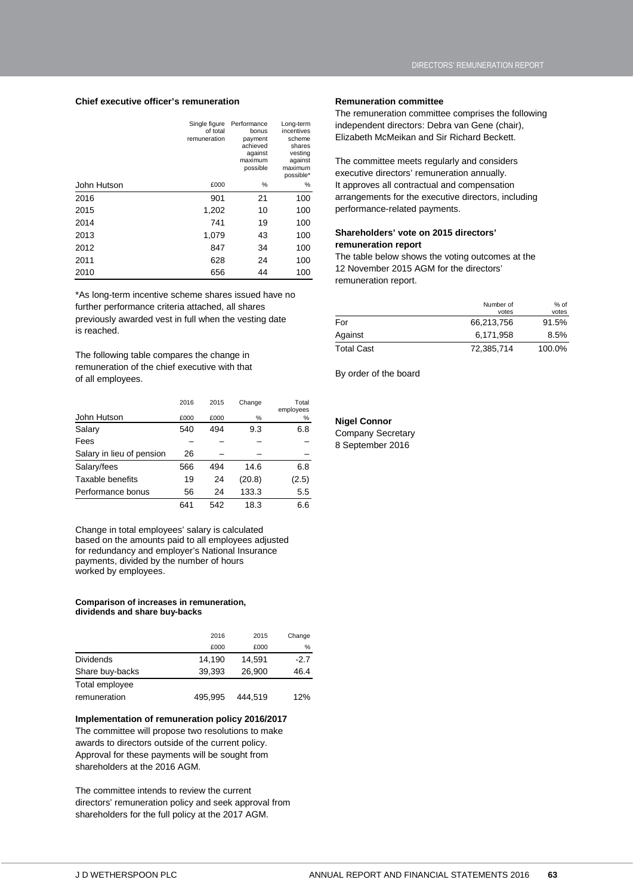### Chief executive officer's remuneration

| John Hutson | Single figure of total remuneration | Performance bonus payment achieved against maximum possible | Long-term incentives scheme shares vesting against maximum possible* |
|---|---|---|---|
| | £000 | % | % |
| 2016 | 901 | 21 | 100 |
| 2015 | 1,202 | 10 | 100 |
| 2014 | 741 | 19 | 100 |
| 2013 | 1,079 | 43 | 100 |
| 2012 | 847 | 34 | 100 |
| 2011 | 628 | 24 | 100 |
| 2010 | 656 | 44 | 100 |

*As long-term incentive scheme shares issued have no further performance criteria attached, all shares previously awarded vest in full when the vesting date is reached.

The following table compares the change in remuneration of the chief executive with that of all employees.

| John Hutson | 2016 £000 | 2015 £000 | Change % | Total employees % |
|---|---|---|---|---|
| Salary | 540 | 494 | 9.3 | 6.8 |
| Fees | – | – | – | – |
| Salary in lieu of pension | 26 | – | – | – |
| Salary/fees | 566 | 494 | 14.6 | 6.8 |
| Taxable benefits | 19 | 24 | (20.8) | (2.5) |
| Performance bonus | 56 | 24 | 133.3 | 5.5 |
| | 641 | 542 | 18.3 | 6.6 |

Change in total employees' salary is calculated based on the amounts paid to all employees adjusted for redundancy and employer's National Insurance payments, divided by the number of hours worked by employees.

#### Comparison of increases in remuneration, dividends and share buy-backs

| | 2016 £000 | 2015 £000 | Change % |
|---|---|---|---|
| Dividends | 14,190 | 14,591 | -2.7 |
| Share buy-backs | 39,393 | 26,900 | 46.4 |
| Total employee remuneration | 495,995 | 444,519 | 12% |

### Implementation of remuneration policy 2016/2017

The committee will propose two resolutions to make awards to directors outside of the current policy. Approval for these payments will be sought from shareholders at the 2016 AGM.

The committee intends to review the current directors' remuneration policy and seek approval from shareholders for the full policy at the 2017 AGM.

### Remuneration committee

The remuneration committee comprises the following independent directors: Debra van Gene (chair), Elizabeth McMeikan and Sir Richard Beckett.

The committee meets regularly and considers executive directors' remuneration annually. It approves all contractual and compensation arrangements for the executive directors, including performance-related payments.

### Shareholders' vote on 2015 directors' remuneration report

The table below shows the voting outcomes at the 12 November 2015 AGM for the directors' remuneration report.

| | Number of votes | % of votes |
|---|---|---|
| For | 66,213,756 | 91.5% |
| Against | 6,171,958 | 8.5% |
| Total Cast | 72,385,714 | 100.0% |

By order of the board

**Nigel Connor**
Company Secretary
8 September 2016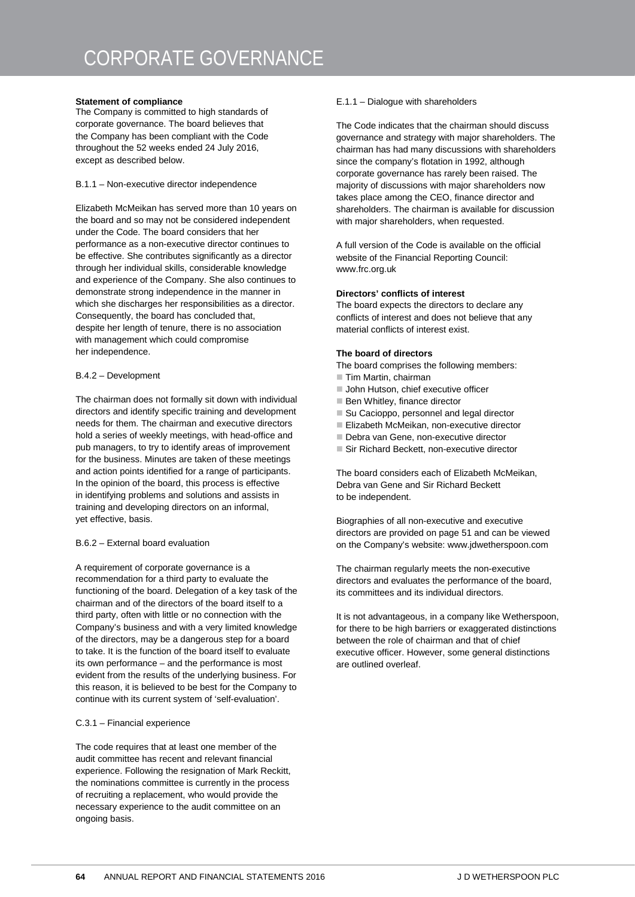# CORPORATE GOVERNANCE

**Statement of compliance**

The Company is committed to high standards of corporate governance. The board believes that the Company has been compliant with the Code throughout the 52 weeks ended 24 July 2016, except as described below.

B.1.1 – Non-executive director independence

Elizabeth McMeikan has served more than 10 years on the board and so may not be considered independent under the Code. The board considers that her performance as a non-executive director continues to be effective. She contributes significantly as a director through her individual skills, considerable knowledge and experience of the Company. She also continues to demonstrate strong independence in the manner in which she discharges her responsibilities as a director. Consequently, the board has concluded that, despite her length of tenure, there is no association with management which could compromise her independence.

B.4.2 – Development

The chairman does not formally sit down with individual directors and identify specific training and development needs for them. The chairman and executive directors hold a series of weekly meetings, with head-office and pub managers, to try to identify areas of improvement for the business. Minutes are taken of these meetings and action points identified for a range of participants. In the opinion of the board, this process is effective in identifying problems and solutions and assists in training and developing directors on an informal, yet effective, basis.

B.6.2 – External board evaluation

A requirement of corporate governance is a recommendation for a third party to evaluate the functioning of the board. Delegation of a key task of the chairman and of the directors of the board itself to a third party, often with little or no connection with the Company's business and with a very limited knowledge of the directors, may be a dangerous step for a board to take. It is the function of the board itself to evaluate its own performance – and the performance is most evident from the results of the underlying business. For this reason, it is believed to be best for the Company to continue with its current system of 'self-evaluation'.

C.3.1 – Financial experience

The code requires that at least one member of the audit committee has recent and relevant financial experience. Following the resignation of Mark Reckitt, the nominations committee is currently in the process of recruiting a replacement, who would provide the necessary experience to the audit committee on an ongoing basis.

E.1.1 – Dialogue with shareholders

The Code indicates that the chairman should discuss governance and strategy with major shareholders. The chairman has had many discussions with shareholders since the company's flotation in 1992, although corporate governance has rarely been raised. The majority of discussions with major shareholders now takes place among the CEO, finance director and shareholders. The chairman is available for discussion with major shareholders, when requested.

A full version of the Code is available on the official website of the Financial Reporting Council: www.frc.org.uk

**Directors' conflicts of interest**

The board expects the directors to declare any conflicts of interest and does not believe that any material conflicts of interest exist.

**The board of directors**

The board comprises the following members:

- Tim Martin, chairman
- John Hutson, chief executive officer
- Ben Whitley, finance director
- Su Cacioppo, personnel and legal director
- Elizabeth McMeikan, non-executive director
- Debra van Gene, non-executive director
- Sir Richard Beckett, non-executive director

The board considers each of Elizabeth McMeikan, Debra van Gene and Sir Richard Beckett to be independent.

Biographies of all non-executive and executive directors are provided on page 51 and can be viewed on the Company's website: www.jdwetherspoon.com

The chairman regularly meets the non-executive directors and evaluates the performance of the board, its committees and its individual directors.

It is not advantageous, in a company like Wetherspoon, for there to be high barriers or exaggerated distinctions between the role of chairman and that of chief executive officer. However, some general distinctions are outlined overleaf.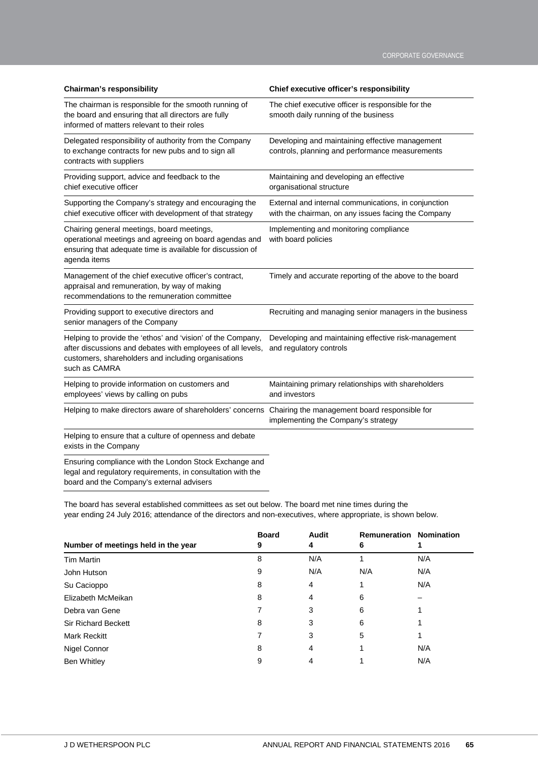| Chairman's responsibility | Chief executive officer's responsibility |
|---|---|
| The chairman is responsible for the smooth running of the board and ensuring that all directors are fully informed of matters relevant to their roles | The chief executive officer is responsible for the smooth daily running of the business |
| Delegated responsibility of authority from the Company to exchange contracts for new pubs and to sign all contracts with suppliers | Developing and maintaining effective management controls, planning and performance measurements |
| Providing support, advice and feedback to the chief executive officer | Maintaining and developing an effective organisational structure |
| Supporting the Company's strategy and encouraging the chief executive officer with development of that strategy | External and internal communications, in conjunction with the chairman, on any issues facing the Company |
| Chairing general meetings, board meetings, operational meetings and agreeing on board agendas and ensuring that adequate time is available for discussion of agenda items | Implementing and monitoring compliance with board policies |
| Management of the chief executive officer's contract, appraisal and remuneration, by way of making recommendations to the remuneration committee | Timely and accurate reporting of the above to the board |
| Providing support to executive directors and senior managers of the Company | Recruiting and managing senior managers in the business |
| Helping to provide the 'ethos' and 'vision' of the Company, after discussions and debates with employees of all levels, customers, shareholders and including organisations such as CAMRA | Developing and maintaining effective risk-management and regulatory controls |
| Helping to provide information on customers and employees' views by calling on pubs | Maintaining primary relationships with shareholders and investors |
| Helping to make directors aware of shareholders' concerns | Chairing the management board responsible for implementing the Company's strategy |
| Helping to ensure that a culture of openness and debate exists in the Company | |
| Ensuring compliance with the London Stock Exchange and legal and regulatory requirements, in consultation with the board and the Company's external advisers | |

The board has several established committees as set out below. The board met nine times during the year ending 24 July 2016; attendance of the directors and non-executives, where appropriate, is shown below.

| Number of meetings held in the year | Board 9 | Audit 4 | Remuneration 6 | Nomination 1 |
|---|---|---|---|---|
| Tim Martin | 8 | N/A | 1 | N/A |
| John Hutson | 9 | N/A | N/A | N/A |
| Su Cacioppo | 8 | 4 | 1 | N/A |
| Elizabeth McMeikan | 8 | 4 | 6 | – |
| Debra van Gene | 7 | 3 | 6 | 1 |
| Sir Richard Beckett | 8 | 3 | 6 | 1 |
| Mark Reckitt | 7 | 3 | 5 | 1 |
| Nigel Connor | 8 | 4 | 1 | N/A |
| Ben Whitley | 9 | 4 | 1 | N/A |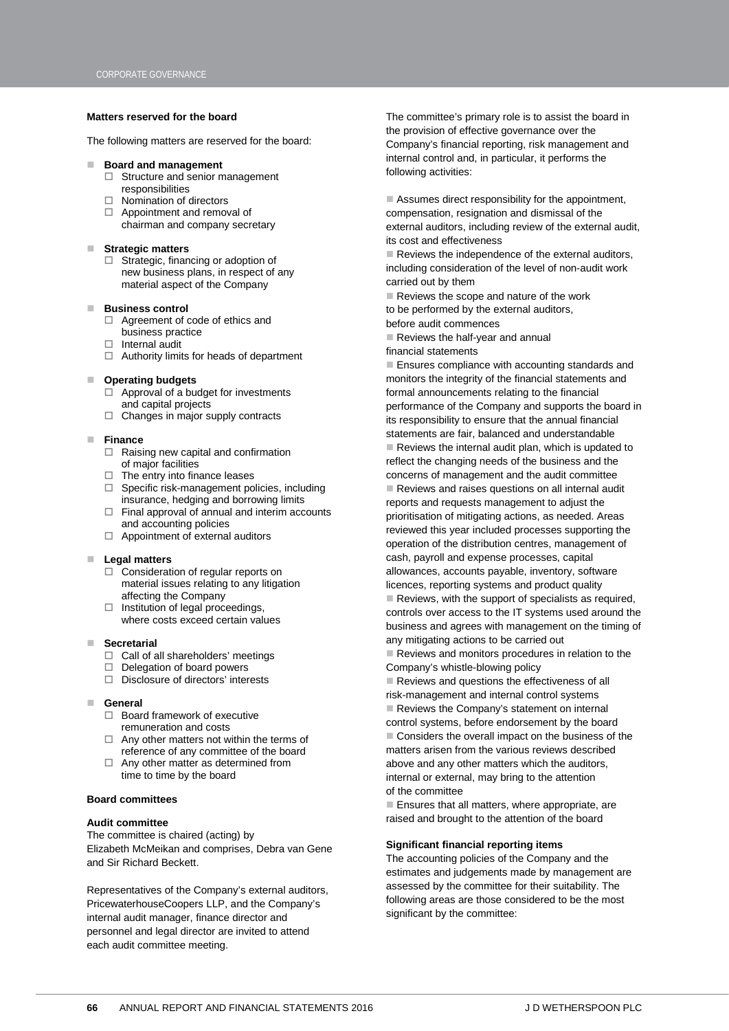### Matters reserved for the board

The following matters are reserved for the board:

- **Board and management**
  - Structure and senior management responsibilities
  - Nomination of directors
  - Appointment and removal of chairman and company secretary
- **Strategic matters**
  - Strategic, financing or adoption of new business plans, in respect of any material aspect of the Company
- **Business control**
  - Agreement of code of ethics and business practice
  - Internal audit
  - Authority limits for heads of department
- **Operating budgets**
  - Approval of a budget for investments and capital projects
  - Changes in major supply contracts
- **Finance**
  - Raising new capital and confirmation of major facilities
  - The entry into finance leases
  - Specific risk-management policies, including insurance, hedging and borrowing limits
  - Final approval of annual and interim accounts and accounting policies
  - Appointment of external auditors
- **Legal matters**
  - Consideration of regular reports on material issues relating to any litigation affecting the Company
  - Institution of legal proceedings, where costs exceed certain values
- **Secretarial**
  - Call of all shareholders' meetings
  - Delegation of board powers
  - Disclosure of directors' interests
- **General**
  - Board framework of executive remuneration and costs
  - Any other matters not within the terms of reference of any committee of the board
  - Any other matter as determined from time to time by the board

### Board committees

#### Audit committee

The committee is chaired (acting) by Elizabeth McMeikan and comprises, Debra van Gene and Sir Richard Beckett.

Representatives of the Company's external auditors, PricewaterhouseCoopers LLP, and the Company's internal audit manager, finance director and personnel and legal director are invited to attend each audit committee meeting.

The committee's primary role is to assist the board in the provision of effective governance over the Company's financial reporting, risk management and internal control and, in particular, it performs the following activities:

- Assumes direct responsibility for the appointment, compensation, resignation and dismissal of the external auditors, including review of the external audit, its cost and effectiveness
- Reviews the independence of the external auditors, including consideration of the level of non-audit work carried out by them
- Reviews the scope and nature of the work to be performed by the external auditors, before audit commences
- Reviews the half-year and annual financial statements
- Ensures compliance with accounting standards and monitors the integrity of the financial statements and formal announcements relating to the financial performance of the Company and supports the board in its responsibility to ensure that the annual financial statements are fair, balanced and understandable
- Reviews the internal audit plan, which is updated to reflect the changing needs of the business and the concerns of management and the audit committee
- Reviews and raises questions on all internal audit reports and requests management to adjust the prioritisation of mitigating actions, as needed. Areas reviewed this year included processes supporting the operation of the distribution centres, management of cash, payroll and expense processes, capital allowances, accounts payable, inventory, software licences, reporting systems and product quality
- Reviews, with the support of specialists as required, controls over access to the IT systems used around the business and agrees with management on the timing of any mitigating actions to be carried out
- Reviews and monitors procedures in relation to the Company's whistle-blowing policy
- Reviews and questions the effectiveness of all risk-management and internal control systems
- Reviews the Company's statement on internal control systems, before endorsement by the board
- Considers the overall impact on the business of the matters arisen from the various reviews described above and any other matters which the auditors, internal or external, may bring to the attention of the committee
- Ensures that all matters, where appropriate, are raised and brought to the attention of the board

#### Significant financial reporting items

The accounting policies of the Company and the estimates and judgements made by management are assessed by the committee for their suitability. The following areas are those considered to be the most significant by the committee: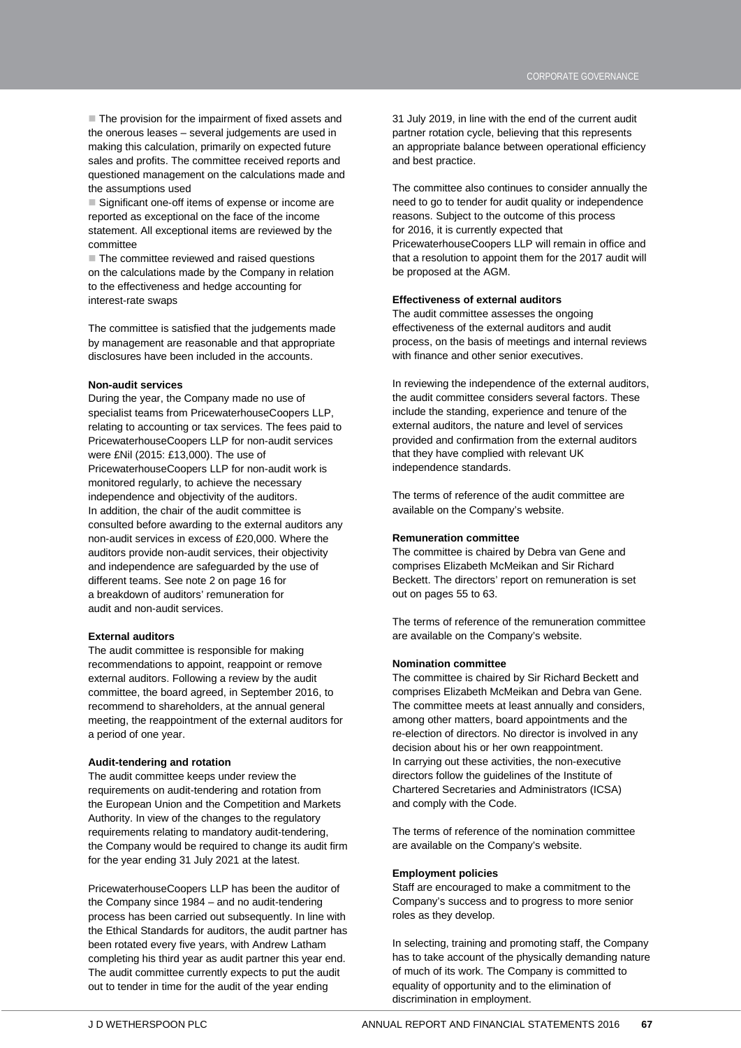- The provision for the impairment of fixed assets and the onerous leases – several judgements are used in making this calculation, primarily on expected future sales and profits. The committee received reports and questioned management on the calculations made and the assumptions used
- Significant one-off items of expense or income are reported as exceptional on the face of the income statement. All exceptional items are reviewed by the committee
- The committee reviewed and raised questions on the calculations made by the Company in relation to the effectiveness and hedge accounting for interest-rate swaps

The committee is satisfied that the judgements made by management are reasonable and that appropriate disclosures have been included in the accounts.

**Non-audit services**

During the year, the Company made no use of specialist teams from PricewaterhouseCoopers LLP, relating to accounting or tax services. The fees paid to PricewaterhouseCoopers LLP for non-audit services were £Nil (2015: £13,000). The use of PricewaterhouseCoopers LLP for non-audit work is monitored regularly, to achieve the necessary independence and objectivity of the auditors. In addition, the chair of the audit committee is consulted before awarding to the external auditors any non-audit services in excess of £20,000. Where the auditors provide non-audit services, their objectivity and independence are safeguarded by the use of different teams. See note 2 on page 16 for a breakdown of auditors' remuneration for audit and non-audit services.

**External auditors**

The audit committee is responsible for making recommendations to appoint, reappoint or remove external auditors. Following a review by the audit committee, the board agreed, in September 2016, to recommend to shareholders, at the annual general meeting, the reappointment of the external auditors for a period of one year.

**Audit-tendering and rotation**

The audit committee keeps under review the requirements on audit-tendering and rotation from the European Union and the Competition and Markets Authority. In view of the changes to the regulatory requirements relating to mandatory audit-tendering, the Company would be required to change its audit firm for the year ending 31 July 2021 at the latest.

PricewaterhouseCoopers LLP has been the auditor of the Company since 1984 – and no audit-tendering process has been carried out subsequently. In line with the Ethical Standards for auditors, the audit partner has been rotated every five years, with Andrew Latham completing his third year as audit partner this year end. The audit committee currently expects to put the audit out to tender in time for the audit of the year ending 31 July 2019, in line with the end of the current audit partner rotation cycle, believing that this represents an appropriate balance between operational efficiency and best practice.

The committee also continues to consider annually the need to go to tender for audit quality or independence reasons. Subject to the outcome of this process for 2016, it is currently expected that PricewaterhouseCoopers LLP will remain in office and that a resolution to appoint them for the 2017 audit will be proposed at the AGM.

**Effectiveness of external auditors**

The audit committee assesses the ongoing effectiveness of the external auditors and audit process, on the basis of meetings and internal reviews with finance and other senior executives.

In reviewing the independence of the external auditors, the audit committee considers several factors. These include the standing, experience and tenure of the external auditors, the nature and level of services provided and confirmation from the external auditors that they have complied with relevant UK independence standards.

The terms of reference of the audit committee are available on the Company's website.

**Remuneration committee**

The committee is chaired by Debra van Gene and comprises Elizabeth McMeikan and Sir Richard Beckett. The directors' report on remuneration is set out on pages 55 to 63.

The terms of reference of the remuneration committee are available on the Company's website.

**Nomination committee**

The committee is chaired by Sir Richard Beckett and comprises Elizabeth McMeikan and Debra van Gene. The committee meets at least annually and considers, among other matters, board appointments and the re-election of directors. No director is involved in any decision about his or her own reappointment. In carrying out these activities, the non-executive directors follow the guidelines of the Institute of Chartered Secretaries and Administrators (ICSA) and comply with the Code.

The terms of reference of the nomination committee are available on the Company's website.

**Employment policies**

Staff are encouraged to make a commitment to the Company's success and to progress to more senior roles as they develop.

In selecting, training and promoting staff, the Company has to take account of the physically demanding nature of much of its work. The Company is committed to equality of opportunity and to the elimination of discrimination in employment.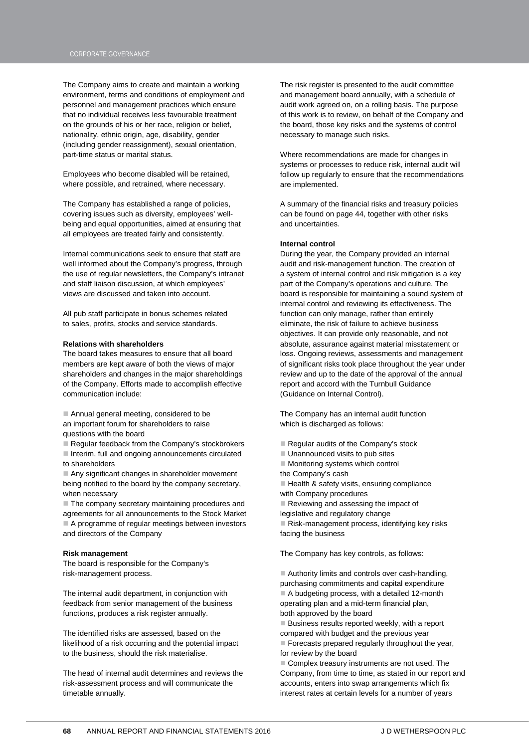The Company aims to create and maintain a working environment, terms and conditions of employment and personnel and management practices which ensure that no individual receives less favourable treatment on the grounds of his or her race, religion or belief, nationality, ethnic origin, age, disability, gender (including gender reassignment), sexual orientation, part-time status or marital status.

Employees who become disabled will be retained, where possible, and retrained, where necessary.

The Company has established a range of policies, covering issues such as diversity, employees' well-being and equal opportunities, aimed at ensuring that all employees are treated fairly and consistently.

Internal communications seek to ensure that staff are well informed about the Company's progress, through the use of regular newsletters, the Company's intranet and staff liaison discussion, at which employees' views are discussed and taken into account.

All pub staff participate in bonus schemes related to sales, profits, stocks and service standards.

**Relations with shareholders**

The board takes measures to ensure that all board members are kept aware of both the views of major shareholders and changes in the major shareholdings of the Company. Efforts made to accomplish effective communication include:

- Annual general meeting, considered to be an important forum for shareholders to raise questions with the board
- Regular feedback from the Company's stockbrokers
- Interim, full and ongoing announcements circulated to shareholders
- Any significant changes in shareholder movement being notified to the board by the company secretary, when necessary
- The company secretary maintaining procedures and agreements for all announcements to the Stock Market
- A programme of regular meetings between investors and directors of the Company

**Risk management**

The board is responsible for the Company's risk-management process.

The internal audit department, in conjunction with feedback from senior management of the business functions, produces a risk register annually.

The identified risks are assessed, based on the likelihood of a risk occurring and the potential impact to the business, should the risk materialise.

The head of internal audit determines and reviews the risk-assessment process and will communicate the timetable annually.

The risk register is presented to the audit committee and management board annually, with a schedule of audit work agreed on, on a rolling basis. The purpose of this work is to review, on behalf of the Company and the board, those key risks and the systems of control necessary to manage such risks.

Where recommendations are made for changes in systems or processes to reduce risk, internal audit will follow up regularly to ensure that the recommendations are implemented.

A summary of the financial risks and treasury policies can be found on page 44, together with other risks and uncertainties.

**Internal control**

During the year, the Company provided an internal audit and risk-management function. The creation of a system of internal control and risk mitigation is a key part of the Company's operations and culture. The board is responsible for maintaining a sound system of internal control and reviewing its effectiveness. The function can only manage, rather than entirely eliminate, the risk of failure to achieve business objectives. It can provide only reasonable, and not absolute, assurance against material misstatement or loss. Ongoing reviews, assessments and management of significant risks took place throughout the year under review and up to the date of the approval of the annual report and accord with the Turnbull Guidance (Guidance on Internal Control).

The Company has an internal audit function which is discharged as follows:

- Regular audits of the Company's stock
- Unannounced visits to pub sites
- Monitoring systems which control the Company's cash
- Health & safety visits, ensuring compliance with Company procedures
- Reviewing and assessing the impact of legislative and regulatory change
- Risk-management process, identifying key risks facing the business

The Company has key controls, as follows:

- Authority limits and controls over cash-handling, purchasing commitments and capital expenditure
- A budgeting process, with a detailed 12-month operating plan and a mid-term financial plan, both approved by the board
- Business results reported weekly, with a report compared with budget and the previous year
- Forecasts prepared regularly throughout the year, for review by the board
- Complex treasury instruments are not used. The Company, from time to time, as stated in our report and accounts, enters into swap arrangements which fix interest rates at certain levels for a number of years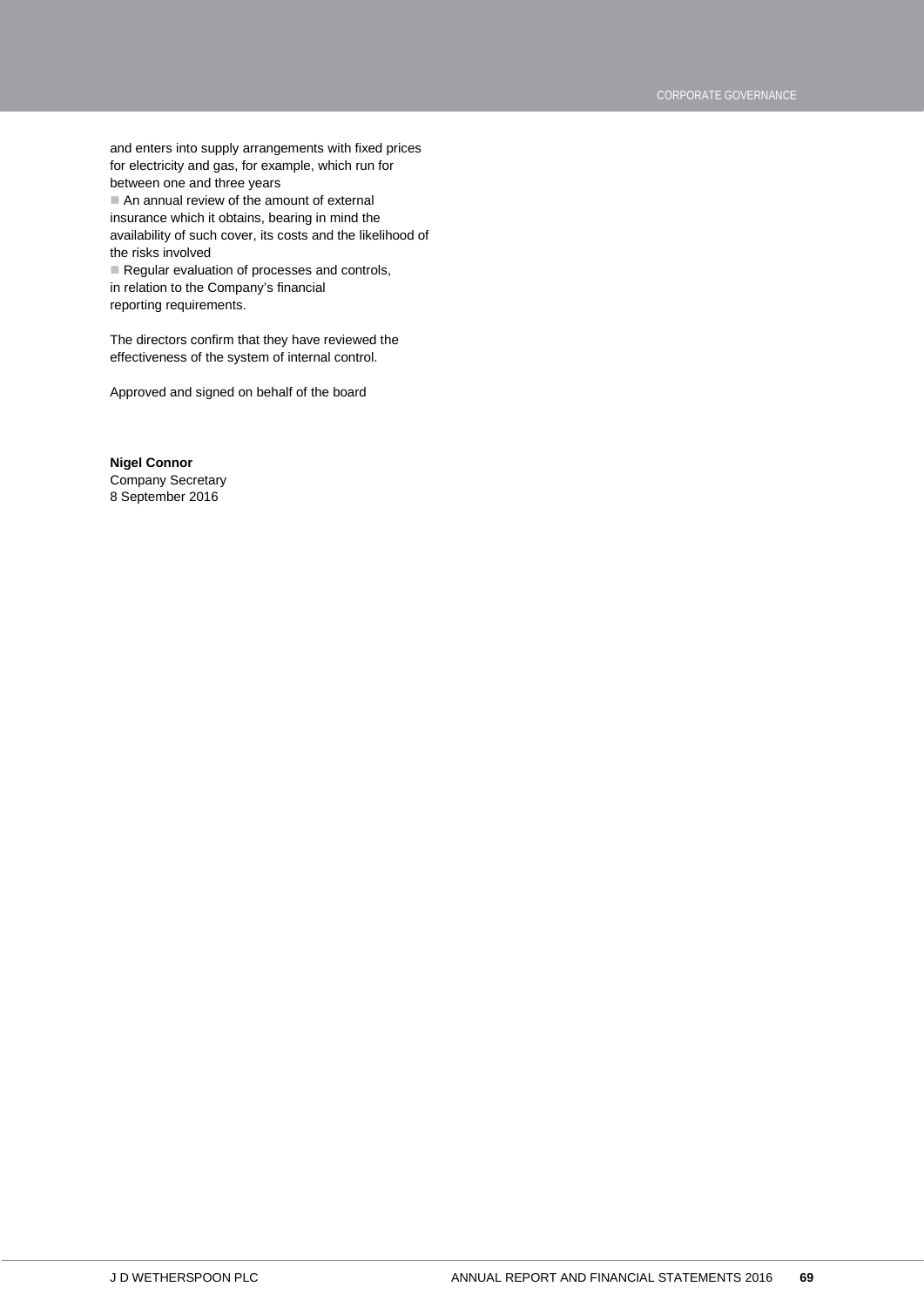and enters into supply arrangements with fixed prices for electricity and gas, for example, which run for between one and three years

- An annual review of the amount of external insurance which it obtains, bearing in mind the availability of such cover, its costs and the likelihood of the risks involved
- Regular evaluation of processes and controls, in relation to the Company's financial reporting requirements.

The directors confirm that they have reviewed the effectiveness of the system of internal control.

Approved and signed on behalf of the board

**Nigel Connor**
Company Secretary
8 September 2016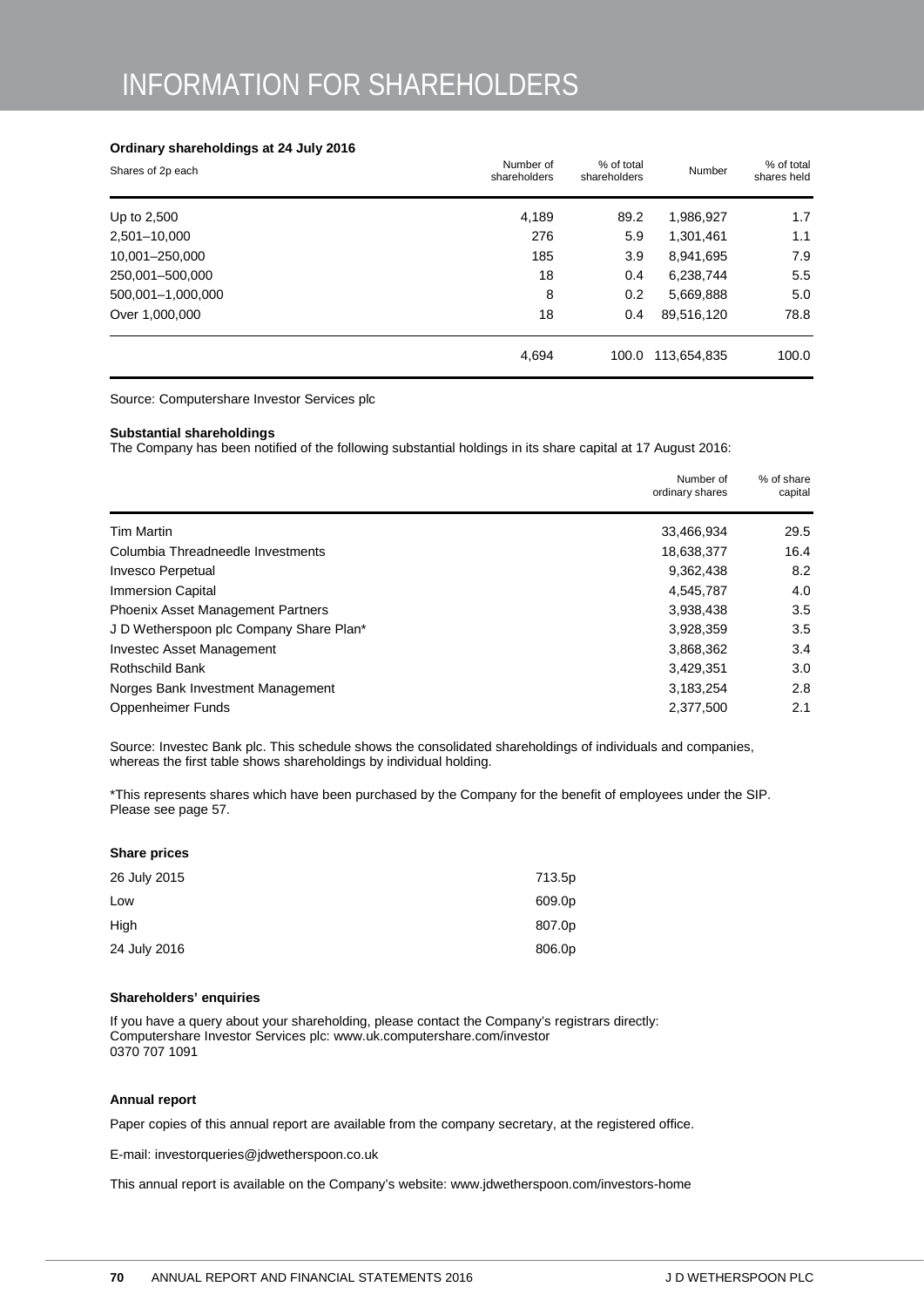# INFORMATION FOR SHAREHOLDERS

**Ordinary shareholdings at 24 July 2016**

| Shares of 2p each | Number of shareholders | % of total shareholders | Number | % of total shares held |
|---|---|---|---|---|
| Up to 2,500 | 4,189 | 89.2 | 1,986,927 | 1.7 |
| 2,501–10,000 | 276 | 5.9 | 1,301,461 | 1.1 |
| 10,001–250,000 | 185 | 3.9 | 8,941,695 | 7.9 |
| 250,001–500,000 | 18 | 0.4 | 6,238,744 | 5.5 |
| 500,001–1,000,000 | 8 | 0.2 | 5,669,888 | 5.0 |
| Over 1,000,000 | 18 | 0.4 | 89,516,120 | 78.8 |
| | 4,694 | 100.0 | 113,654,835 | 100.0 |

Source: Computershare Investor Services plc

**Substantial shareholdings**

The Company has been notified of the following substantial holdings in its share capital at 17 August 2016:

| | Number of ordinary shares | % of share capital |
|---|---|---|
| Tim Martin | 33,466,934 | 29.5 |
| Columbia Threadneedle Investments | 18,638,377 | 16.4 |
| Invesco Perpetual | 9,362,438 | 8.2 |
| Immersion Capital | 4,545,787 | 4.0 |
| Phoenix Asset Management Partners | 3,938,438 | 3.5 |
| J D Wetherspoon plc Company Share Plan* | 3,928,359 | 3.5 |
| Investec Asset Management | 3,868,362 | 3.4 |
| Rothschild Bank | 3,429,351 | 3.0 |
| Norges Bank Investment Management | 3,183,254 | 2.8 |
| Oppenheimer Funds | 2,377,500 | 2.1 |

Source: Investec Bank plc. This schedule shows the consolidated shareholdings of individuals and companies, whereas the first table shows shareholdings by individual holding.

*This represents shares which have been purchased by the Company for the benefit of employees under the SIP. Please see page 57.

**Share prices**

| | |
|---|---|
| 26 July 2015 | 713.5p |
| Low | 609.0p |
| High | 807.0p |
| 24 July 2016 | 806.0p |

**Shareholders' enquiries**

If you have a query about your shareholding, please contact the Company's registrars directly:
Computershare Investor Services plc: www.uk.computershare.com/investor
0370 707 1091

**Annual report**

Paper copies of this annual report are available from the company secretary, at the registered office.

E-mail: investorqueries@jdwetherspoon.co.uk

This annual report is available on the Company's website: www.jdwetherspoon.com/investors-home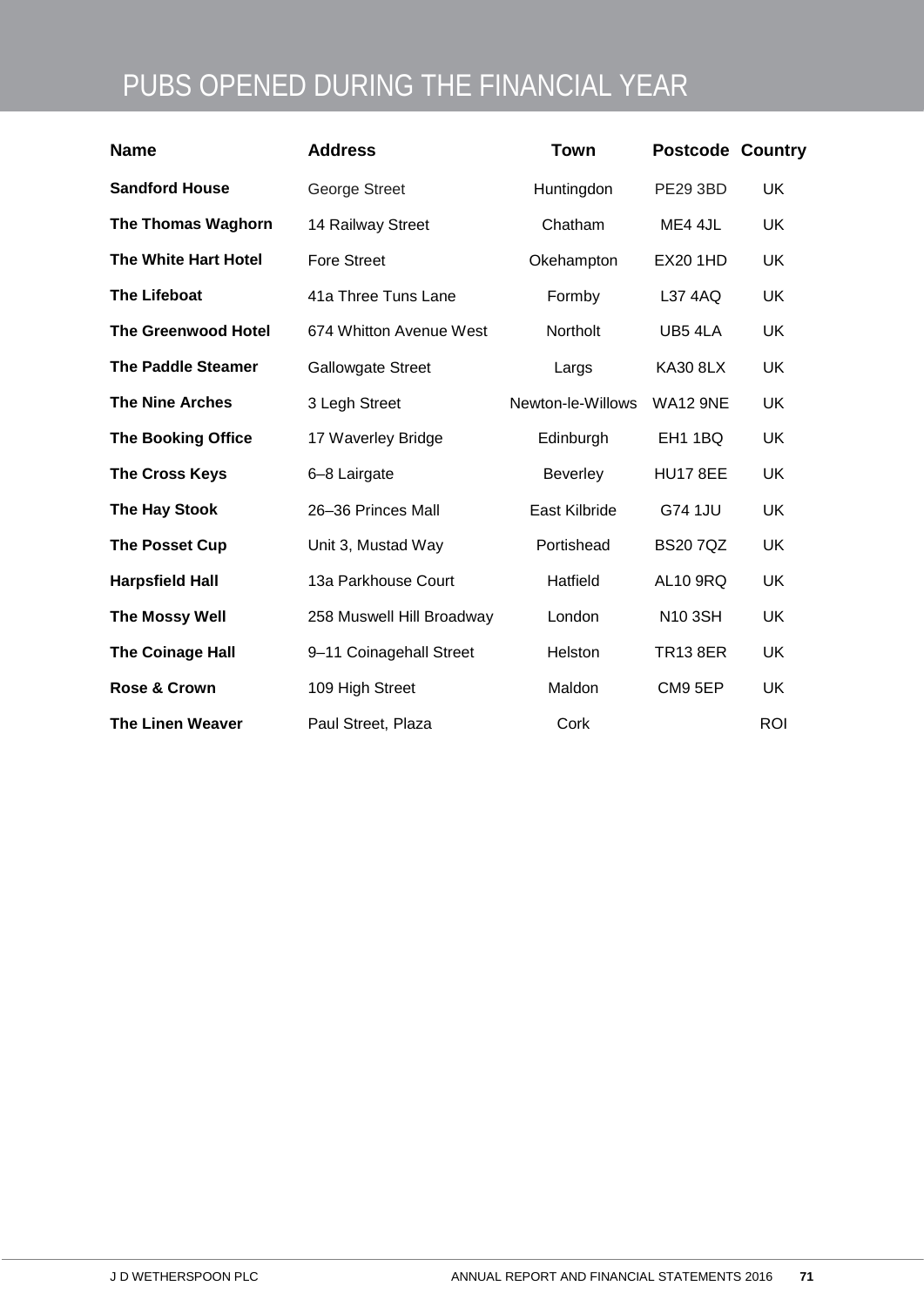# PUBS OPENED DURING THE FINANCIAL YEAR

| Name | Address | Town | Postcode | Country |
|---|---|---|---|---|
| **Sandford House** | George Street | Huntingdon | PE29 3BD | UK |
| **The Thomas Waghorn** | 14 Railway Street | Chatham | ME4 4JL | UK |
| **The White Hart Hotel** | Fore Street | Okehampton | EX20 1HD | UK |
| **The Lifeboat** | 41a Three Tuns Lane | Formby | L37 4AQ | UK |
| **The Greenwood Hotel** | 674 Whitton Avenue West | Northolt | UB5 4LA | UK |
| **The Paddle Steamer** | Gallowgate Street | Largs | KA30 8LX | UK |
| **The Nine Arches** | 3 Legh Street | Newton-le-Willows | WA12 9NE | UK |
| **The Booking Office** | 17 Waverley Bridge | Edinburgh | EH1 1BQ | UK |
| **The Cross Keys** | 6–8 Lairgate | Beverley | HU17 8EE | UK |
| **The Hay Stook** | 26–36 Princes Mall | East Kilbride | G74 1JU | UK |
| **The Posset Cup** | Unit 3, Mustad Way | Portishead | BS20 7QZ | UK |
| **Harpsfield Hall** | 13a Parkhouse Court | Hatfield | AL10 9RQ | UK |
| **The Mossy Well** | 258 Muswell Hill Broadway | London | N10 3SH | UK |
| **The Coinage Hall** | 9–11 Coinagehall Street | Helston | TR13 8ER | UK |
| **Rose & Crown** | 109 High Street | Maldon | CM9 5EP | UK |
| **The Linen Weaver** | Paul Street, Plaza | Cork | | ROI |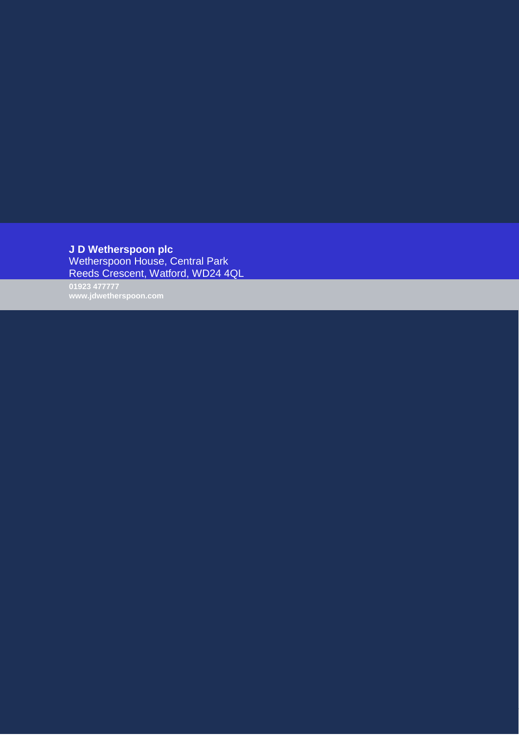**J D Wetherspoon plc**
Wetherspoon House, Central Park
Reeds Crescent, Watford, WD24 4QL

**01923 477777**
**www.jdwetherspoon.com**